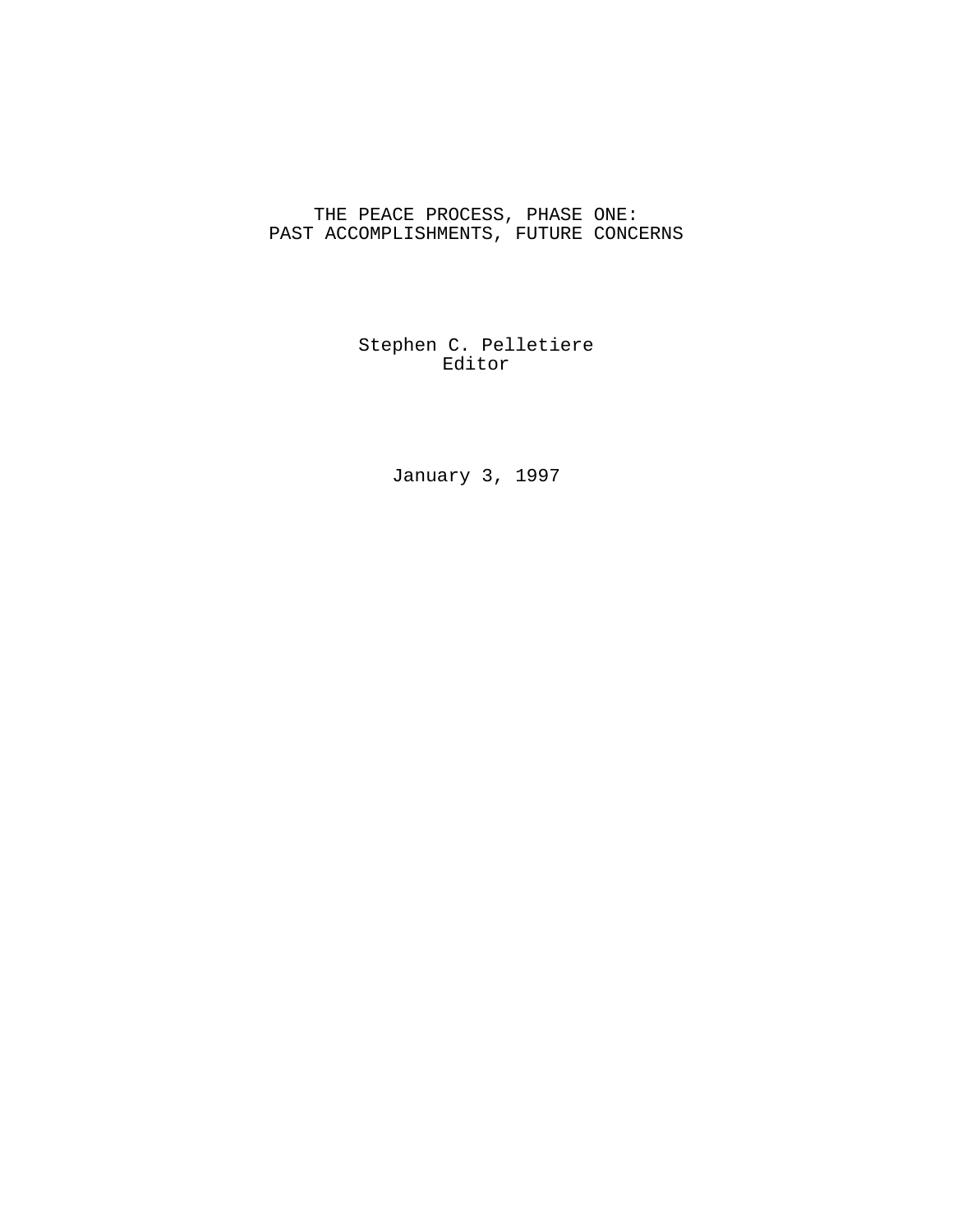# THE PEACE PROCESS, PHASE ONE: PAST ACCOMPLISHMENTS, FUTURE CONCERNS

Stephen C. Pelletiere
Editor

January 3, 1997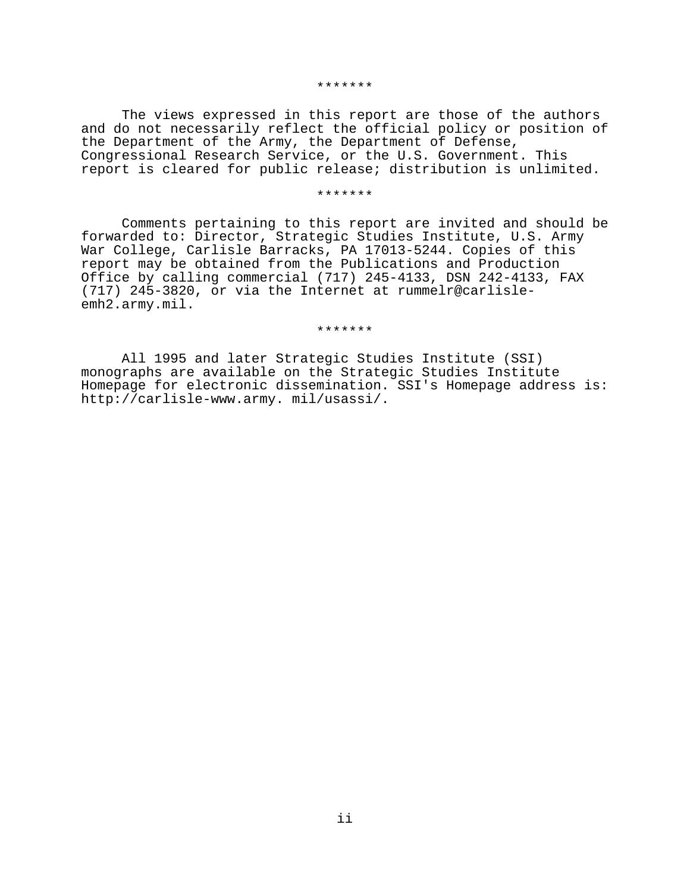*******

The views expressed in this report are those of the authors and do not necessarily reflect the official policy or position of the Department of the Army, the Department of Defense, Congressional Research Service, or the U.S. Government. This report is cleared for public release; distribution is unlimited.

*******

Comments pertaining to this report are invited and should be forwarded to: Director, Strategic Studies Institute, U.S. Army War College, Carlisle Barracks, PA 17013-5244. Copies of this report may be obtained from the Publications and Production Office by calling commercial (717) 245-4133, DSN 242-4133, FAX (717) 245-3820, or via the Internet at rummelr@carlisle-emh2.army.mil.

*******

All 1995 and later Strategic Studies Institute (SSI) monographs are available on the Strategic Studies Institute Homepage for electronic dissemination. SSI's Homepage address is: http://carlisle-www.army. mil/usassi/.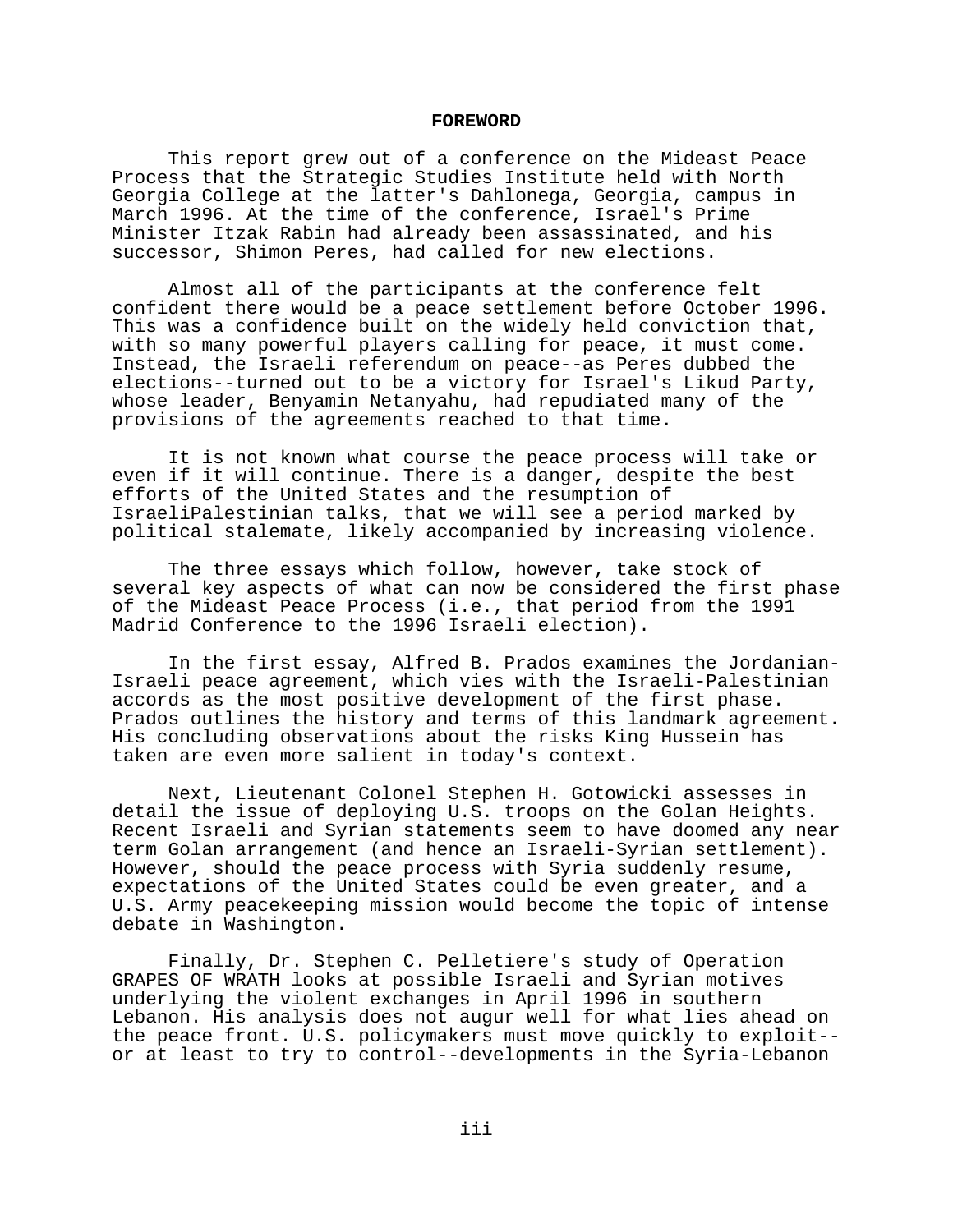# FOREWORD

This report grew out of a conference on the Mideast Peace Process that the Strategic Studies Institute held with North Georgia College at the latter's Dahlonega, Georgia, campus in March 1996. At the time of the conference, Israel's Prime Minister Itzak Rabin had already been assassinated, and his successor, Shimon Peres, had called for new elections.

Almost all of the participants at the conference felt confident there would be a peace settlement before October 1996. This was a confidence built on the widely held conviction that, with so many powerful players calling for peace, it must come. Instead, the Israeli referendum on peace--as Peres dubbed the elections--turned out to be a victory for Israel's Likud Party, whose leader, Benyamin Netanyahu, had repudiated many of the provisions of the agreements reached to that time.

It is not known what course the peace process will take or even if it will continue. There is a danger, despite the best efforts of the United States and the resumption of IsraeliPalestinian talks, that we will see a period marked by political stalemate, likely accompanied by increasing violence.

The three essays which follow, however, take stock of several key aspects of what can now be considered the first phase of the Mideast Peace Process (i.e., that period from the 1991 Madrid Conference to the 1996 Israeli election).

In the first essay, Alfred B. Prados examines the Jordanian-Israeli peace agreement, which vies with the Israeli-Palestinian accords as the most positive development of the first phase. Prados outlines the history and terms of this landmark agreement. His concluding observations about the risks King Hussein has taken are even more salient in today's context.

Next, Lieutenant Colonel Stephen H. Gotowicki assesses in detail the issue of deploying U.S. troops on the Golan Heights. Recent Israeli and Syrian statements seem to have doomed any near term Golan arrangement (and hence an Israeli-Syrian settlement). However, should the peace process with Syria suddenly resume, expectations of the United States could be even greater, and a U.S. Army peacekeeping mission would become the topic of intense debate in Washington.

Finally, Dr. Stephen C. Pelletiere's study of Operation GRAPES OF WRATH looks at possible Israeli and Syrian motives underlying the violent exchanges in April 1996 in southern Lebanon. His analysis does not augur well for what lies ahead on the peace front. U.S. policymakers must move quickly to exploit--or at least to try to control--developments in the Syria-Lebanon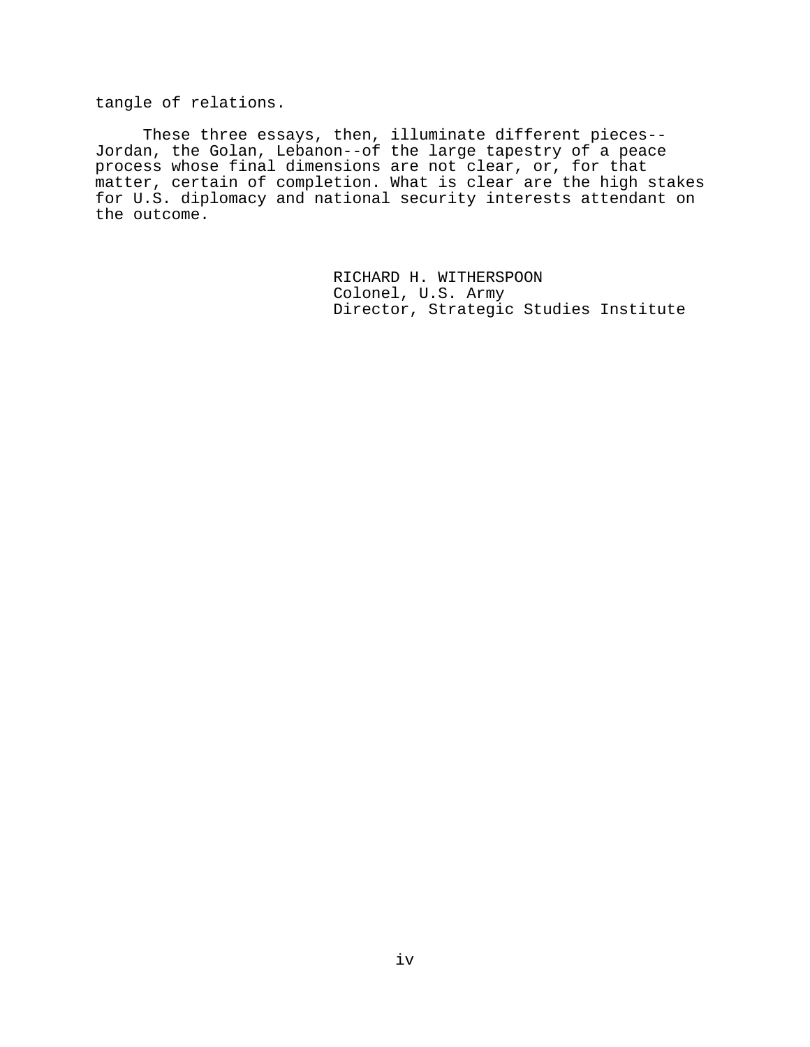tangle of relations.

These three essays, then, illuminate different pieces--Jordan, the Golan, Lebanon--of the large tapestry of a peace process whose final dimensions are not clear, or, for that matter, certain of completion. What is clear are the high stakes for U.S. diplomacy and national security interests attendant on the outcome.

RICHARD H. WITHERSPOON
Colonel, U.S. Army
Director, Strategic Studies Institute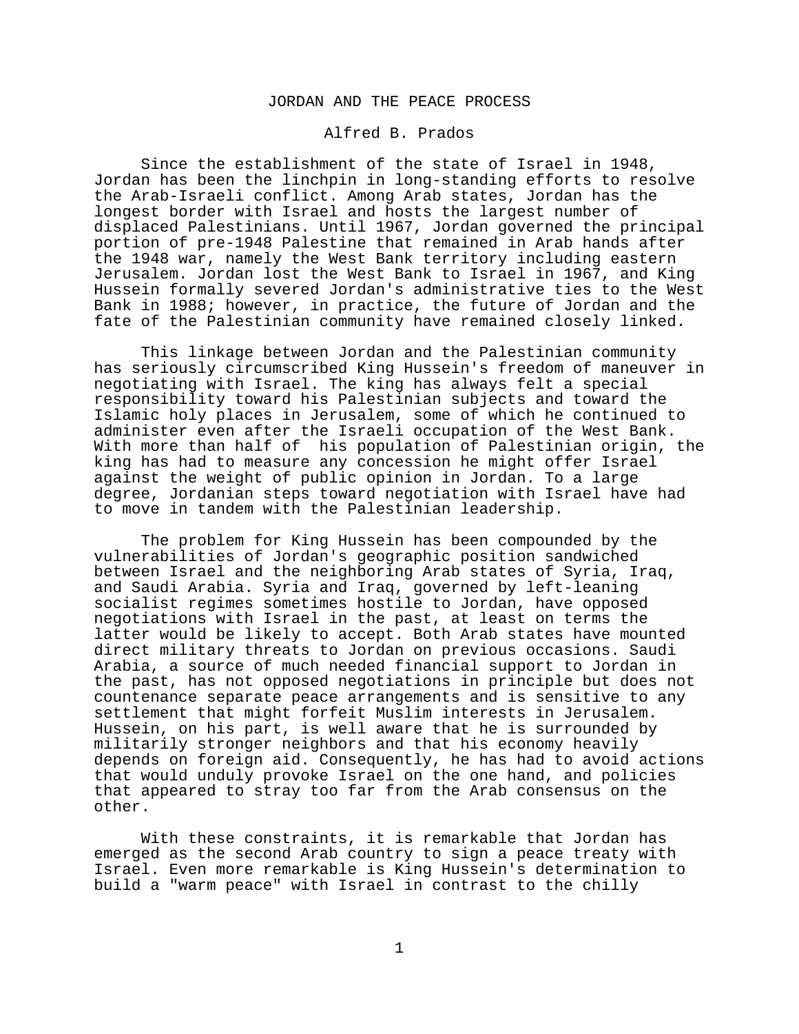# JORDAN AND THE PEACE PROCESS

Alfred B. Prados

Since the establishment of the state of Israel in 1948, Jordan has been the linchpin in long-standing efforts to resolve the Arab-Israeli conflict. Among Arab states, Jordan has the longest border with Israel and hosts the largest number of displaced Palestinians. Until 1967, Jordan governed the principal portion of pre-1948 Palestine that remained in Arab hands after the 1948 war, namely the West Bank territory including eastern Jerusalem. Jordan lost the West Bank to Israel in 1967, and King Hussein formally severed Jordan's administrative ties to the West Bank in 1988; however, in practice, the future of Jordan and the fate of the Palestinian community have remained closely linked.

This linkage between Jordan and the Palestinian community has seriously circumscribed King Hussein's freedom of maneuver in negotiating with Israel. The king has always felt a special responsibility toward his Palestinian subjects and toward the Islamic holy places in Jerusalem, some of which he continued to administer even after the Israeli occupation of the West Bank. With more than half of his population of Palestinian origin, the king has had to measure any concession he might offer Israel against the weight of public opinion in Jordan. To a large degree, Jordanian steps toward negotiation with Israel have had to move in tandem with the Palestinian leadership.

The problem for King Hussein has been compounded by the vulnerabilities of Jordan's geographic position sandwiched between Israel and the neighboring Arab states of Syria, Iraq, and Saudi Arabia. Syria and Iraq, governed by left-leaning socialist regimes sometimes hostile to Jordan, have opposed negotiations with Israel in the past, at least on terms the latter would be likely to accept. Both Arab states have mounted direct military threats to Jordan on previous occasions. Saudi Arabia, a source of much needed financial support to Jordan in the past, has not opposed negotiations in principle but does not countenance separate peace arrangements and is sensitive to any settlement that might forfeit Muslim interests in Jerusalem. Hussein, on his part, is well aware that he is surrounded by militarily stronger neighbors and that his economy heavily depends on foreign aid. Consequently, he has had to avoid actions that would unduly provoke Israel on the one hand, and policies that appeared to stray too far from the Arab consensus on the other.

With these constraints, it is remarkable that Jordan has emerged as the second Arab country to sign a peace treaty with Israel. Even more remarkable is King Hussein's determination to build a "warm peace" with Israel in contrast to the chilly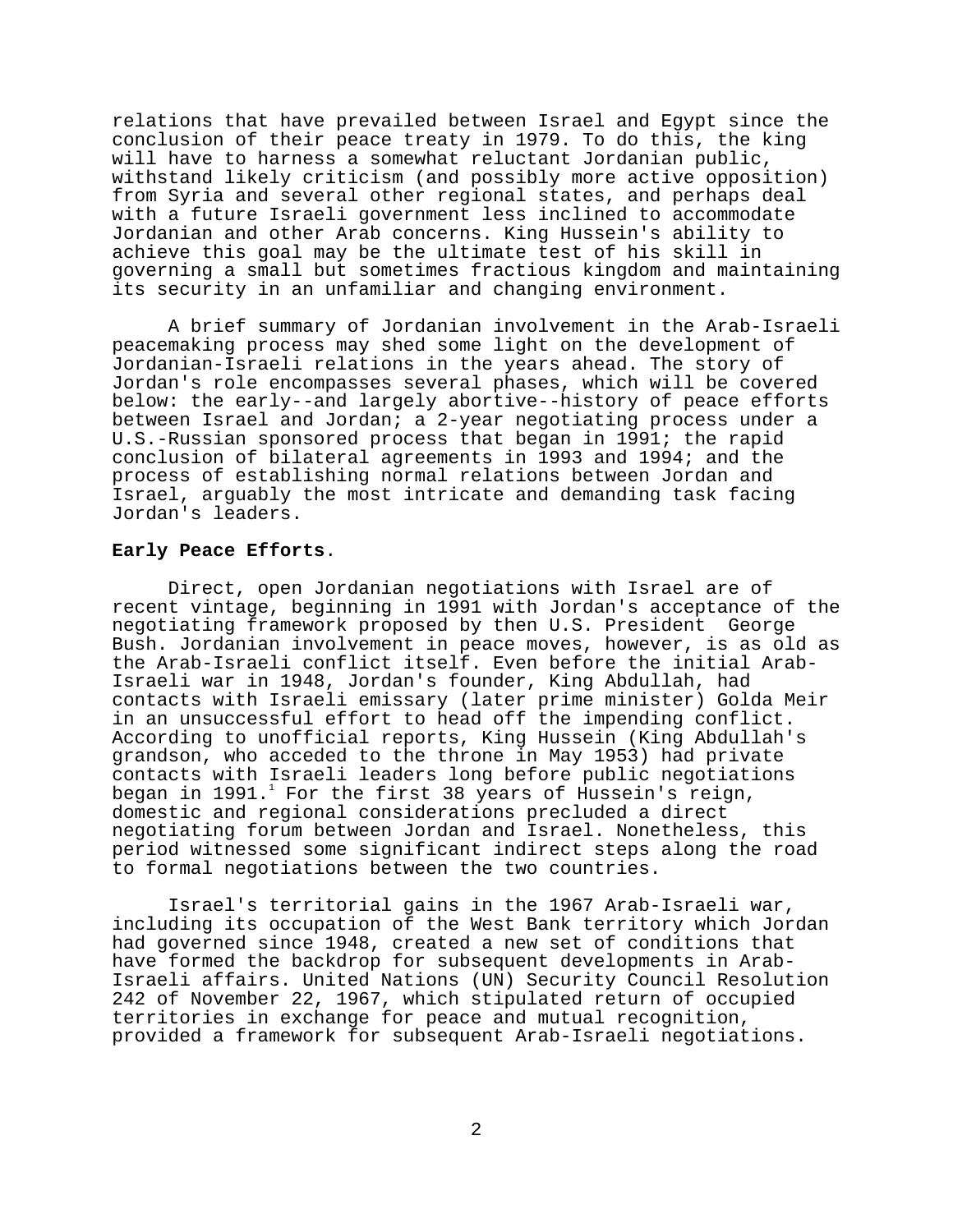relations that have prevailed between Israel and Egypt since the conclusion of their peace treaty in 1979. To do this, the king will have to harness a somewhat reluctant Jordanian public, withstand likely criticism (and possibly more active opposition) from Syria and several other regional states, and perhaps deal with a future Israeli government less inclined to accommodate Jordanian and other Arab concerns. King Hussein's ability to achieve this goal may be the ultimate test of his skill in governing a small but sometimes fractious kingdom and maintaining its security in an unfamiliar and changing environment.

A brief summary of Jordanian involvement in the Arab-Israeli peacemaking process may shed some light on the development of Jordanian-Israeli relations in the years ahead. The story of Jordan's role encompasses several phases, which will be covered below: the early--and largely abortive--history of peace efforts between Israel and Jordan; a 2-year negotiating process under a U.S.-Russian sponsored process that began in 1991; the rapid conclusion of bilateral agreements in 1993 and 1994; and the process of establishing normal relations between Jordan and Israel, arguably the most intricate and demanding task facing Jordan's leaders.

**Early Peace Efforts**.

Direct, open Jordanian negotiations with Israel are of recent vintage, beginning in 1991 with Jordan's acceptance of the negotiating framework proposed by then U.S. President George Bush. Jordanian involvement in peace moves, however, is as old as the Arab-Israeli conflict itself. Even before the initial Arab-Israeli war in 1948, Jordan's founder, King Abdullah, had contacts with Israeli emissary (later prime minister) Golda Meir in an unsuccessful effort to head off the impending conflict. According to unofficial reports, King Hussein (King Abdullah's grandson, who acceded to the throne in May 1953) had private contacts with Israeli leaders long before public negotiations began in 1991.[1] For the first 38 years of Hussein's reign, domestic and regional considerations precluded a direct negotiating forum between Jordan and Israel. Nonetheless, this period witnessed some significant indirect steps along the road to formal negotiations between the two countries.

Israel's territorial gains in the 1967 Arab-Israeli war, including its occupation of the West Bank territory which Jordan had governed since 1948, created a new set of conditions that have formed the backdrop for subsequent developments in Arab-Israeli affairs. United Nations (UN) Security Council Resolution 242 of November 22, 1967, which stipulated return of occupied territories in exchange for peace and mutual recognition, provided a framework for subsequent Arab-Israeli negotiations.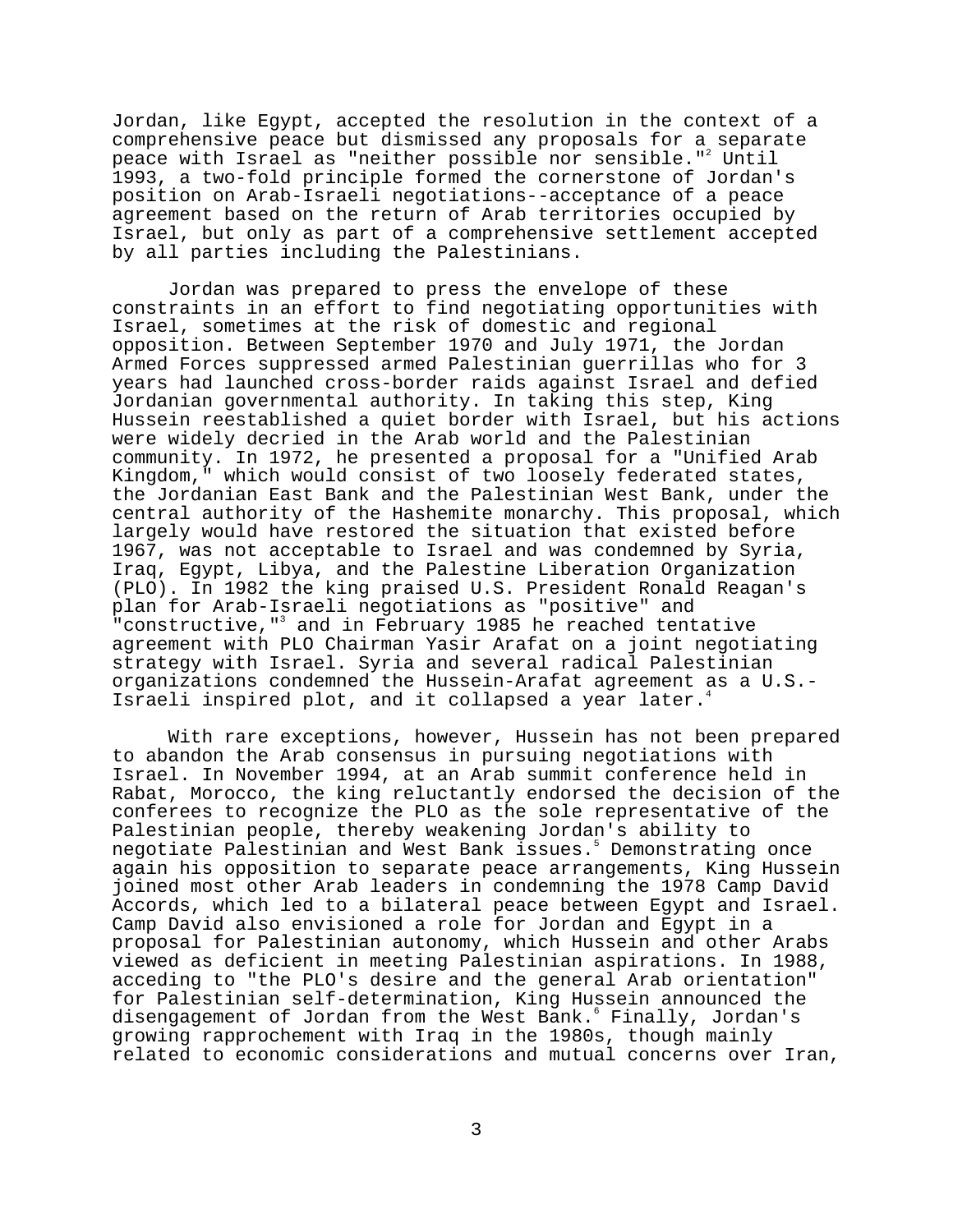Jordan, like Egypt, accepted the resolution in the context of a comprehensive peace but dismissed any proposals for a separate peace with Israel as "neither possible nor sensible."[2] Until 1993, a two-fold principle formed the cornerstone of Jordan's position on Arab-Israeli negotiations--acceptance of a peace agreement based on the return of Arab territories occupied by Israel, but only as part of a comprehensive settlement accepted by all parties including the Palestinians.

Jordan was prepared to press the envelope of these constraints in an effort to find negotiating opportunities with Israel, sometimes at the risk of domestic and regional opposition. Between September 1970 and July 1971, the Jordan Armed Forces suppressed armed Palestinian guerrillas who for 3 years had launched cross-border raids against Israel and defied Jordanian governmental authority. In taking this step, King Hussein reestablished a quiet border with Israel, but his actions were widely decried in the Arab world and the Palestinian community. In 1972, he presented a proposal for a "Unified Arab Kingdom," which would consist of two loosely federated states, the Jordanian East Bank and the Palestinian West Bank, under the central authority of the Hashemite monarchy. This proposal, which largely would have restored the situation that existed before 1967, was not acceptable to Israel and was condemned by Syria, Iraq, Egypt, Libya, and the Palestine Liberation Organization (PLO). In 1982 the king praised U.S. President Ronald Reagan's plan for Arab-Israeli negotiations as "positive" and "constructive,"[3] and in February 1985 he reached tentative agreement with PLO Chairman Yasir Arafat on a joint negotiating strategy with Israel. Syria and several radical Palestinian organizations condemned the Hussein-Arafat agreement as a U.S.-Israeli inspired plot, and it collapsed a year later.[4]

With rare exceptions, however, Hussein has not been prepared to abandon the Arab consensus in pursuing negotiations with Israel. In November 1994, at an Arab summit conference held in Rabat, Morocco, the king reluctantly endorsed the decision of the conferees to recognize the PLO as the sole representative of the Palestinian people, thereby weakening Jordan's ability to negotiate Palestinian and West Bank issues.[5] Demonstrating once again his opposition to separate peace arrangements, King Hussein joined most other Arab leaders in condemning the 1978 Camp David Accords, which led to a bilateral peace between Egypt and Israel. Camp David also envisioned a role for Jordan and Egypt in a proposal for Palestinian autonomy, which Hussein and other Arabs viewed as deficient in meeting Palestinian aspirations. In 1988, acceding to "the PLO's desire and the general Arab orientation" for Palestinian self-determination, King Hussein announced the disengagement of Jordan from the West Bank.[6] Finally, Jordan's growing rapprochement with Iraq in the 1980s, though mainly related to economic considerations and mutual concerns over Iran,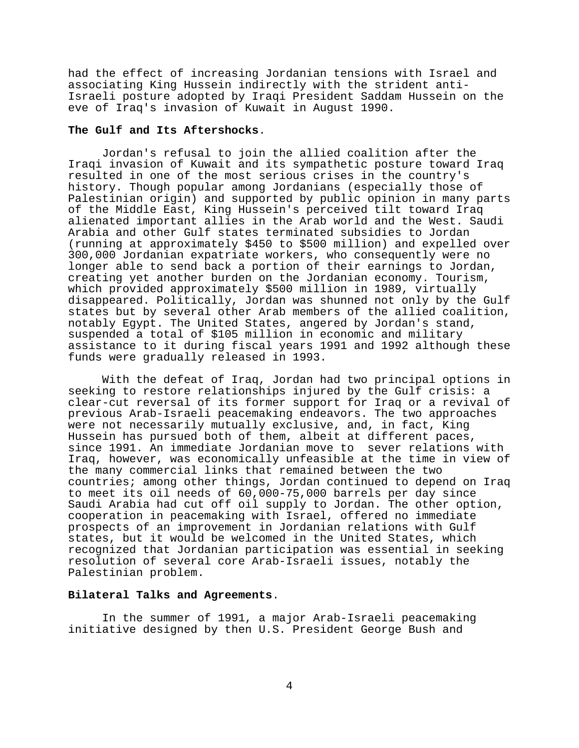had the effect of increasing Jordanian tensions with Israel and associating King Hussein indirectly with the strident anti-Israeli posture adopted by Iraqi President Saddam Hussein on the eve of Iraq's invasion of Kuwait in August 1990.

**The Gulf and Its Aftershocks**.

Jordan's refusal to join the allied coalition after the Iraqi invasion of Kuwait and its sympathetic posture toward Iraq resulted in one of the most serious crises in the country's history. Though popular among Jordanians (especially those of Palestinian origin) and supported by public opinion in many parts of the Middle East, King Hussein's perceived tilt toward Iraq alienated important allies in the Arab world and the West. Saudi Arabia and other Gulf states terminated subsidies to Jordan (running at approximately $450 to $500 million) and expelled over 300,000 Jordanian expatriate workers, who consequently were no longer able to send back a portion of their earnings to Jordan, creating yet another burden on the Jordanian economy. Tourism, which provided approximately $500 million in 1989, virtually disappeared. Politically, Jordan was shunned not only by the Gulf states but by several other Arab members of the allied coalition, notably Egypt. The United States, angered by Jordan's stand, suspended a total of $105 million in economic and military assistance to it during fiscal years 1991 and 1992 although these funds were gradually released in 1993.

With the defeat of Iraq, Jordan had two principal options in seeking to restore relationships injured by the Gulf crisis: a clear-cut reversal of its former support for Iraq or a revival of previous Arab-Israeli peacemaking endeavors. The two approaches were not necessarily mutually exclusive, and, in fact, King Hussein has pursued both of them, albeit at different paces, since 1991. An immediate Jordanian move to sever relations with Iraq, however, was economically unfeasible at the time in view of the many commercial links that remained between the two countries; among other things, Jordan continued to depend on Iraq to meet its oil needs of 60,000-75,000 barrels per day since Saudi Arabia had cut off oil supply to Jordan. The other option, cooperation in peacemaking with Israel, offered no immediate prospects of an improvement in Jordanian relations with Gulf states, but it would be welcomed in the United States, which recognized that Jordanian participation was essential in seeking resolution of several core Arab-Israeli issues, notably the Palestinian problem.

**Bilateral Talks and Agreements**.

In the summer of 1991, a major Arab-Israeli peacemaking initiative designed by then U.S. President George Bush and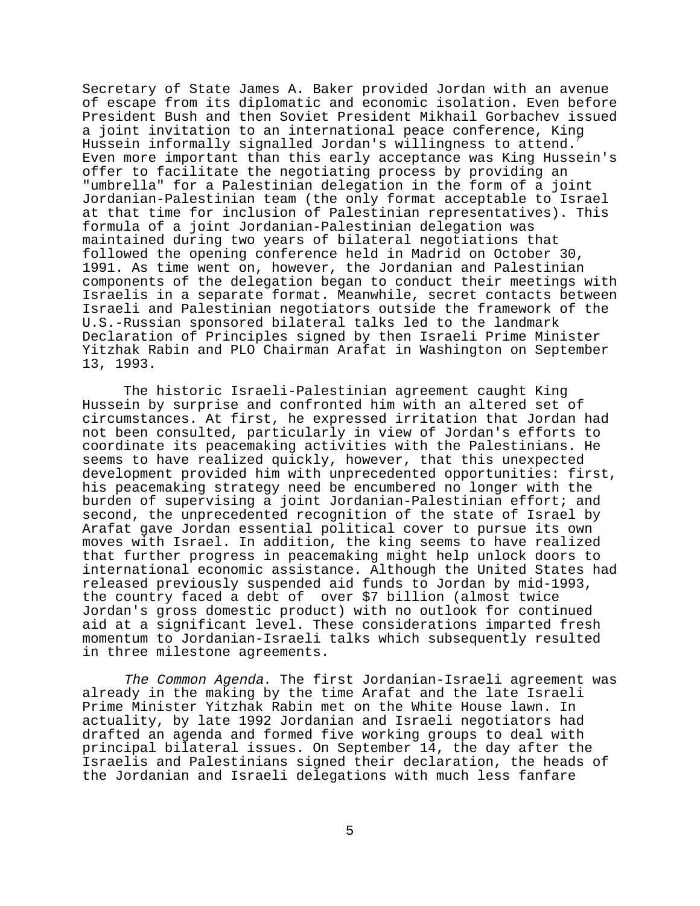Secretary of State James A. Baker provided Jordan with an avenue of escape from its diplomatic and economic isolation. Even before President Bush and then Soviet President Mikhail Gorbachev issued a joint invitation to an international peace conference, King Hussein informally signalled Jordan's willingness to attend.[7] Even more important than this early acceptance was King Hussein's offer to facilitate the negotiating process by providing an "umbrella" for a Palestinian delegation in the form of a joint Jordanian-Palestinian team (the only format acceptable to Israel at that time for inclusion of Palestinian representatives). This formula of a joint Jordanian-Palestinian delegation was maintained during two years of bilateral negotiations that followed the opening conference held in Madrid on October 30, 1991. As time went on, however, the Jordanian and Palestinian components of the delegation began to conduct their meetings with Israelis in a separate format. Meanwhile, secret contacts between Israeli and Palestinian negotiators outside the framework of the U.S.-Russian sponsored bilateral talks led to the landmark Declaration of Principles signed by then Israeli Prime Minister Yitzhak Rabin and PLO Chairman Arafat in Washington on September 13, 1993.

The historic Israeli-Palestinian agreement caught King Hussein by surprise and confronted him with an altered set of circumstances. At first, he expressed irritation that Jordan had not been consulted, particularly in view of Jordan's efforts to coordinate its peacemaking activities with the Palestinians. He seems to have realized quickly, however, that this unexpected development provided him with unprecedented opportunities: first, his peacemaking strategy need be encumbered no longer with the burden of supervising a joint Jordanian-Palestinian effort; and second, the unprecedented recognition of the state of Israel by Arafat gave Jordan essential political cover to pursue its own moves with Israel. In addition, the king seems to have realized that further progress in peacemaking might help unlock doors to international economic assistance. Although the United States had released previously suspended aid funds to Jordan by mid-1993, the country faced a debt of over $7 billion (almost twice Jordan's gross domestic product) with no outlook for continued aid at a significant level. These considerations imparted fresh momentum to Jordanian-Israeli talks which subsequently resulted in three milestone agreements.

*The Common Agenda*. The first Jordanian-Israeli agreement was already in the making by the time Arafat and the late Israeli Prime Minister Yitzhak Rabin met on the White House lawn. In actuality, by late 1992 Jordanian and Israeli negotiators had drafted an agenda and formed five working groups to deal with principal bilateral issues. On September 14, the day after the Israelis and Palestinians signed their declaration, the heads of the Jordanian and Israeli delegations with much less fanfare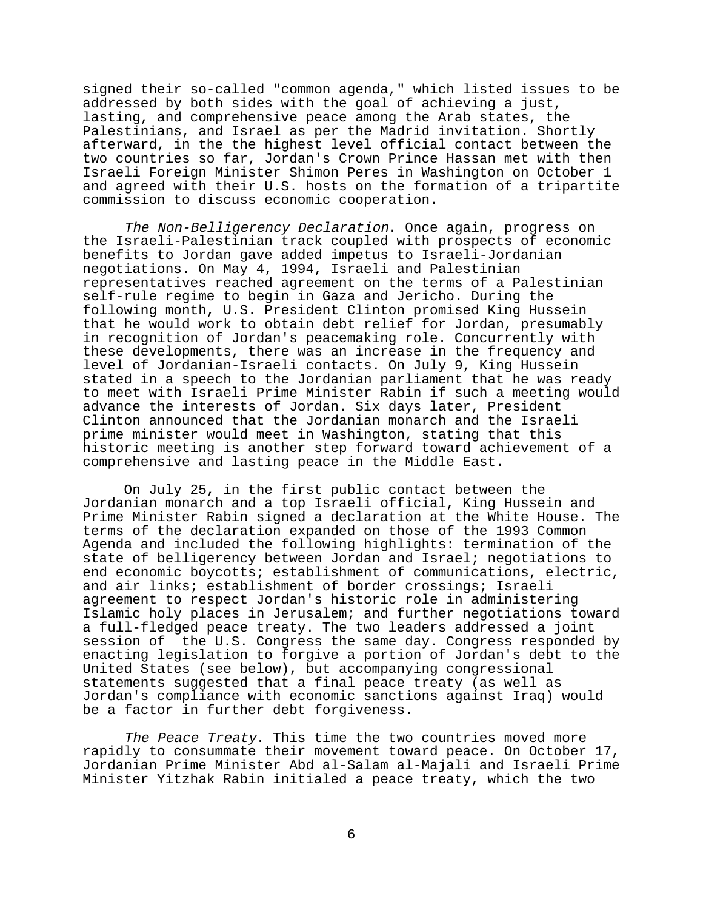signed their so-called "common agenda," which listed issues to be addressed by both sides with the goal of achieving a just, lasting, and comprehensive peace among the Arab states, the Palestinians, and Israel as per the Madrid invitation. Shortly afterward, in the the highest level official contact between the two countries so far, Jordan's Crown Prince Hassan met with then Israeli Foreign Minister Shimon Peres in Washington on October 1 and agreed with their U.S. hosts on the formation of a tripartite commission to discuss economic cooperation.

*The Non-Belligerency Declaration*. Once again, progress on the Israeli-Palestinian track coupled with prospects of economic benefits to Jordan gave added impetus to Israeli-Jordanian negotiations. On May 4, 1994, Israeli and Palestinian representatives reached agreement on the terms of a Palestinian self-rule regime to begin in Gaza and Jericho. During the following month, U.S. President Clinton promised King Hussein that he would work to obtain debt relief for Jordan, presumably in recognition of Jordan's peacemaking role. Concurrently with these developments, there was an increase in the frequency and level of Jordanian-Israeli contacts. On July 9, King Hussein stated in a speech to the Jordanian parliament that he was ready to meet with Israeli Prime Minister Rabin if such a meeting would advance the interests of Jordan. Six days later, President Clinton announced that the Jordanian monarch and the Israeli prime minister would meet in Washington, stating that this historic meeting is another step forward toward achievement of a comprehensive and lasting peace in the Middle East.

On July 25, in the first public contact between the Jordanian monarch and a top Israeli official, King Hussein and Prime Minister Rabin signed a declaration at the White House. The terms of the declaration expanded on those of the 1993 Common Agenda and included the following highlights: termination of the state of belligerency between Jordan and Israel; negotiations to end economic boycotts; establishment of communications, electric, and air links; establishment of border crossings; Israeli agreement to respect Jordan's historic role in administering Islamic holy places in Jerusalem; and further negotiations toward a full-fledged peace treaty. The two leaders addressed a joint session of the U.S. Congress the same day. Congress responded by enacting legislation to forgive a portion of Jordan's debt to the United States (see below), but accompanying congressional statements suggested that a final peace treaty (as well as Jordan's compliance with economic sanctions against Iraq) would be a factor in further debt forgiveness.

*The Peace Treaty*. This time the two countries moved more rapidly to consummate their movement toward peace. On October 17, Jordanian Prime Minister Abd al-Salam al-Majali and Israeli Prime Minister Yitzhak Rabin initialed a peace treaty, which the two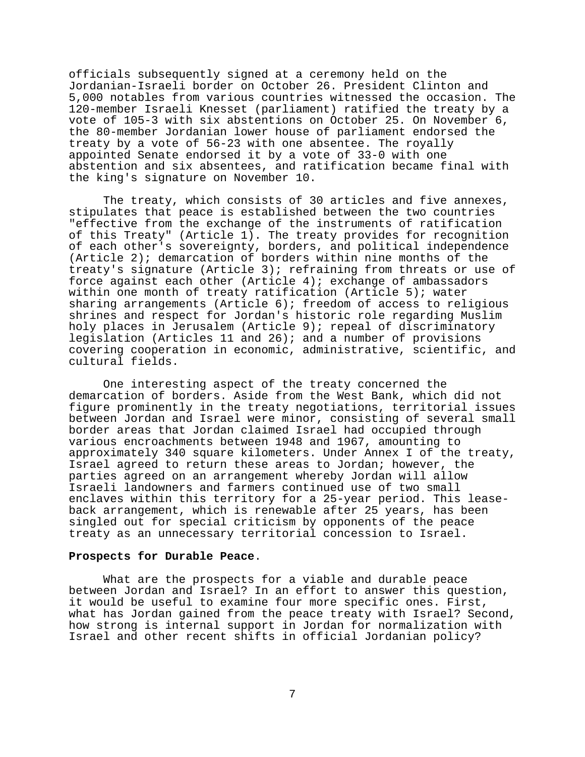officials subsequently signed at a ceremony held on the Jordanian-Israeli border on October 26. President Clinton and 5,000 notables from various countries witnessed the occasion. The 120-member Israeli Knesset (parliament) ratified the treaty by a vote of 105-3 with six abstentions on October 25. On November 6, the 80-member Jordanian lower house of parliament endorsed the treaty by a vote of 56-23 with one absentee. The royally appointed Senate endorsed it by a vote of 33-0 with one abstention and six absentees, and ratification became final with the king's signature on November 10.

The treaty, which consists of 30 articles and five annexes, stipulates that peace is established between the two countries "effective from the exchange of the instruments of ratification of this Treaty" (Article 1). The treaty provides for recognition of each other's sovereignty, borders, and political independence (Article 2); demarcation of borders within nine months of the treaty's signature (Article 3); refraining from threats or use of force against each other (Article 4); exchange of ambassadors within one month of treaty ratification (Article 5); water sharing arrangements (Article 6); freedom of access to religious shrines and respect for Jordan's historic role regarding Muslim holy places in Jerusalem (Article 9); repeal of discriminatory legislation (Articles 11 and 26); and a number of provisions covering cooperation in economic, administrative, scientific, and cultural fields.

One interesting aspect of the treaty concerned the demarcation of borders. Aside from the West Bank, which did not figure prominently in the treaty negotiations, territorial issues between Jordan and Israel were minor, consisting of several small border areas that Jordan claimed Israel had occupied through various encroachments between 1948 and 1967, amounting to approximately 340 square kilometers. Under Annex I of the treaty, Israel agreed to return these areas to Jordan; however, the parties agreed on an arrangement whereby Jordan will allow Israeli landowners and farmers continued use of two small enclaves within this territory for a 25-year period. This lease-back arrangement, which is renewable after 25 years, has been singled out for special criticism by opponents of the peace treaty as an unnecessary territorial concession to Israel.

**Prospects for Durable Peace**.

What are the prospects for a viable and durable peace between Jordan and Israel? In an effort to answer this question, it would be useful to examine four more specific ones. First, what has Jordan gained from the peace treaty with Israel? Second, how strong is internal support in Jordan for normalization with Israel and other recent shifts in official Jordanian policy?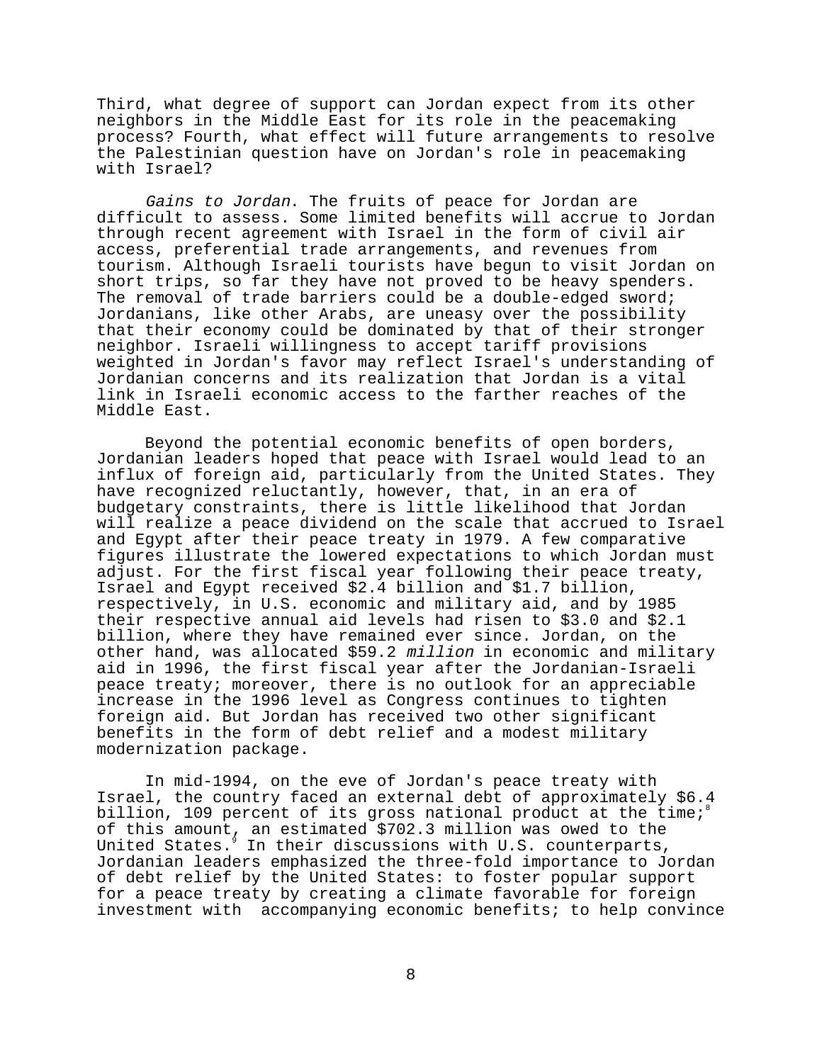Third, what degree of support can Jordan expect from its other neighbors in the Middle East for its role in the peacemaking process? Fourth, what effect will future arrangements to resolve the Palestinian question have on Jordan's role in peacemaking with Israel?

*Gains to Jordan*. The fruits of peace for Jordan are difficult to assess. Some limited benefits will accrue to Jordan through recent agreement with Israel in the form of civil air access, preferential trade arrangements, and revenues from tourism. Although Israeli tourists have begun to visit Jordan on short trips, so far they have not proved to be heavy spenders. The removal of trade barriers could be a double-edged sword; Jordanians, like other Arabs, are uneasy over the possibility that their economy could be dominated by that of their stronger neighbor. Israeli willingness to accept tariff provisions weighted in Jordan's favor may reflect Israel's understanding of Jordanian concerns and its realization that Jordan is a vital link in Israeli economic access to the farther reaches of the Middle East.

Beyond the potential economic benefits of open borders, Jordanian leaders hoped that peace with Israel would lead to an influx of foreign aid, particularly from the United States. They have recognized reluctantly, however, that, in an era of budgetary constraints, there is little likelihood that Jordan will realize a peace dividend on the scale that accrued to Israel and Egypt after their peace treaty in 1979. A few comparative figures illustrate the lowered expectations to which Jordan must adjust. For the first fiscal year following their peace treaty, Israel and Egypt received $2.4 billion and $1.7 billion, respectively, in U.S. economic and military aid, and by 1985 their respective annual aid levels had risen to $3.0 and $2.1 billion, where they have remained ever since. Jordan, on the other hand, was allocated $59.2 *million* in economic and military aid in 1996, the first fiscal year after the Jordanian-Israeli peace treaty; moreover, there is no outlook for an appreciable increase in the 1996 level as Congress continues to tighten foreign aid. But Jordan has received two other significant benefits in the form of debt relief and a modest military modernization package.

In mid-1994, on the eve of Jordan's peace treaty with Israel, the country faced an external debt of approximately $6.4 billion, 109 percent of its gross national product at the time;[8] of this amount, an estimated $702.3 million was owed to the United States.[9] In their discussions with U.S. counterparts, Jordanian leaders emphasized the three-fold importance to Jordan of debt relief by the United States: to foster popular support for a peace treaty by creating a climate favorable for foreign investment with accompanying economic benefits; to help convince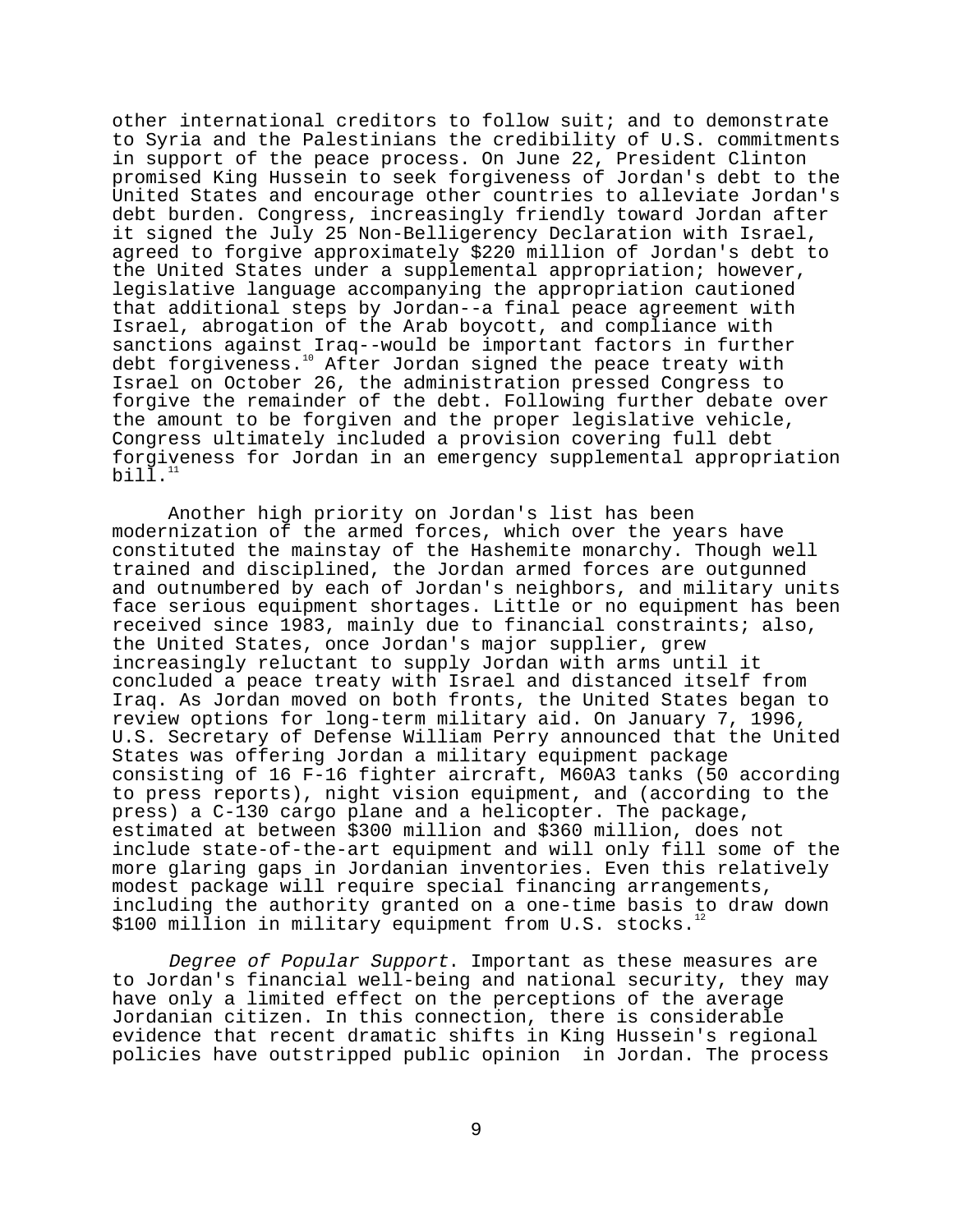other international creditors to follow suit; and to demonstrate to Syria and the Palestinians the credibility of U.S. commitments in support of the peace process. On June 22, President Clinton promised King Hussein to seek forgiveness of Jordan's debt to the United States and encourage other countries to alleviate Jordan's debt burden. Congress, increasingly friendly toward Jordan after it signed the July 25 Non-Belligerency Declaration with Israel, agreed to forgive approximately $220 million of Jordan's debt to the United States under a supplemental appropriation; however, legislative language accompanying the appropriation cautioned that additional steps by Jordan--a final peace agreement with Israel, abrogation of the Arab boycott, and compliance with sanctions against Iraq--would be important factors in further debt forgiveness.[10] After Jordan signed the peace treaty with Israel on October 26, the administration pressed Congress to forgive the remainder of the debt. Following further debate over the amount to be forgiven and the proper legislative vehicle, Congress ultimately included a provision covering full debt forgiveness for Jordan in an emergency supplemental appropriation bill.[11]

Another high priority on Jordan's list has been modernization of the armed forces, which over the years have constituted the mainstay of the Hashemite monarchy. Though well trained and disciplined, the Jordan armed forces are outgunned and outnumbered by each of Jordan's neighbors, and military units face serious equipment shortages. Little or no equipment has been received since 1983, mainly due to financial constraints; also, the United States, once Jordan's major supplier, grew increasingly reluctant to supply Jordan with arms until it concluded a peace treaty with Israel and distanced itself from Iraq. As Jordan moved on both fronts, the United States began to review options for long-term military aid. On January 7, 1996, U.S. Secretary of Defense William Perry announced that the United States was offering Jordan a military equipment package consisting of 16 F-16 fighter aircraft, M60A3 tanks (50 according to press reports), night vision equipment, and (according to the press) a C-130 cargo plane and a helicopter. The package, estimated at between $300 million and $360 million, does not include state-of-the-art equipment and will only fill some of the more glaring gaps in Jordanian inventories. Even this relatively modest package will require special financing arrangements, including the authority granted on a one-time basis to draw down $100 million in military equipment from U.S. stocks.[12]

*Degree of Popular Support*. Important as these measures are to Jordan's financial well-being and national security, they may have only a limited effect on the perceptions of the average Jordanian citizen. In this connection, there is considerable evidence that recent dramatic shifts in King Hussein's regional policies have outstripped public opinion in Jordan. The process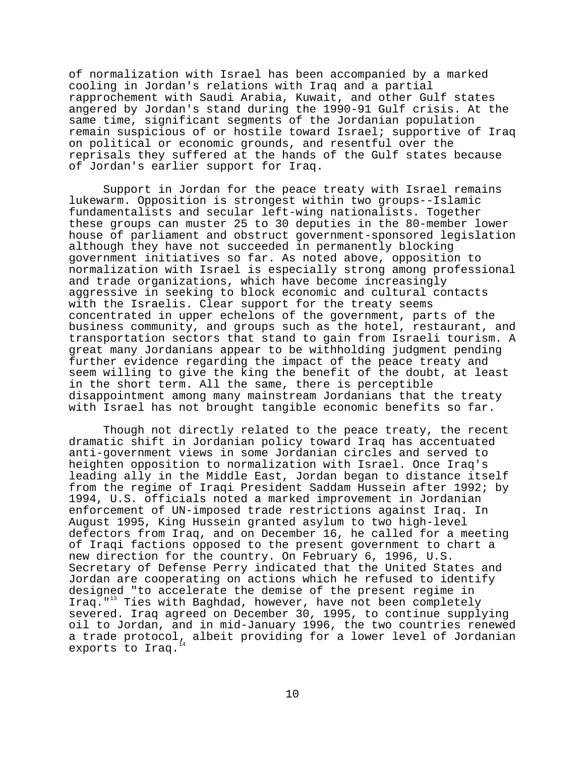of normalization with Israel has been accompanied by a marked cooling in Jordan's relations with Iraq and a partial rapprochement with Saudi Arabia, Kuwait, and other Gulf states angered by Jordan's stand during the 1990-91 Gulf crisis. At the same time, significant segments of the Jordanian population remain suspicious of or hostile toward Israel; supportive of Iraq on political or economic grounds, and resentful over the reprisals they suffered at the hands of the Gulf states because of Jordan's earlier support for Iraq.

Support in Jordan for the peace treaty with Israel remains lukewarm. Opposition is strongest within two groups--Islamic fundamentalists and secular left-wing nationalists. Together these groups can muster 25 to 30 deputies in the 80-member lower house of parliament and obstruct government-sponsored legislation although they have not succeeded in permanently blocking government initiatives so far. As noted above, opposition to normalization with Israel is especially strong among professional and trade organizations, which have become increasingly aggressive in seeking to block economic and cultural contacts with the Israelis. Clear support for the treaty seems concentrated in upper echelons of the government, parts of the business community, and groups such as the hotel, restaurant, and transportation sectors that stand to gain from Israeli tourism. A great many Jordanians appear to be withholding judgment pending further evidence regarding the impact of the peace treaty and seem willing to give the king the benefit of the doubt, at least in the short term. All the same, there is perceptible disappointment among many mainstream Jordanians that the treaty with Israel has not brought tangible economic benefits so far.

Though not directly related to the peace treaty, the recent dramatic shift in Jordanian policy toward Iraq has accentuated anti-government views in some Jordanian circles and served to heighten opposition to normalization with Israel. Once Iraq's leading ally in the Middle East, Jordan began to distance itself from the regime of Iraqi President Saddam Hussein after 1992; by 1994, U.S. officials noted a marked improvement in Jordanian enforcement of UN-imposed trade restrictions against Iraq. In August 1995, King Hussein granted asylum to two high-level defectors from Iraq, and on December 16, he called for a meeting of Iraqi factions opposed to the present government to chart a new direction for the country. On February 6, 1996, U.S. Secretary of Defense Perry indicated that the United States and Jordan are cooperating on actions which he refused to identify designed "to accelerate the demise of the present regime in Iraq."[13] Ties with Baghdad, however, have not been completely severed. Iraq agreed on December 30, 1995, to continue supplying oil to Jordan, and in mid-January 1996, the two countries renewed a trade protocol, albeit providing for a lower level of Jordanian exports to Iraq.[14]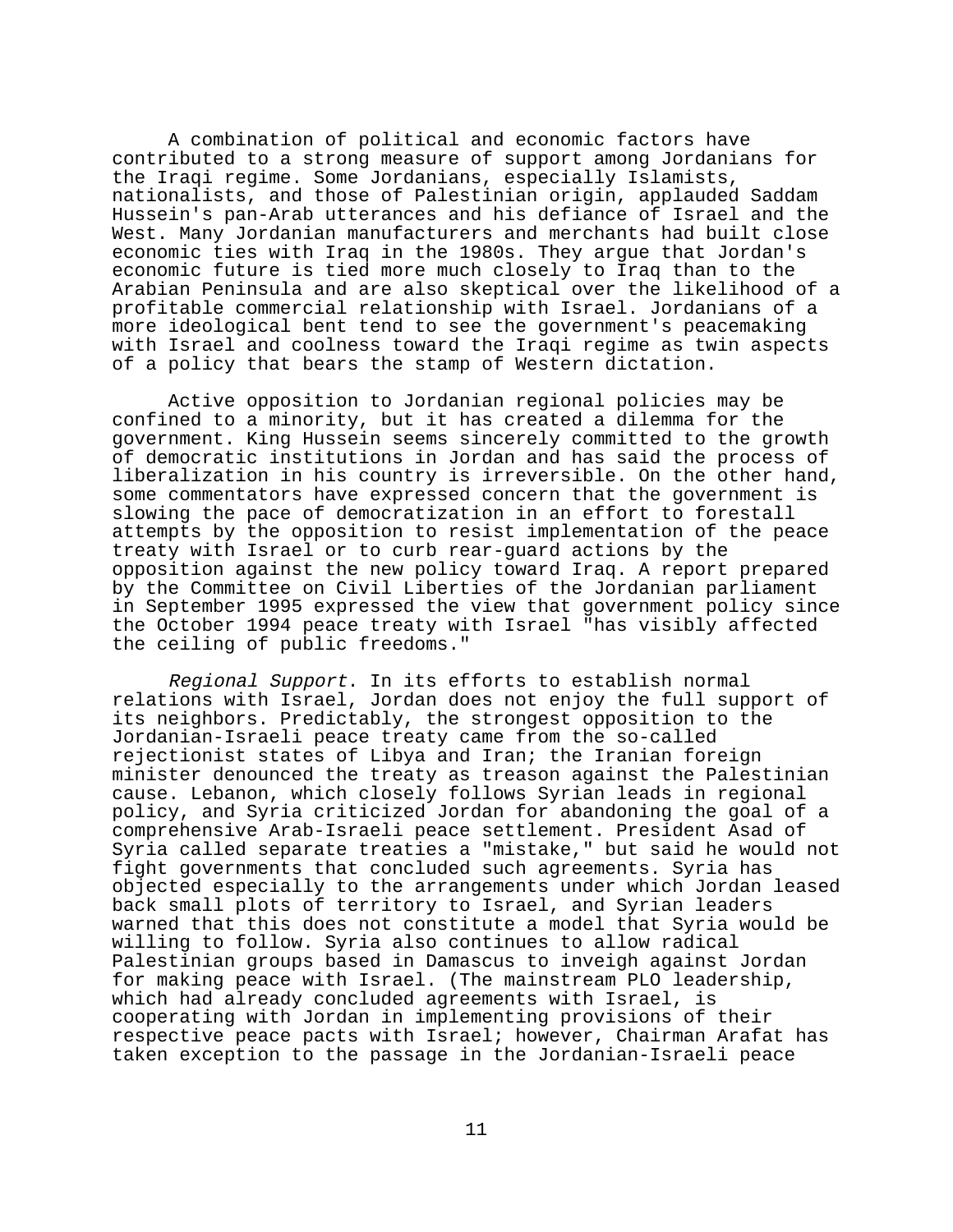A combination of political and economic factors have contributed to a strong measure of support among Jordanians for the Iraqi regime. Some Jordanians, especially Islamists, nationalists, and those of Palestinian origin, applauded Saddam Hussein's pan-Arab utterances and his defiance of Israel and the West. Many Jordanian manufacturers and merchants had built close economic ties with Iraq in the 1980s. They argue that Jordan's economic future is tied more much closely to Iraq than to the Arabian Peninsula and are also skeptical over the likelihood of a profitable commercial relationship with Israel. Jordanians of a more ideological bent tend to see the government's peacemaking with Israel and coolness toward the Iraqi regime as twin aspects of a policy that bears the stamp of Western dictation.

Active opposition to Jordanian regional policies may be confined to a minority, but it has created a dilemma for the government. King Hussein seems sincerely committed to the growth of democratic institutions in Jordan and has said the process of liberalization in his country is irreversible. On the other hand, some commentators have expressed concern that the government is slowing the pace of democratization in an effort to forestall attempts by the opposition to resist implementation of the peace treaty with Israel or to curb rear-guard actions by the opposition against the new policy toward Iraq. A report prepared by the Committee on Civil Liberties of the Jordanian parliament in September 1995 expressed the view that government policy since the October 1994 peace treaty with Israel "has visibly affected the ceiling of public freedoms."

*Regional Support*. In its efforts to establish normal relations with Israel, Jordan does not enjoy the full support of its neighbors. Predictably, the strongest opposition to the Jordanian-Israeli peace treaty came from the so-called rejectionist states of Libya and Iran; the Iranian foreign minister denounced the treaty as treason against the Palestinian cause. Lebanon, which closely follows Syrian leads in regional policy, and Syria criticized Jordan for abandoning the goal of a comprehensive Arab-Israeli peace settlement. President Asad of Syria called separate treaties a "mistake," but said he would not fight governments that concluded such agreements. Syria has objected especially to the arrangements under which Jordan leased back small plots of territory to Israel, and Syrian leaders warned that this does not constitute a model that Syria would be willing to follow. Syria also continues to allow radical Palestinian groups based in Damascus to inveigh against Jordan for making peace with Israel. (The mainstream PLO leadership, which had already concluded agreements with Israel, is cooperating with Jordan in implementing provisions of their respective peace pacts with Israel; however, Chairman Arafat has taken exception to the passage in the Jordanian-Israeli peace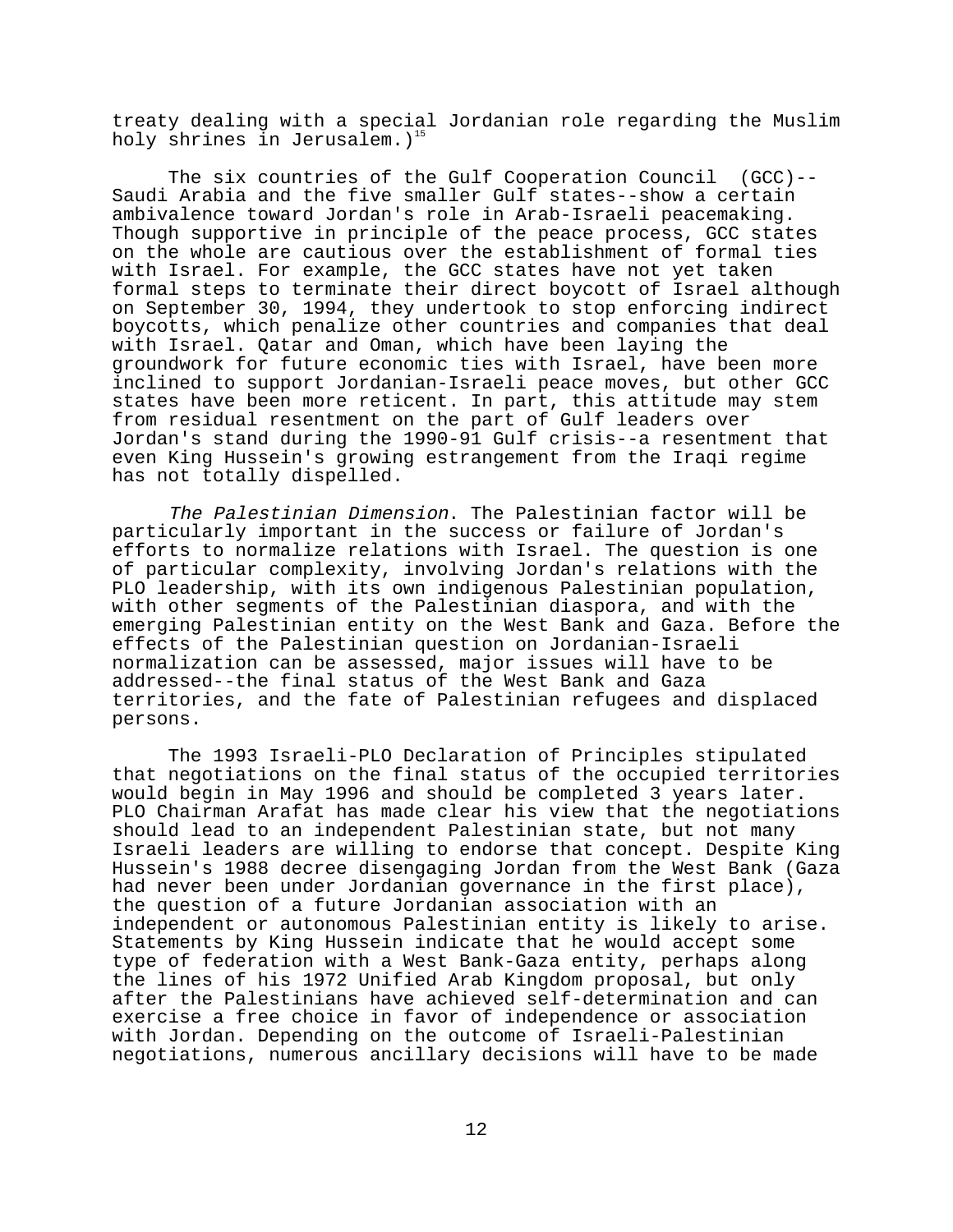treaty dealing with a special Jordanian role regarding the Muslim holy shrines in Jerusalem.)[15]

The six countries of the Gulf Cooperation Council (GCC)--Saudi Arabia and the five smaller Gulf states--show a certain ambivalence toward Jordan's role in Arab-Israeli peacemaking. Though supportive in principle of the peace process, GCC states on the whole are cautious over the establishment of formal ties with Israel. For example, the GCC states have not yet taken formal steps to terminate their direct boycott of Israel although on September 30, 1994, they undertook to stop enforcing indirect boycotts, which penalize other countries and companies that deal with Israel. Qatar and Oman, which have been laying the groundwork for future economic ties with Israel, have been more inclined to support Jordanian-Israeli peace moves, but other GCC states have been more reticent. In part, this attitude may stem from residual resentment on the part of Gulf leaders over Jordan's stand during the 1990-91 Gulf crisis--a resentment that even King Hussein's growing estrangement from the Iraqi regime has not totally dispelled.

*The Palestinian Dimension*. The Palestinian factor will be particularly important in the success or failure of Jordan's efforts to normalize relations with Israel. The question is one of particular complexity, involving Jordan's relations with the PLO leadership, with its own indigenous Palestinian population, with other segments of the Palestinian diaspora, and with the emerging Palestinian entity on the West Bank and Gaza. Before the effects of the Palestinian question on Jordanian-Israeli normalization can be assessed, major issues will have to be addressed--the final status of the West Bank and Gaza territories, and the fate of Palestinian refugees and displaced persons.

The 1993 Israeli-PLO Declaration of Principles stipulated that negotiations on the final status of the occupied territories would begin in May 1996 and should be completed 3 years later. PLO Chairman Arafat has made clear his view that the negotiations should lead to an independent Palestinian state, but not many Israeli leaders are willing to endorse that concept. Despite King Hussein's 1988 decree disengaging Jordan from the West Bank (Gaza had never been under Jordanian governance in the first place), the question of a future Jordanian association with an independent or autonomous Palestinian entity is likely to arise. Statements by King Hussein indicate that he would accept some type of federation with a West Bank-Gaza entity, perhaps along the lines of his 1972 Unified Arab Kingdom proposal, but only after the Palestinians have achieved self-determination and can exercise a free choice in favor of independence or association with Jordan. Depending on the outcome of Israeli-Palestinian negotiations, numerous ancillary decisions will have to be made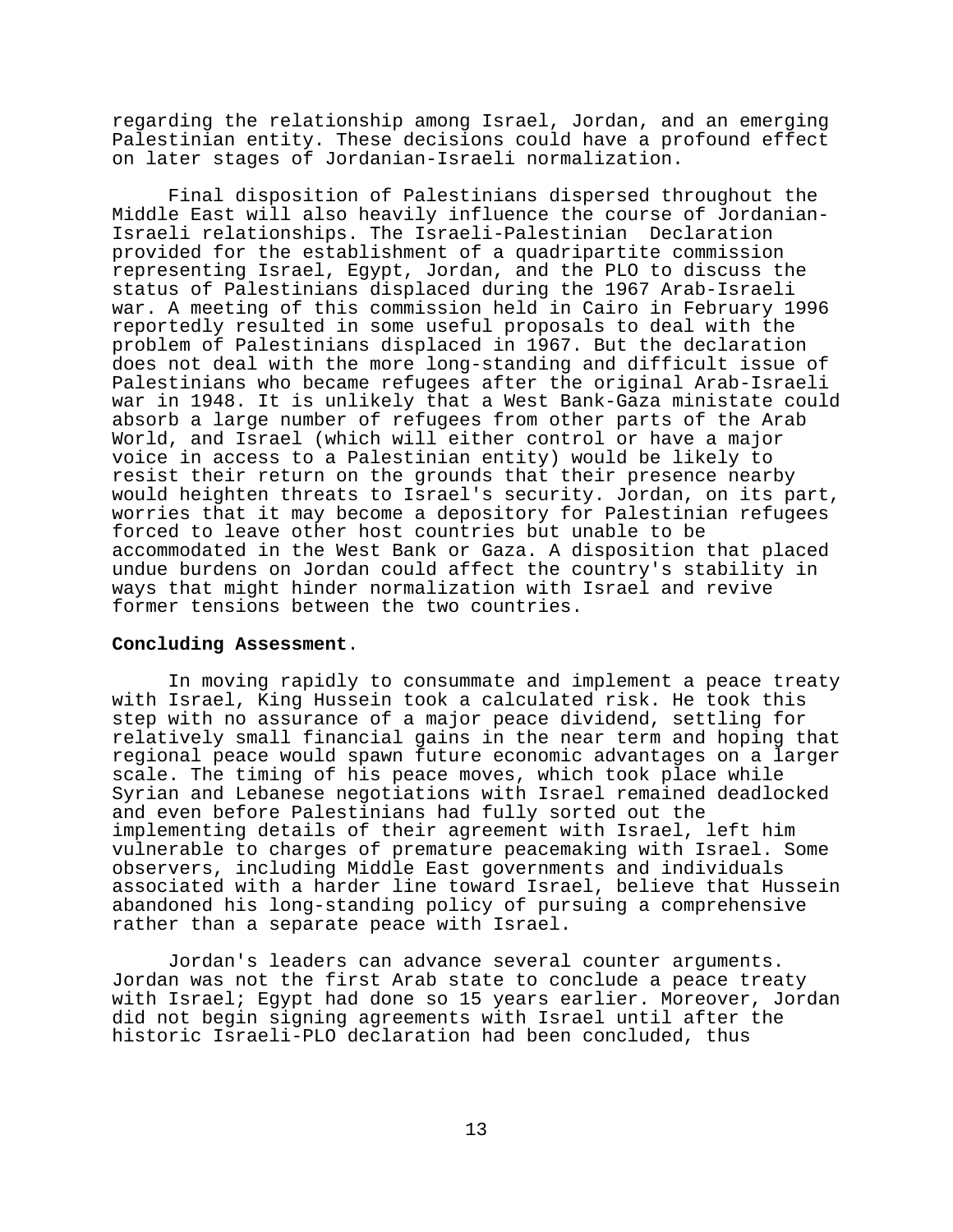regarding the relationship among Israel, Jordan, and an emerging Palestinian entity. These decisions could have a profound effect on later stages of Jordanian-Israeli normalization.

Final disposition of Palestinians dispersed throughout the Middle East will also heavily influence the course of Jordanian-Israeli relationships. The Israeli-Palestinian Declaration provided for the establishment of a quadripartite commission representing Israel, Egypt, Jordan, and the PLO to discuss the status of Palestinians displaced during the 1967 Arab-Israeli war. A meeting of this commission held in Cairo in February 1996 reportedly resulted in some useful proposals to deal with the problem of Palestinians displaced in 1967. But the declaration does not deal with the more long-standing and difficult issue of Palestinians who became refugees after the original Arab-Israeli war in 1948. It is unlikely that a West Bank-Gaza ministate could absorb a large number of refugees from other parts of the Arab World, and Israel (which will either control or have a major voice in access to a Palestinian entity) would be likely to resist their return on the grounds that their presence nearby would heighten threats to Israel's security. Jordan, on its part, worries that it may become a depository for Palestinian refugees forced to leave other host countries but unable to be accommodated in the West Bank or Gaza. A disposition that placed undue burdens on Jordan could affect the country's stability in ways that might hinder normalization with Israel and revive former tensions between the two countries.

**Concluding Assessment**.

In moving rapidly to consummate and implement a peace treaty with Israel, King Hussein took a calculated risk. He took this step with no assurance of a major peace dividend, settling for relatively small financial gains in the near term and hoping that regional peace would spawn future economic advantages on a larger scale. The timing of his peace moves, which took place while Syrian and Lebanese negotiations with Israel remained deadlocked and even before Palestinians had fully sorted out the implementing details of their agreement with Israel, left him vulnerable to charges of premature peacemaking with Israel. Some observers, including Middle East governments and individuals associated with a harder line toward Israel, believe that Hussein abandoned his long-standing policy of pursuing a comprehensive rather than a separate peace with Israel.

Jordan's leaders can advance several counter arguments. Jordan was not the first Arab state to conclude a peace treaty with Israel; Egypt had done so 15 years earlier. Moreover, Jordan did not begin signing agreements with Israel until after the historic Israeli-PLO declaration had been concluded, thus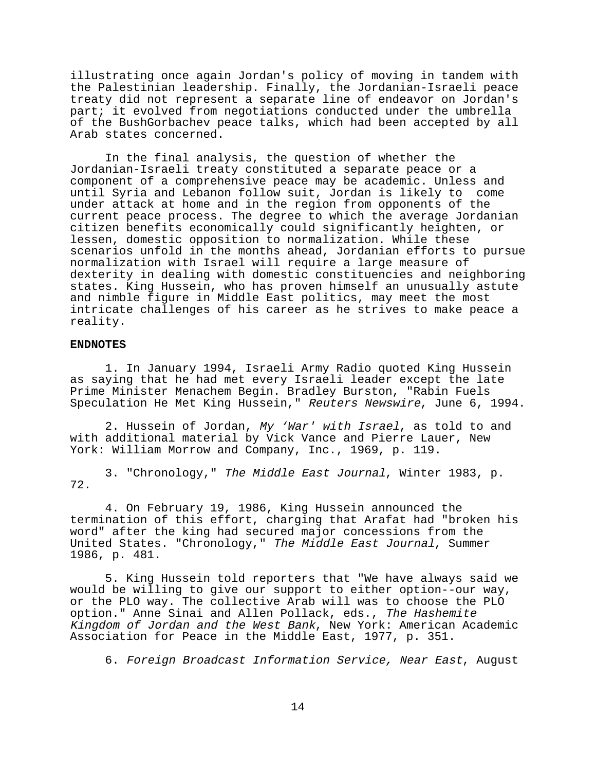illustrating once again Jordan's policy of moving in tandem with the Palestinian leadership. Finally, the Jordanian-Israeli peace treaty did not represent a separate line of endeavor on Jordan's part; it evolved from negotiations conducted under the umbrella of the BushGorbachev peace talks, which had been accepted by all Arab states concerned.

In the final analysis, the question of whether the Jordanian-Israeli treaty constituted a separate peace or a component of a comprehensive peace may be academic. Unless and until Syria and Lebanon follow suit, Jordan is likely to come under attack at home and in the region from opponents of the current peace process. The degree to which the average Jordanian citizen benefits economically could significantly heighten, or lessen, domestic opposition to normalization. While these scenarios unfold in the months ahead, Jordanian efforts to pursue normalization with Israel will require a large measure of dexterity in dealing with domestic constituencies and neighboring states. King Hussein, who has proven himself an unusually astute and nimble figure in Middle East politics, may meet the most intricate challenges of his career as he strives to make peace a reality.

**ENDNOTES**

1. In January 1994, Israeli Army Radio quoted King Hussein as saying that he had met every Israeli leader except the late Prime Minister Menachem Begin. Bradley Burston, "Rabin Fuels Speculation He Met King Hussein," *Reuters Newswire*, June 6, 1994.

2. Hussein of Jordan, *My 'War' with Israel*, as told to and with additional material by Vick Vance and Pierre Lauer, New York: William Morrow and Company, Inc., 1969, p. 119.

3. "Chronology," *The Middle East Journal*, Winter 1983, p. 72.

4. On February 19, 1986, King Hussein announced the termination of this effort, charging that Arafat had "broken his word" after the king had secured major concessions from the United States. "Chronology," *The Middle East Journal*, Summer 1986, p. 481.

5. King Hussein told reporters that "We have always said we would be willing to give our support to either option--our way, or the PLO way. The collective Arab will was to choose the PLO option." Anne Sinai and Allen Pollack, eds., *The Hashemite Kingdom of Jordan and the West Bank*, New York: American Academic Association for Peace in the Middle East, 1977, p. 351.

6. *Foreign Broadcast Information Service, Near East*, August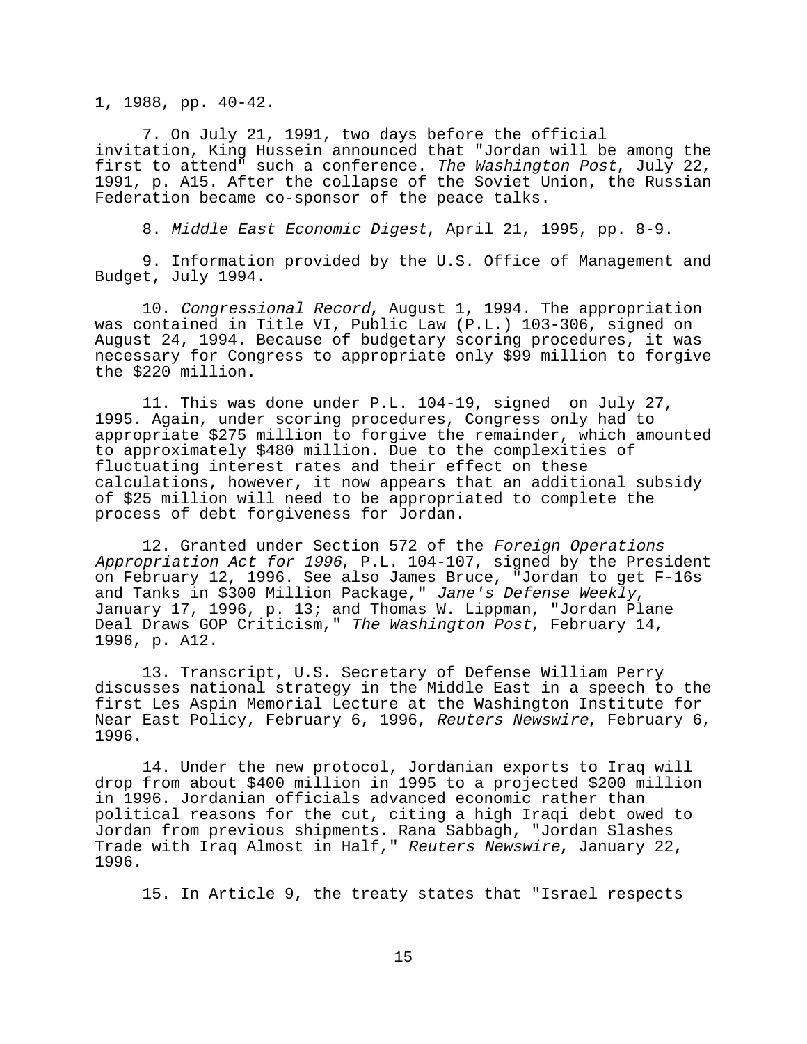1, 1988, pp. 40-42.

7. On July 21, 1991, two days before the official invitation, King Hussein announced that "Jordan will be among the first to attend" such a conference. *The Washington Post*, July 22, 1991, p. A15. After the collapse of the Soviet Union, the Russian Federation became co-sponsor of the peace talks.

8. *Middle East Economic Digest*, April 21, 1995, pp. 8-9.

9. Information provided by the U.S. Office of Management and Budget, July 1994.

10. *Congressional Record*, August 1, 1994. The appropriation was contained in Title VI, Public Law (P.L.) 103-306, signed on August 24, 1994. Because of budgetary scoring procedures, it was necessary for Congress to appropriate only $99 million to forgive the $220 million.

11. This was done under P.L. 104-19, signed on July 27, 1995. Again, under scoring procedures, Congress only had to appropriate $275 million to forgive the remainder, which amounted to approximately $480 million. Due to the complexities of fluctuating interest rates and their effect on these calculations, however, it now appears that an additional subsidy of $25 million will need to be appropriated to complete the process of debt forgiveness for Jordan.

12. Granted under Section 572 of the *Foreign Operations Appropriation Act for 1996*, P.L. 104-107, signed by the President on February 12, 1996. See also James Bruce, "Jordan to get F-16s and Tanks in $300 Million Package," *Jane's Defense Weekly*, January 17, 1996, p. 13; and Thomas W. Lippman, "Jordan Plane Deal Draws GOP Criticism," *The Washington Post*, February 14, 1996, p. A12.

13. Transcript, U.S. Secretary of Defense William Perry discusses national strategy in the Middle East in a speech to the first Les Aspin Memorial Lecture at the Washington Institute for Near East Policy, February 6, 1996, *Reuters Newswire*, February 6, 1996.

14. Under the new protocol, Jordanian exports to Iraq will drop from about $400 million in 1995 to a projected $200 million in 1996. Jordanian officials advanced economic rather than political reasons for the cut, citing a high Iraqi debt owed to Jordan from previous shipments. Rana Sabbagh, "Jordan Slashes Trade with Iraq Almost in Half," *Reuters Newswire*, January 22, 1996.

15. In Article 9, the treaty states that "Israel respects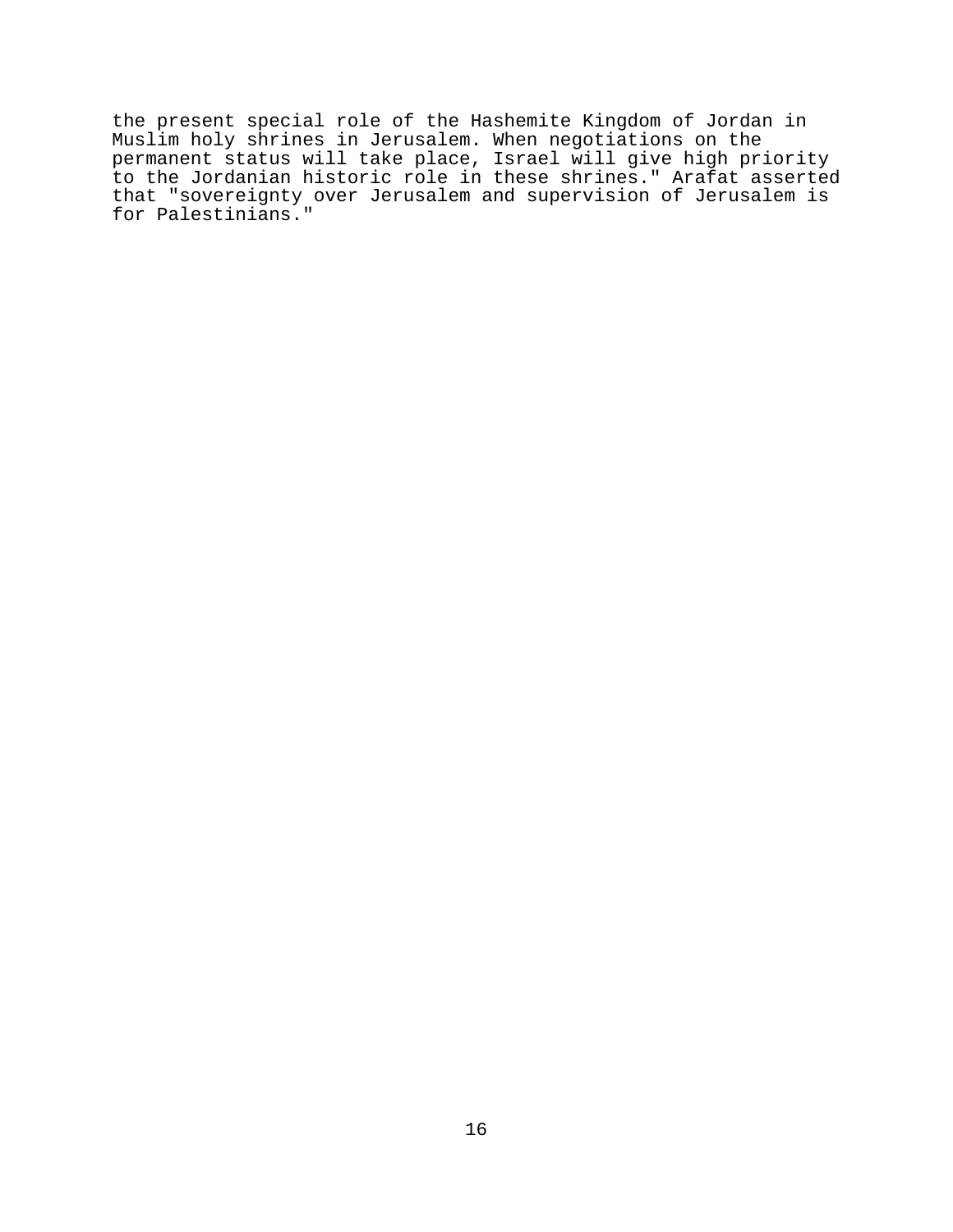the present special role of the Hashemite Kingdom of Jordan in Muslim holy shrines in Jerusalem. When negotiations on the permanent status will take place, Israel will give high priority to the Jordanian historic role in these shrines." Arafat asserted that "sovereignty over Jerusalem and supervision of Jerusalem is for Palestinians."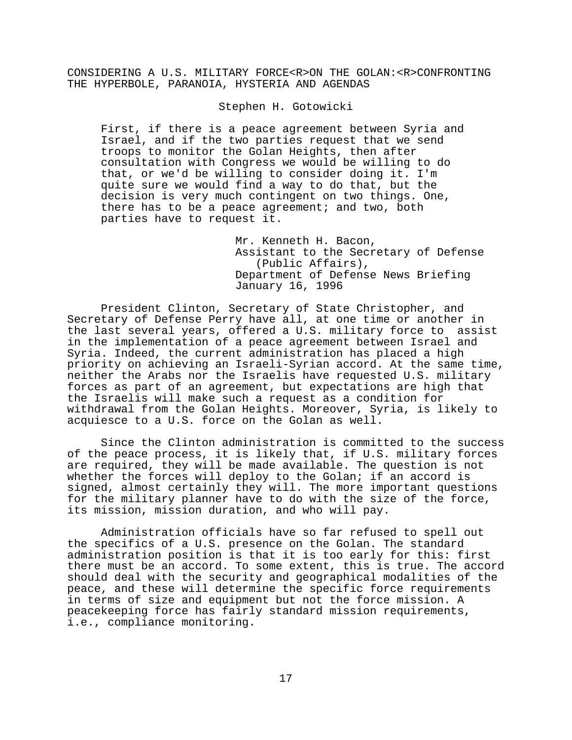# CONSIDERING A U.S. MILITARY FORCE ON THE GOLAN: CONFRONTING THE HYPERBOLE, PARANOIA, HYSTERIA AND AGENDAS

Stephen H. Gotowicki

> First, if there is a peace agreement between Syria and Israel, and if the two parties request that we send troops to monitor the Golan Heights, then after consultation with Congress we would be willing to do that, or we'd be willing to consider doing it. I'm quite sure we would find a way to do that, but the decision is very much contingent on two things. One, there has to be a peace agreement; and two, both parties have to request it.
>
> Mr. Kenneth H. Bacon,
> Assistant to the Secretary of Defense (Public Affairs),
> Department of Defense News Briefing
> January 16, 1996

President Clinton, Secretary of State Christopher, and Secretary of Defense Perry have all, at one time or another in the last several years, offered a U.S. military force to assist in the implementation of a peace agreement between Israel and Syria. Indeed, the current administration has placed a high priority on achieving an Israeli-Syrian accord. At the same time, neither the Arabs nor the Israelis have requested U.S. military forces as part of an agreement, but expectations are high that the Israelis will make such a request as a condition for withdrawal from the Golan Heights. Moreover, Syria, is likely to acquiesce to a U.S. force on the Golan as well.

Since the Clinton administration is committed to the success of the peace process, it is likely that, if U.S. military forces are required, they will be made available. The question is not whether the forces will deploy to the Golan; if an accord is signed, almost certainly they will. The more important questions for the military planner have to do with the size of the force, its mission, mission duration, and who will pay.

Administration officials have so far refused to spell out the specifics of a U.S. presence on the Golan. The standard administration position is that it is too early for this: first there must be an accord. To some extent, this is true. The accord should deal with the security and geographical modalities of the peace, and these will determine the specific force requirements in terms of size and equipment but not the force mission. A peacekeeping force has fairly standard mission requirements, i.e., compliance monitoring.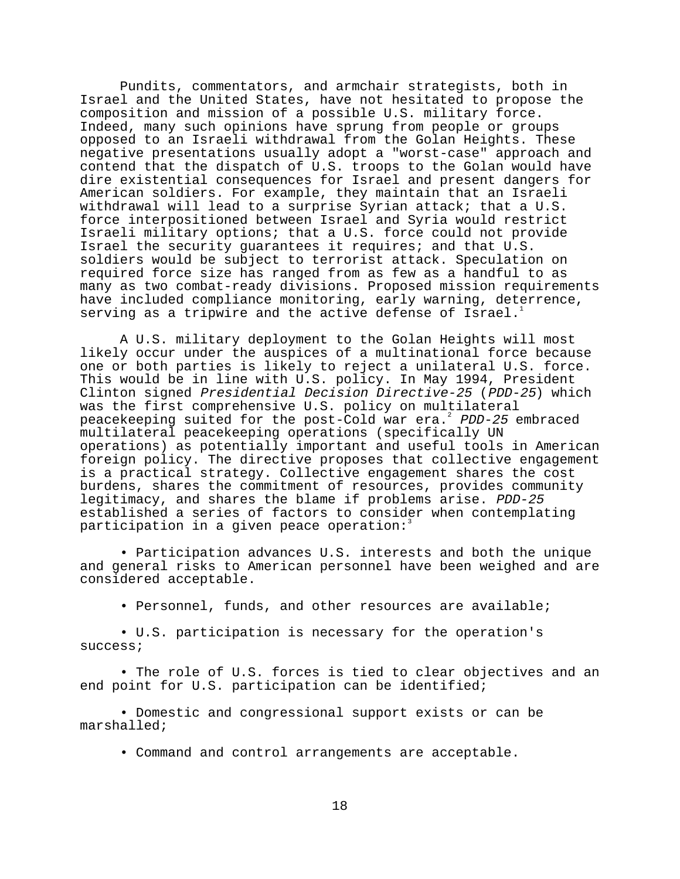Pundits, commentators, and armchair strategists, both in Israel and the United States, have not hesitated to propose the composition and mission of a possible U.S. military force. Indeed, many such opinions have sprung from people or groups opposed to an Israeli withdrawal from the Golan Heights. These negative presentations usually adopt a "worst-case" approach and contend that the dispatch of U.S. troops to the Golan would have dire existential consequences for Israel and present dangers for American soldiers. For example, they maintain that an Israeli withdrawal will lead to a surprise Syrian attack; that a U.S. force interpositioned between Israel and Syria would restrict Israeli military options; that a U.S. force could not provide Israel the security guarantees it requires; and that U.S. soldiers would be subject to terrorist attack. Speculation on required force size has ranged from as few as a handful to as many as two combat-ready divisions. Proposed mission requirements have included compliance monitoring, early warning, deterrence, serving as a tripwire and the active defense of Israel.[1]

A U.S. military deployment to the Golan Heights will most likely occur under the auspices of a multinational force because one or both parties is likely to reject a unilateral U.S. force. This would be in line with U.S. policy. In May 1994, President Clinton signed *Presidential Decision Directive-25* (*PDD-25*) which was the first comprehensive U.S. policy on multilateral peacekeeping suited for the post-Cold war era.[2] *PDD-25* embraced multilateral peacekeeping operations (specifically UN operations) as potentially important and useful tools in American foreign policy. The directive proposes that collective engagement is a practical strategy. Collective engagement shares the cost burdens, shares the commitment of resources, provides community legitimacy, and shares the blame if problems arise. *PDD-25* established a series of factors to consider when contemplating participation in a given peace operation:[3]

- Participation advances U.S. interests and both the unique and general risks to American personnel have been weighed and are considered acceptable.
- Personnel, funds, and other resources are available;
- U.S. participation is necessary for the operation's success;
- The role of U.S. forces is tied to clear objectives and an end point for U.S. participation can be identified;
- Domestic and congressional support exists or can be marshalled;
- Command and control arrangements are acceptable.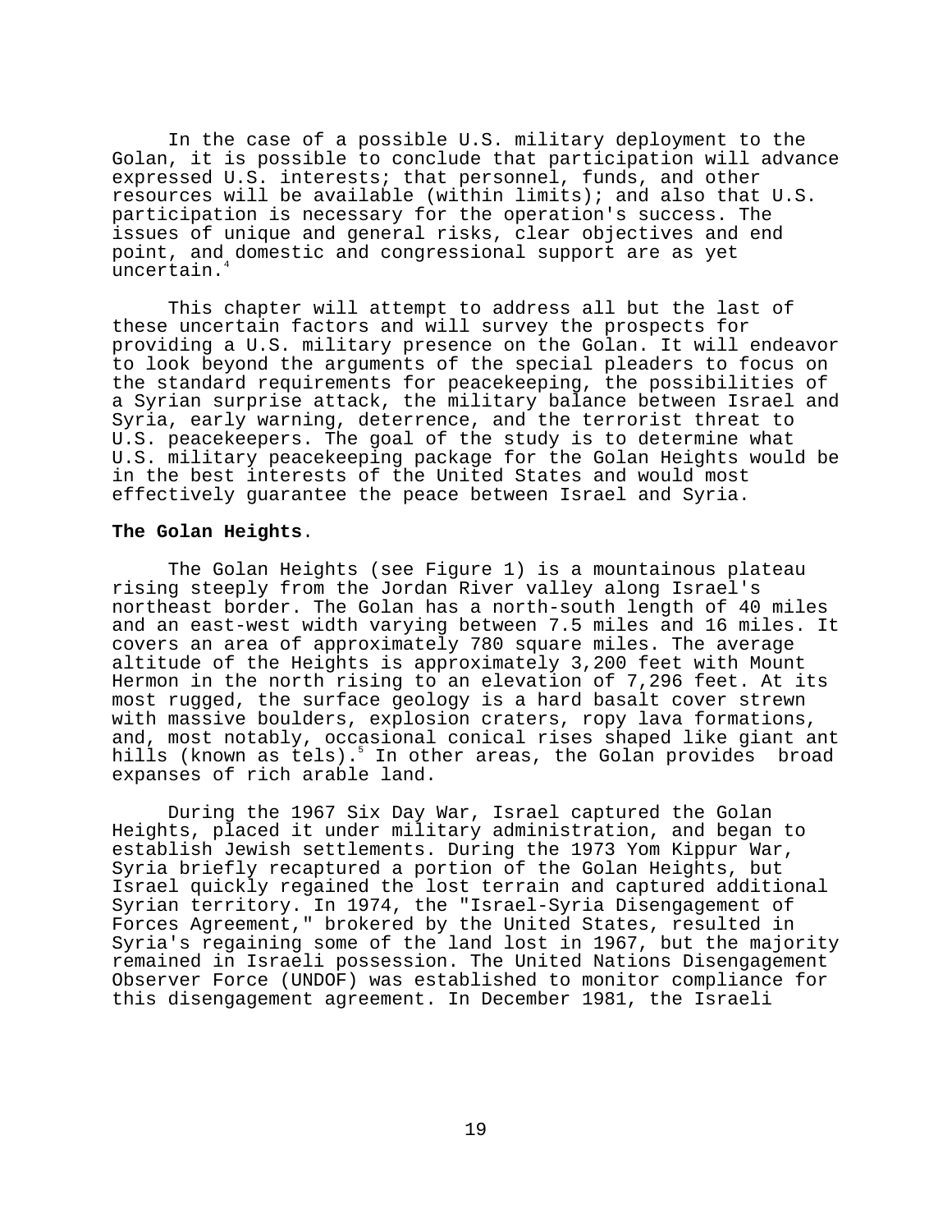In the case of a possible U.S. military deployment to the Golan, it is possible to conclude that participation will advance expressed U.S. interests; that personnel, funds, and other resources will be available (within limits); and also that U.S. participation is necessary for the operation's success. The issues of unique and general risks, clear objectives and end point, and domestic and congressional support are as yet uncertain.[4]

This chapter will attempt to address all but the last of these uncertain factors and will survey the prospects for providing a U.S. military presence on the Golan. It will endeavor to look beyond the arguments of the special pleaders to focus on the standard requirements for peacekeeping, the possibilities of a Syrian surprise attack, the military balance between Israel and Syria, early warning, deterrence, and the terrorist threat to U.S. peacekeepers. The goal of the study is to determine what U.S. military peacekeeping package for the Golan Heights would be in the best interests of the United States and would most effectively guarantee the peace between Israel and Syria.

**The Golan Heights**.

The Golan Heights (see Figure 1) is a mountainous plateau rising steeply from the Jordan River valley along Israel's northeast border. The Golan has a north-south length of 40 miles and an east-west width varying between 7.5 miles and 16 miles. It covers an area of approximately 780 square miles. The average altitude of the Heights is approximately 3,200 feet with Mount Hermon in the north rising to an elevation of 7,296 feet. At its most rugged, the surface geology is a hard basalt cover strewn with massive boulders, explosion craters, ropy lava formations, and, most notably, occasional conical rises shaped like giant ant hills (known as tels).[5] In other areas, the Golan provides broad expanses of rich arable land.

During the 1967 Six Day War, Israel captured the Golan Heights, placed it under military administration, and began to establish Jewish settlements. During the 1973 Yom Kippur War, Syria briefly recaptured a portion of the Golan Heights, but Israel quickly regained the lost terrain and captured additional Syrian territory. In 1974, the "Israel-Syria Disengagement of Forces Agreement," brokered by the United States, resulted in Syria's regaining some of the land lost in 1967, but the majority remained in Israeli possession. The United Nations Disengagement Observer Force (UNDOF) was established to monitor compliance for this disengagement agreement. In December 1981, the Israeli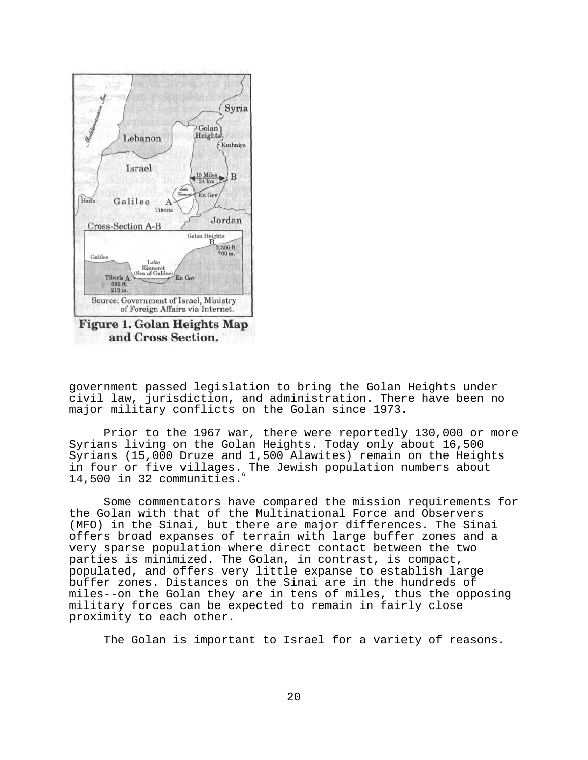Figure 1. Golan Heights Map and Cross Section.

government passed legislation to bring the Golan Heights under civil law, jurisdiction, and administration. There have been no major military conflicts on the Golan since 1973.

Prior to the 1967 war, there were reportedly 130,000 or more Syrians living on the Golan Heights. Today only about 16,500 Syrians (15,000 Druze and 1,500 Alawites) remain on the Heights in four or five villages. The Jewish population numbers about 14,500 in 32 communities.[6]

Some commentators have compared the mission requirements for the Golan with that of the Multinational Force and Observers (MFO) in the Sinai, but there are major differences. The Sinai offers broad expanses of terrain with large buffer zones and a very sparse population where direct contact between the two parties is minimized. The Golan, in contrast, is compact, populated, and offers very little expanse to establish large buffer zones. Distances on the Sinai are in the hundreds of miles--on the Golan they are in tens of miles, thus the opposing military forces can be expected to remain in fairly close proximity to each other.

The Golan is important to Israel for a variety of reasons.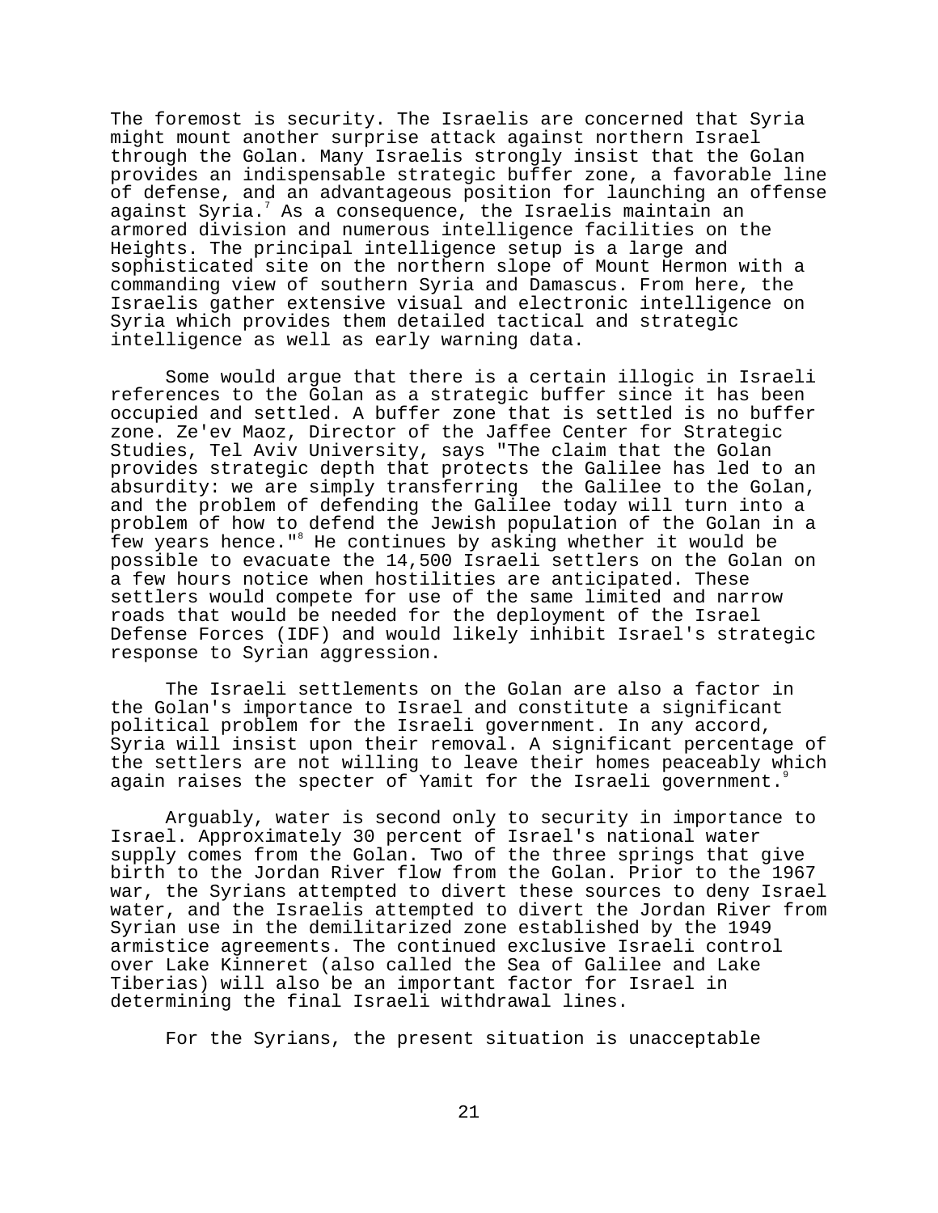The foremost is security. The Israelis are concerned that Syria might mount another surprise attack against northern Israel through the Golan. Many Israelis strongly insist that the Golan provides an indispensable strategic buffer zone, a favorable line of defense, and an advantageous position for launching an offense against Syria.[7] As a consequence, the Israelis maintain an armored division and numerous intelligence facilities on the Heights. The principal intelligence setup is a large and sophisticated site on the northern slope of Mount Hermon with a commanding view of southern Syria and Damascus. From here, the Israelis gather extensive visual and electronic intelligence on Syria which provides them detailed tactical and strategic intelligence as well as early warning data.

Some would argue that there is a certain illogic in Israeli references to the Golan as a strategic buffer since it has been occupied and settled. A buffer zone that is settled is no buffer zone. Ze'ev Maoz, Director of the Jaffee Center for Strategic Studies, Tel Aviv University, says "The claim that the Golan provides strategic depth that protects the Galilee has led to an absurdity: we are simply transferring the Galilee to the Golan, and the problem of defending the Galilee today will turn into a problem of how to defend the Jewish population of the Golan in a few years hence."[8] He continues by asking whether it would be possible to evacuate the 14,500 Israeli settlers on the Golan on a few hours notice when hostilities are anticipated. These settlers would compete for use of the same limited and narrow roads that would be needed for the deployment of the Israel Defense Forces (IDF) and would likely inhibit Israel's strategic response to Syrian aggression.

The Israeli settlements on the Golan are also a factor in the Golan's importance to Israel and constitute a significant political problem for the Israeli government. In any accord, Syria will insist upon their removal. A significant percentage of the settlers are not willing to leave their homes peaceably which again raises the specter of Yamit for the Israeli government.[9]

Arguably, water is second only to security in importance to Israel. Approximately 30 percent of Israel's national water supply comes from the Golan. Two of the three springs that give birth to the Jordan River flow from the Golan. Prior to the 1967 war, the Syrians attempted to divert these sources to deny Israel water, and the Israelis attempted to divert the Jordan River from Syrian use in the demilitarized zone established by the 1949 armistice agreements. The continued exclusive Israeli control over Lake Kinneret (also called the Sea of Galilee and Lake Tiberias) will also be an important factor for Israel in determining the final Israeli withdrawal lines.

For the Syrians, the present situation is unacceptable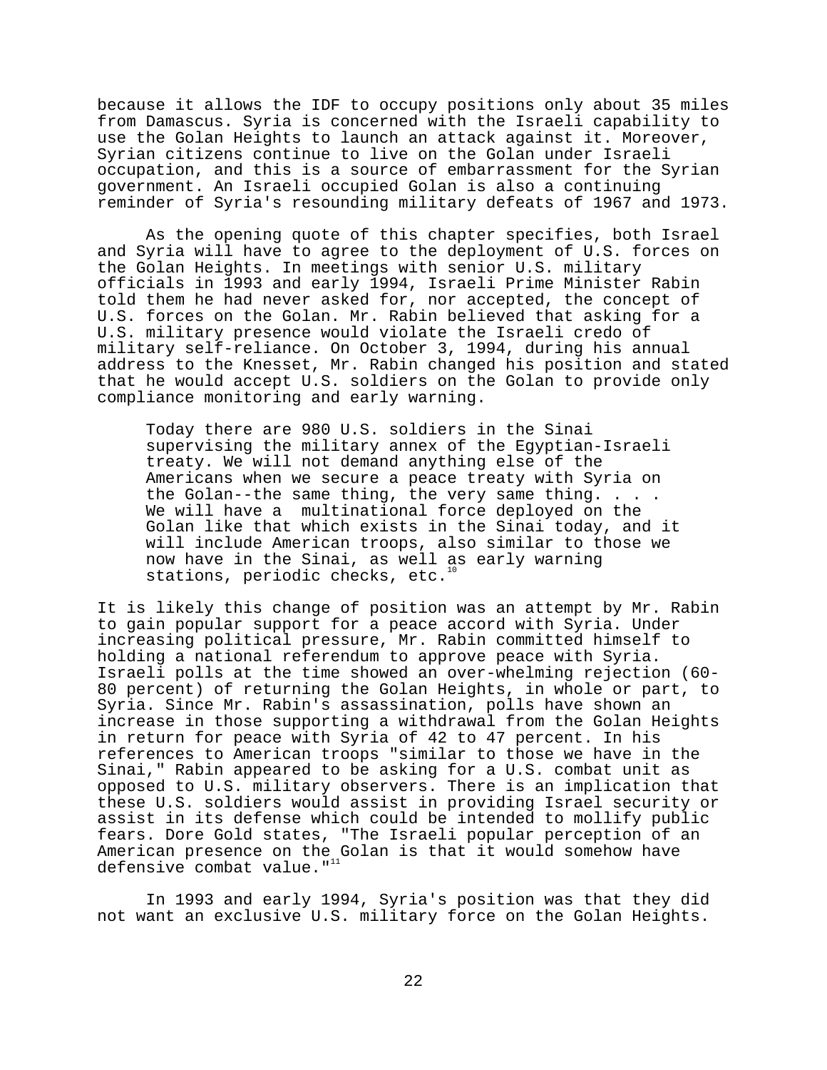because it allows the IDF to occupy positions only about 35 miles from Damascus. Syria is concerned with the Israeli capability to use the Golan Heights to launch an attack against it. Moreover, Syrian citizens continue to live on the Golan under Israeli occupation, and this is a source of embarrassment for the Syrian government. An Israeli occupied Golan is also a continuing reminder of Syria's resounding military defeats of 1967 and 1973.

As the opening quote of this chapter specifies, both Israel and Syria will have to agree to the deployment of U.S. forces on the Golan Heights. In meetings with senior U.S. military officials in 1993 and early 1994, Israeli Prime Minister Rabin told them he had never asked for, nor accepted, the concept of U.S. forces on the Golan. Mr. Rabin believed that asking for a U.S. military presence would violate the Israeli credo of military self-reliance. On October 3, 1994, during his annual address to the Knesset, Mr. Rabin changed his position and stated that he would accept U.S. soldiers on the Golan to provide only compliance monitoring and early warning.

> Today there are 980 U.S. soldiers in the Sinai supervising the military annex of the Egyptian-Israeli treaty. We will not demand anything else of the Americans when we secure a peace treaty with Syria on the Golan--the same thing, the very same thing. . . . We will have a multinational force deployed on the Golan like that which exists in the Sinai today, and it will include American troops, also similar to those we now have in the Sinai, as well as early warning stations, periodic checks, etc.[10]

It is likely this change of position was an attempt by Mr. Rabin to gain popular support for a peace accord with Syria. Under increasing political pressure, Mr. Rabin committed himself to holding a national referendum to approve peace with Syria. Israeli polls at the time showed an over-whelming rejection (60-80 percent) of returning the Golan Heights, in whole or part, to Syria. Since Mr. Rabin's assassination, polls have shown an increase in those supporting a withdrawal from the Golan Heights in return for peace with Syria of 42 to 47 percent. In his references to American troops "similar to those we have in the Sinai," Rabin appeared to be asking for a U.S. combat unit as opposed to U.S. military observers. There is an implication that these U.S. soldiers would assist in providing Israel security or assist in its defense which could be intended to mollify public fears. Dore Gold states, "The Israeli popular perception of an American presence on the Golan is that it would somehow have defensive combat value."[11]

In 1993 and early 1994, Syria's position was that they did not want an exclusive U.S. military force on the Golan Heights.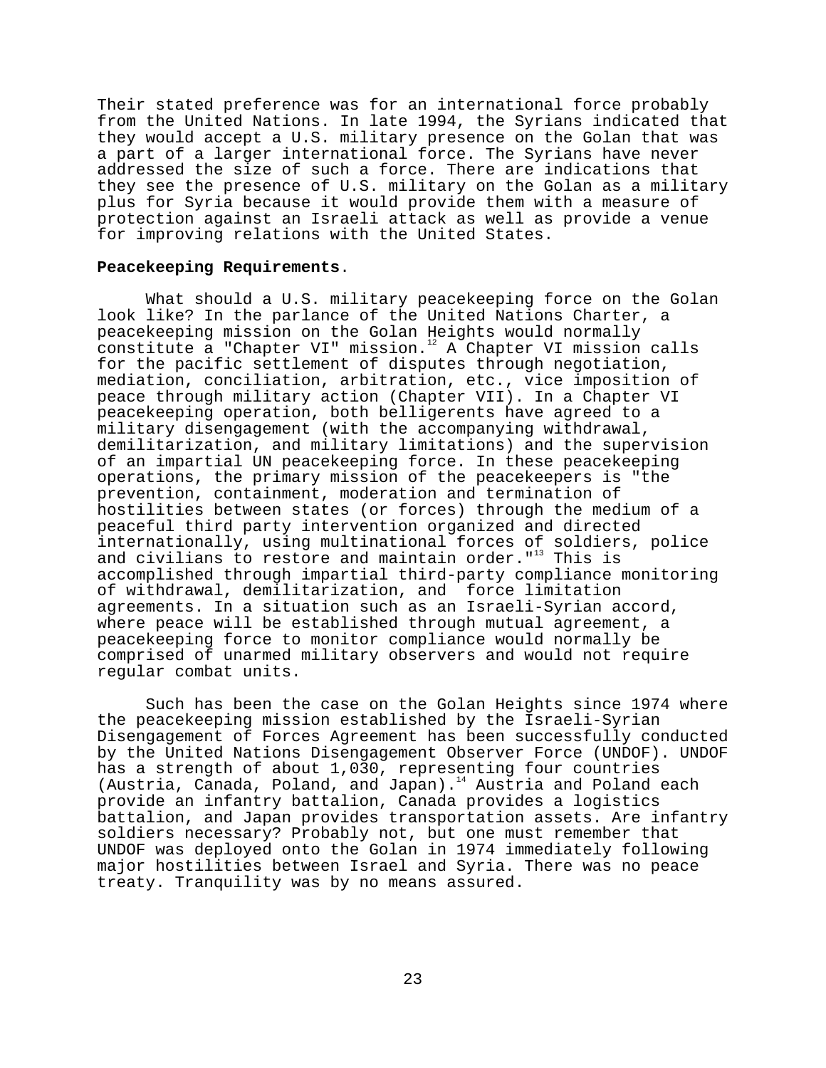Their stated preference was for an international force probably from the United Nations. In late 1994, the Syrians indicated that they would accept a U.S. military presence on the Golan that was a part of a larger international force. The Syrians have never addressed the size of such a force. There are indications that they see the presence of U.S. military on the Golan as a military plus for Syria because it would provide them with a measure of protection against an Israeli attack as well as provide a venue for improving relations with the United States.

**Peacekeeping Requirements**.

What should a U.S. military peacekeeping force on the Golan look like? In the parlance of the United Nations Charter, a peacekeeping mission on the Golan Heights would normally constitute a "Chapter VI" mission.[12] A Chapter VI mission calls for the pacific settlement of disputes through negotiation, mediation, conciliation, arbitration, etc., vice imposition of peace through military action (Chapter VII). In a Chapter VI peacekeeping operation, both belligerents have agreed to a military disengagement (with the accompanying withdrawal, demilitarization, and military limitations) and the supervision of an impartial UN peacekeeping force. In these peacekeeping operations, the primary mission of the peacekeepers is "the prevention, containment, moderation and termination of hostilities between states (or forces) through the medium of a peaceful third party intervention organized and directed internationally, using multinational forces of soldiers, police and civilians to restore and maintain order."[13] This is accomplished through impartial third-party compliance monitoring of withdrawal, demilitarization, and force limitation agreements. In a situation such as an Israeli-Syrian accord, where peace will be established through mutual agreement, a peacekeeping force to monitor compliance would normally be comprised of unarmed military observers and would not require regular combat units.

Such has been the case on the Golan Heights since 1974 where the peacekeeping mission established by the Israeli-Syrian Disengagement of Forces Agreement has been successfully conducted by the United Nations Disengagement Observer Force (UNDOF). UNDOF has a strength of about 1,030, representing four countries (Austria, Canada, Poland, and Japan).[14] Austria and Poland each provide an infantry battalion, Canada provides a logistics battalion, and Japan provides transportation assets. Are infantry soldiers necessary? Probably not, but one must remember that UNDOF was deployed onto the Golan in 1974 immediately following major hostilities between Israel and Syria. There was no peace treaty. Tranquility was by no means assured.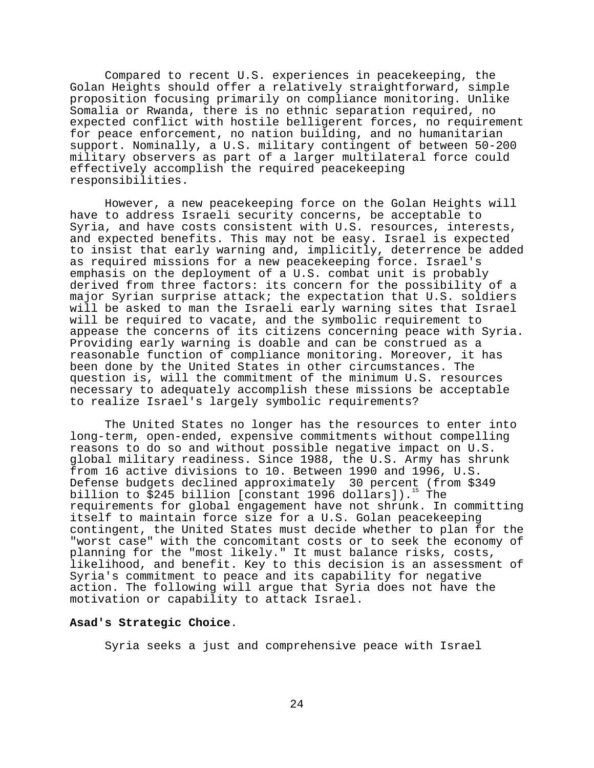Compared to recent U.S. experiences in peacekeeping, the Golan Heights should offer a relatively straightforward, simple proposition focusing primarily on compliance monitoring. Unlike Somalia or Rwanda, there is no ethnic separation required, no expected conflict with hostile belligerent forces, no requirement for peace enforcement, no nation building, and no humanitarian support. Nominally, a U.S. military contingent of between 50-200 military observers as part of a larger multilateral force could effectively accomplish the required peacekeeping responsibilities.

However, a new peacekeeping force on the Golan Heights will have to address Israeli security concerns, be acceptable to Syria, and have costs consistent with U.S. resources, interests, and expected benefits. This may not be easy. Israel is expected to insist that early warning and, implicitly, deterrence be added as required missions for a new peacekeeping force. Israel's emphasis on the deployment of a U.S. combat unit is probably derived from three factors: its concern for the possibility of a major Syrian surprise attack; the expectation that U.S. soldiers will be asked to man the Israeli early warning sites that Israel will be required to vacate, and the symbolic requirement to appease the concerns of its citizens concerning peace with Syria. Providing early warning is doable and can be construed as a reasonable function of compliance monitoring. Moreover, it has been done by the United States in other circumstances. The question is, will the commitment of the minimum U.S. resources necessary to adequately accomplish these missions be acceptable to realize Israel's largely symbolic requirements?

The United States no longer has the resources to enter into long-term, open-ended, expensive commitments without compelling reasons to do so and without possible negative impact on U.S. global military readiness. Since 1988, the U.S. Army has shrunk from 16 active divisions to 10. Between 1990 and 1996, U.S. Defense budgets declined approximately 30 percent (from $349 billion to $245 billion [constant 1996 dollars]).[15] The requirements for global engagement have not shrunk. In committing itself to maintain force size for a U.S. Golan peacekeeping contingent, the United States must decide whether to plan for the "worst case" with the concomitant costs or to seek the economy of planning for the "most likely." It must balance risks, costs, likelihood, and benefit. Key to this decision is an assessment of Syria's commitment to peace and its capability for negative action. The following will argue that Syria does not have the motivation or capability to attack Israel.

**Asad's Strategic Choice**.

Syria seeks a just and comprehensive peace with Israel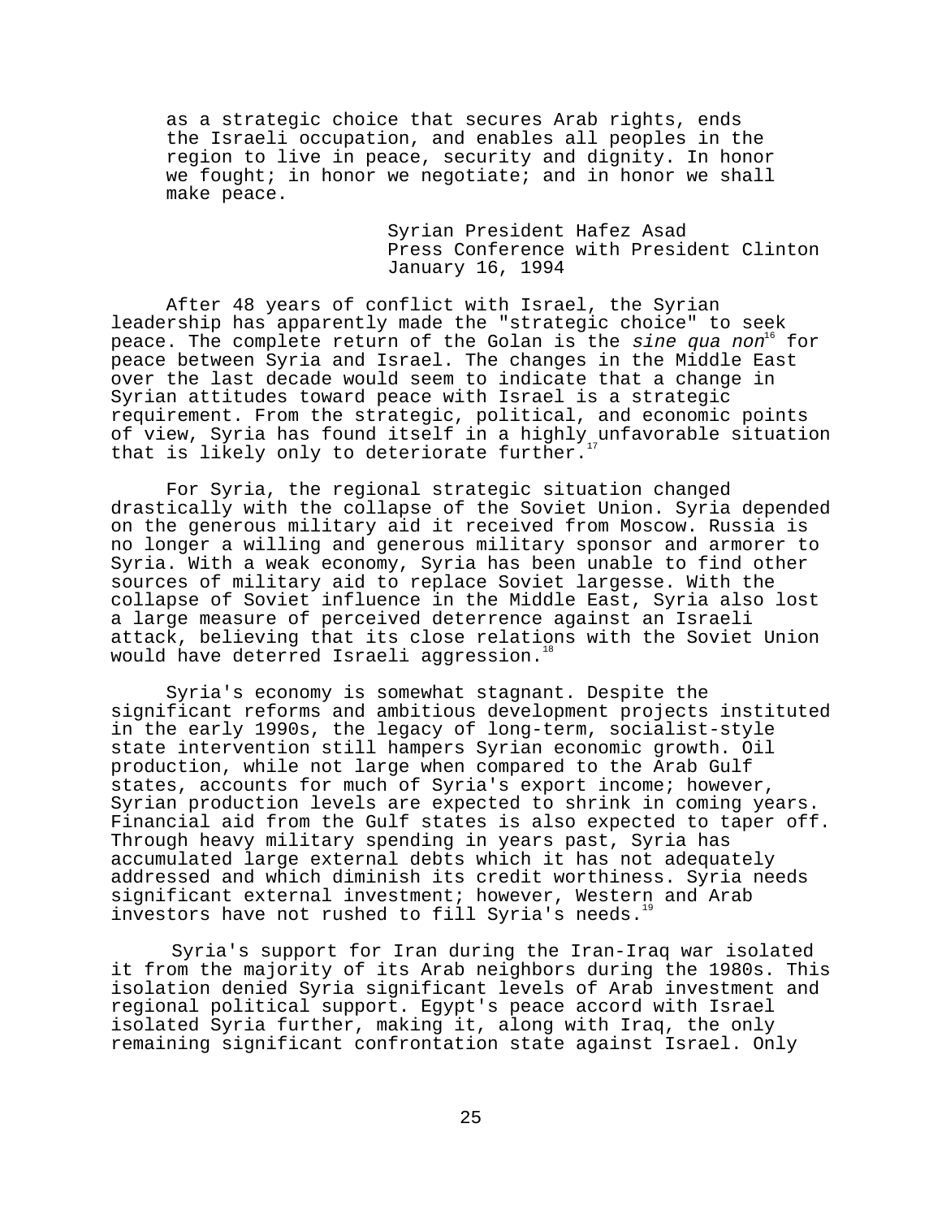> as a strategic choice that secures Arab rights, ends the Israeli occupation, and enables all peoples in the region to live in peace, security and dignity. In honor we fought; in honor we negotiate; and in honor we shall make peace.
>
> Syrian President Hafez Asad
> Press Conference with President Clinton
> January 16, 1994

After 48 years of conflict with Israel, the Syrian leadership has apparently made the "strategic choice" to seek peace. The complete return of the Golan is the *sine qua non*[16] for peace between Syria and Israel. The changes in the Middle East over the last decade would seem to indicate that a change in Syrian attitudes toward peace with Israel is a strategic requirement. From the strategic, political, and economic points of view, Syria has found itself in a highly unfavorable situation that is likely only to deteriorate further.[17]

For Syria, the regional strategic situation changed drastically with the collapse of the Soviet Union. Syria depended on the generous military aid it received from Moscow. Russia is no longer a willing and generous military sponsor and armorer to Syria. With a weak economy, Syria has been unable to find other sources of military aid to replace Soviet largesse. With the collapse of Soviet influence in the Middle East, Syria also lost a large measure of perceived deterrence against an Israeli attack, believing that its close relations with the Soviet Union would have deterred Israeli aggression.[18]

Syria's economy is somewhat stagnant. Despite the significant reforms and ambitious development projects instituted in the early 1990s, the legacy of long-term, socialist-style state intervention still hampers Syrian economic growth. Oil production, while not large when compared to the Arab Gulf states, accounts for much of Syria's export income; however, Syrian production levels are expected to shrink in coming years. Financial aid from the Gulf states is also expected to taper off. Through heavy military spending in years past, Syria has accumulated large external debts which it has not adequately addressed and which diminish its credit worthiness. Syria needs significant external investment; however, Western and Arab investors have not rushed to fill Syria's needs.[19]

Syria's support for Iran during the Iran-Iraq war isolated it from the majority of its Arab neighbors during the 1980s. This isolation denied Syria significant levels of Arab investment and regional political support. Egypt's peace accord with Israel isolated Syria further, making it, along with Iraq, the only remaining significant confrontation state against Israel. Only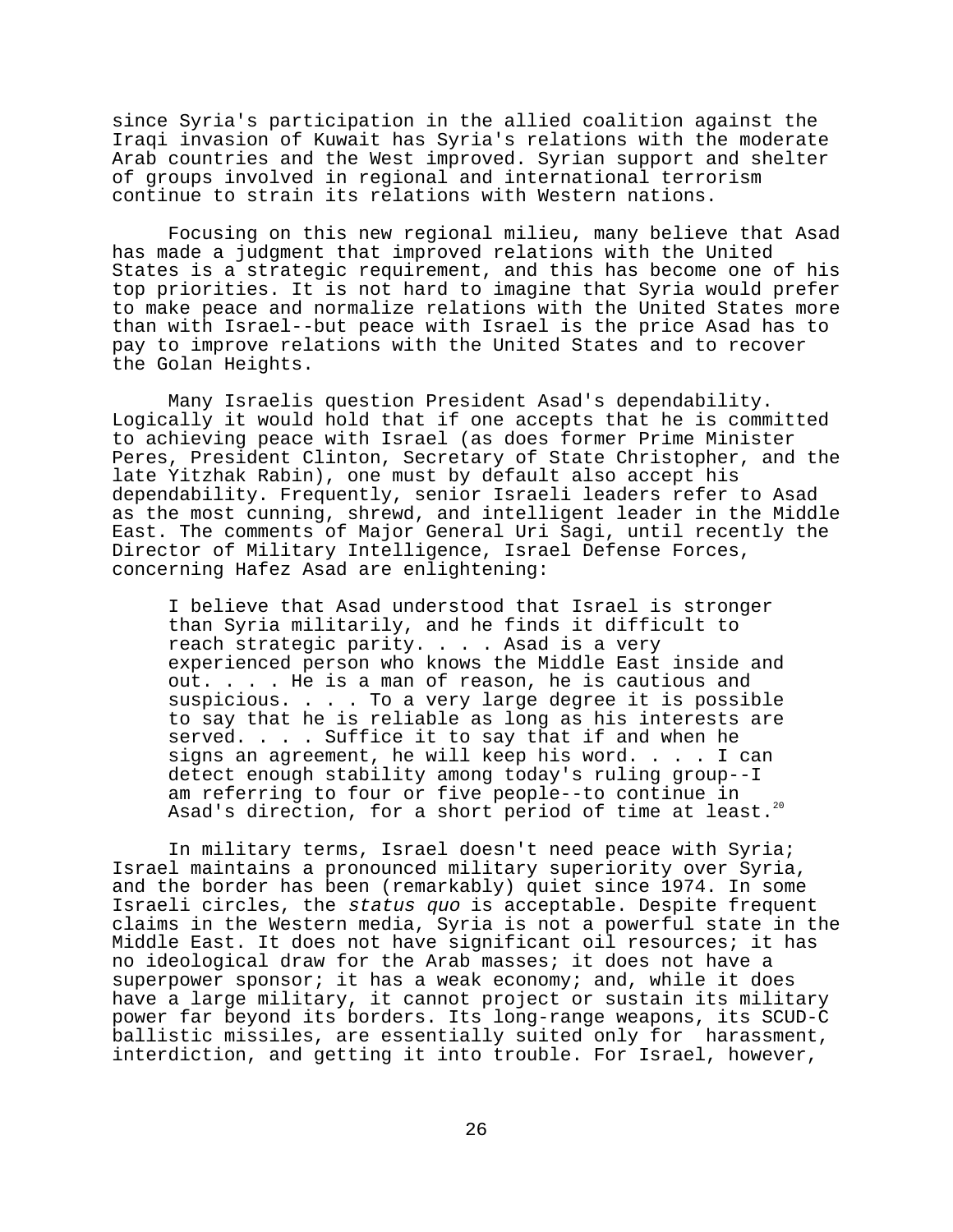since Syria's participation in the allied coalition against the Iraqi invasion of Kuwait has Syria's relations with the moderate Arab countries and the West improved. Syrian support and shelter of groups involved in regional and international terrorism continue to strain its relations with Western nations.

Focusing on this new regional milieu, many believe that Asad has made a judgment that improved relations with the United States is a strategic requirement, and this has become one of his top priorities. It is not hard to imagine that Syria would prefer to make peace and normalize relations with the United States more than with Israel--but peace with Israel is the price Asad has to pay to improve relations with the United States and to recover the Golan Heights.

Many Israelis question President Asad's dependability. Logically it would hold that if one accepts that he is committed to achieving peace with Israel (as does former Prime Minister Peres, President Clinton, Secretary of State Christopher, and the late Yitzhak Rabin), one must by default also accept his dependability. Frequently, senior Israeli leaders refer to Asad as the most cunning, shrewd, and intelligent leader in the Middle East. The comments of Major General Uri Sagi, until recently the Director of Military Intelligence, Israel Defense Forces, concerning Hafez Asad are enlightening:

> I believe that Asad understood that Israel is stronger than Syria militarily, and he finds it difficult to reach strategic parity. . . . Asad is a very experienced person who knows the Middle East inside and out. . . . He is a man of reason, he is cautious and suspicious. . . . To a very large degree it is possible to say that he is reliable as long as his interests are served. . . . Suffice it to say that if and when he signs an agreement, he will keep his word. . . . I can detect enough stability among today's ruling group--I am referring to four or five people--to continue in Asad's direction, for a short period of time at least.[20]

In military terms, Israel doesn't need peace with Syria; Israel maintains a pronounced military superiority over Syria, and the border has been (remarkably) quiet since 1974. In some Israeli circles, the *status quo* is acceptable. Despite frequent claims in the Western media, Syria is not a powerful state in the Middle East. It does not have significant oil resources; it has no ideological draw for the Arab masses; it does not have a superpower sponsor; it has a weak economy; and, while it does have a large military, it cannot project or sustain its military power far beyond its borders. Its long-range weapons, its SCUD-C ballistic missiles, are essentially suited only for harassment, interdiction, and getting it into trouble. For Israel, however,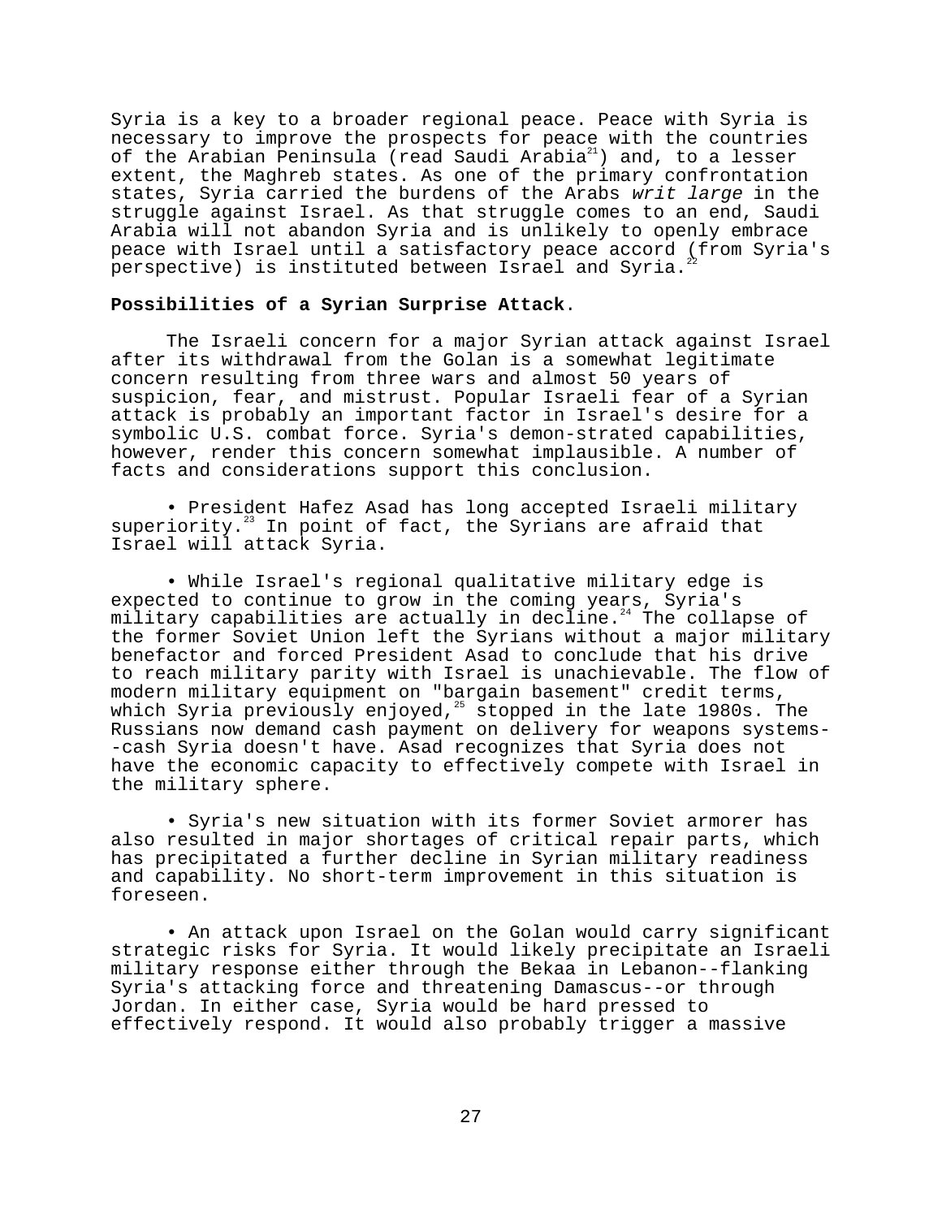Syria is a key to a broader regional peace. Peace with Syria is necessary to improve the prospects for peace with the countries of the Arabian Peninsula (read Saudi Arabia[21]) and, to a lesser extent, the Maghreb states. As one of the primary confrontation states, Syria carried the burdens of the Arabs *writ large* in the struggle against Israel. As that struggle comes to an end, Saudi Arabia will not abandon Syria and is unlikely to openly embrace peace with Israel until a satisfactory peace accord (from Syria's perspective) is instituted between Israel and Syria.[22]

**Possibilities of a Syrian Surprise Attack**.

The Israeli concern for a major Syrian attack against Israel after its withdrawal from the Golan is a somewhat legitimate concern resulting from three wars and almost 50 years of suspicion, fear, and mistrust. Popular Israeli fear of a Syrian attack is probably an important factor in Israel's desire for a symbolic U.S. combat force. Syria's demon-strated capabilities, however, render this concern somewhat implausible. A number of facts and considerations support this conclusion.

- President Hafez Asad has long accepted Israeli military superiority.[23] In point of fact, the Syrians are afraid that Israel will attack Syria.

- While Israel's regional qualitative military edge is expected to continue to grow in the coming years, Syria's military capabilities are actually in decline.[24] The collapse of the former Soviet Union left the Syrians without a major military benefactor and forced President Asad to conclude that his drive to reach military parity with Israel is unachievable. The flow of modern military equipment on "bargain basement" credit terms, which Syria previously enjoyed,[25] stopped in the late 1980s. The Russians now demand cash payment on delivery for weapons systems--cash Syria doesn't have. Asad recognizes that Syria does not have the economic capacity to effectively compete with Israel in the military sphere.

- Syria's new situation with its former Soviet armorer has also resulted in major shortages of critical repair parts, which has precipitated a further decline in Syrian military readiness and capability. No short-term improvement in this situation is foreseen.

- An attack upon Israel on the Golan would carry significant strategic risks for Syria. It would likely precipitate an Israeli military response either through the Bekaa in Lebanon--flanking Syria's attacking force and threatening Damascus--or through Jordan. In either case, Syria would be hard pressed to effectively respond. It would also probably trigger a massive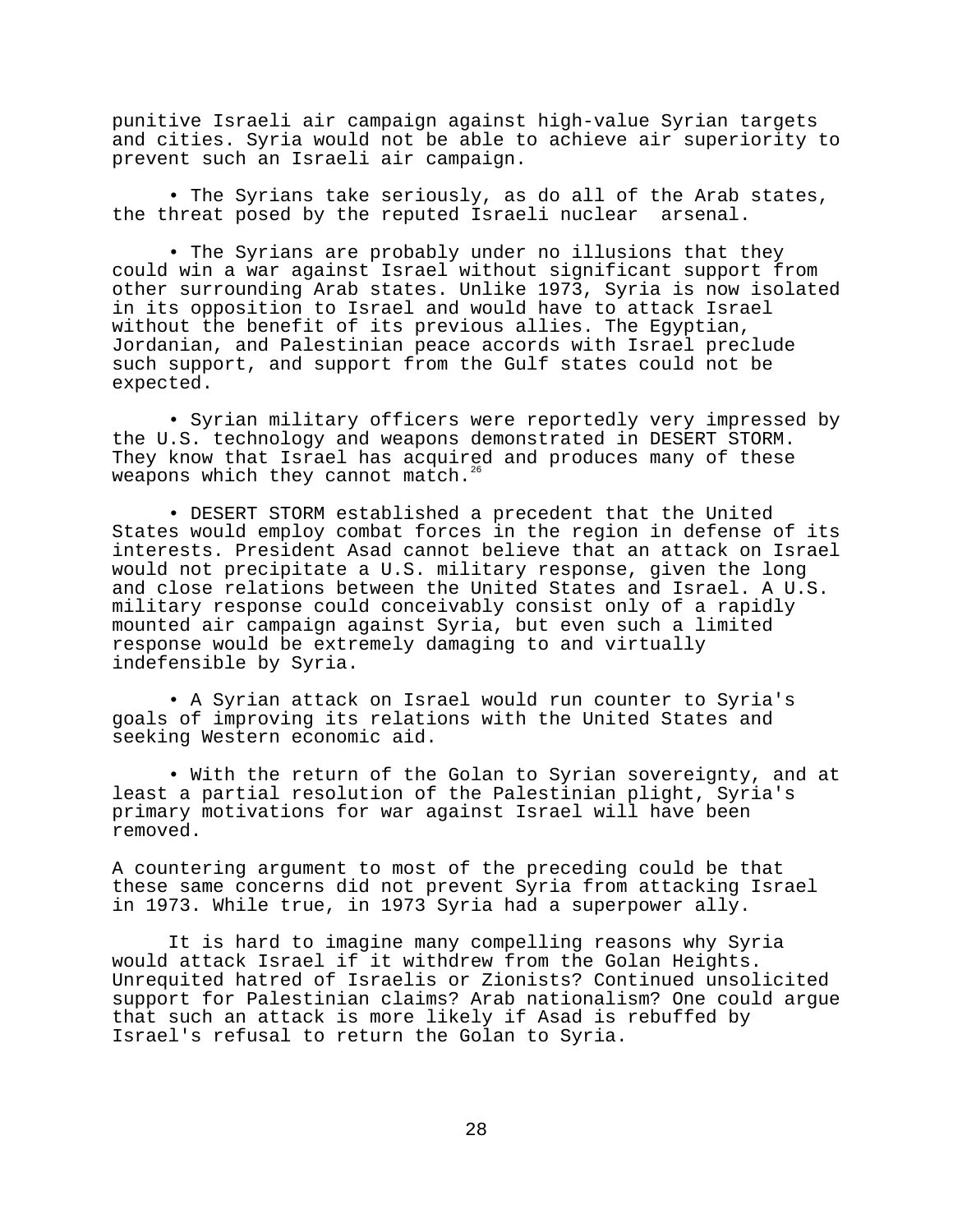punitive Israeli air campaign against high-value Syrian targets and cities. Syria would not be able to achieve air superiority to prevent such an Israeli air campaign.

- The Syrians take seriously, as do all of the Arab states, the threat posed by the reputed Israeli nuclear arsenal.

- The Syrians are probably under no illusions that they could win a war against Israel without significant support from other surrounding Arab states. Unlike 1973, Syria is now isolated in its opposition to Israel and would have to attack Israel without the benefit of its previous allies. The Egyptian, Jordanian, and Palestinian peace accords with Israel preclude such support, and support from the Gulf states could not be expected.

- Syrian military officers were reportedly very impressed by the U.S. technology and weapons demonstrated in DESERT STORM. They know that Israel has acquired and produces many of these weapons which they cannot match.[26]

- DESERT STORM established a precedent that the United States would employ combat forces in the region in defense of its interests. President Asad cannot believe that an attack on Israel would not precipitate a U.S. military response, given the long and close relations between the United States and Israel. A U.S. military response could conceivably consist only of a rapidly mounted air campaign against Syria, but even such a limited response would be extremely damaging to and virtually indefensible by Syria.

- A Syrian attack on Israel would run counter to Syria's goals of improving its relations with the United States and seeking Western economic aid.

- With the return of the Golan to Syrian sovereignty, and at least a partial resolution of the Palestinian plight, Syria's primary motivations for war against Israel will have been removed.

A countering argument to most of the preceding could be that these same concerns did not prevent Syria from attacking Israel in 1973. While true, in 1973 Syria had a superpower ally.

It is hard to imagine many compelling reasons why Syria would attack Israel if it withdrew from the Golan Heights. Unrequited hatred of Israelis or Zionists? Continued unsolicited support for Palestinian claims? Arab nationalism? One could argue that such an attack is more likely if Asad is rebuffed by Israel's refusal to return the Golan to Syria.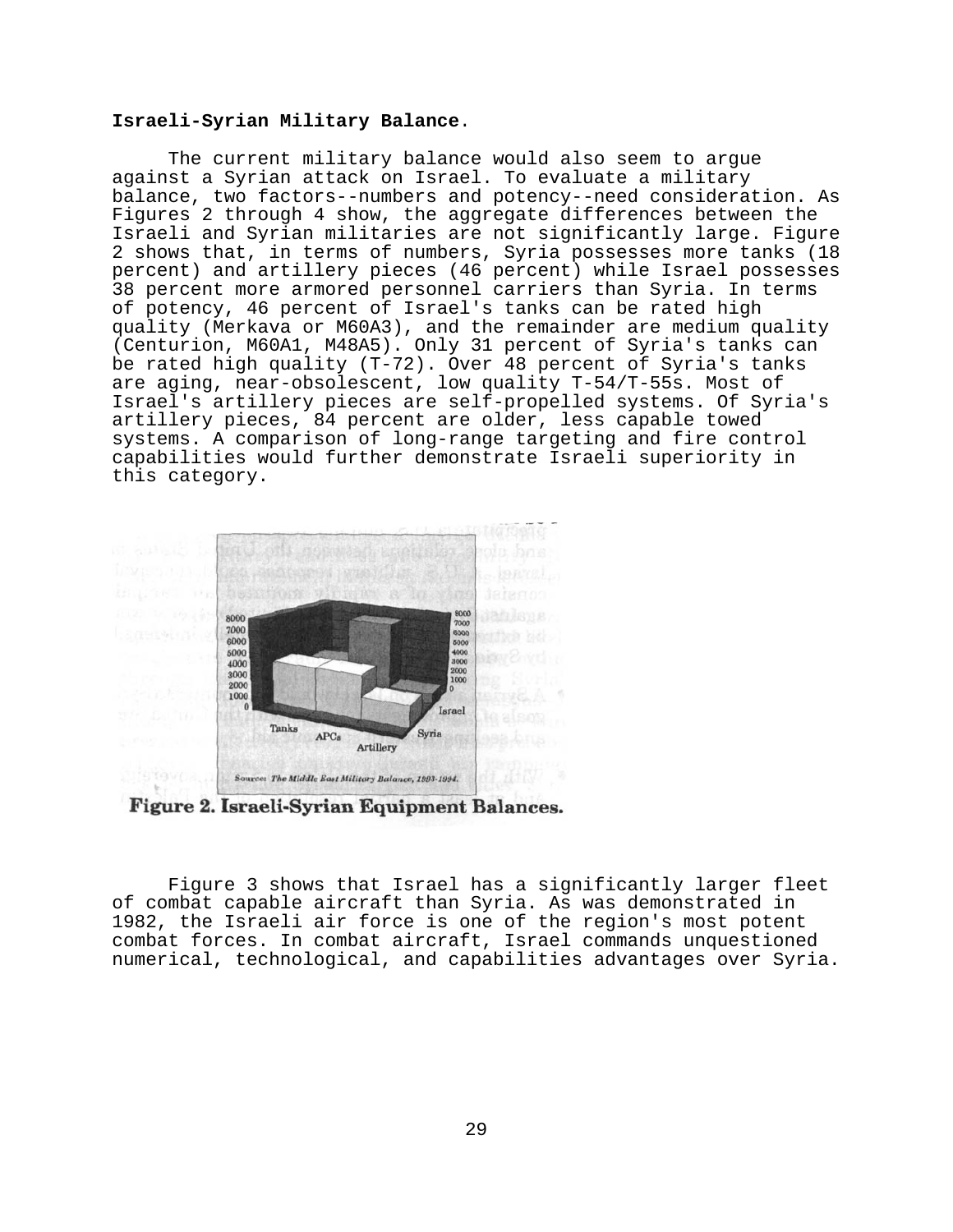**Israeli-Syrian Military Balance.**

The current military balance would also seem to argue against a Syrian attack on Israel. To evaluate a military balance, two factors--numbers and potency--need consideration. As Figures 2 through 4 show, the aggregate differences between the Israeli and Syrian militaries are not significantly large. Figure 2 shows that, in terms of numbers, Syria possesses more tanks (18 percent) and artillery pieces (46 percent) while Israel possesses 38 percent more armored personnel carriers than Syria. In terms of potency, 46 percent of Israel's tanks can be rated high quality (Merkava or M60A3), and the remainder are medium quality (Centurion, M60A1, M48A5). Only 31 percent of Syria's tanks can be rated high quality (T-72). Over 48 percent of Syria's tanks are aging, near-obsolescent, low quality T-54/T-55s. Most of Israel's artillery pieces are self-propelled systems. Of Syria's artillery pieces, 84 percent are older, less capable towed systems. A comparison of long-range targeting and fire control capabilities would further demonstrate Israeli superiority in this category.

Source: *The Middle East Military Balance, 1993-1994.*

**Figure 2. Israeli-Syrian Equipment Balances.**

Figure 3 shows that Israel has a significantly larger fleet of combat capable aircraft than Syria. As was demonstrated in 1982, the Israeli air force is one of the region's most potent combat forces. In combat aircraft, Israel commands unquestioned numerical, technological, and capabilities advantages over Syria.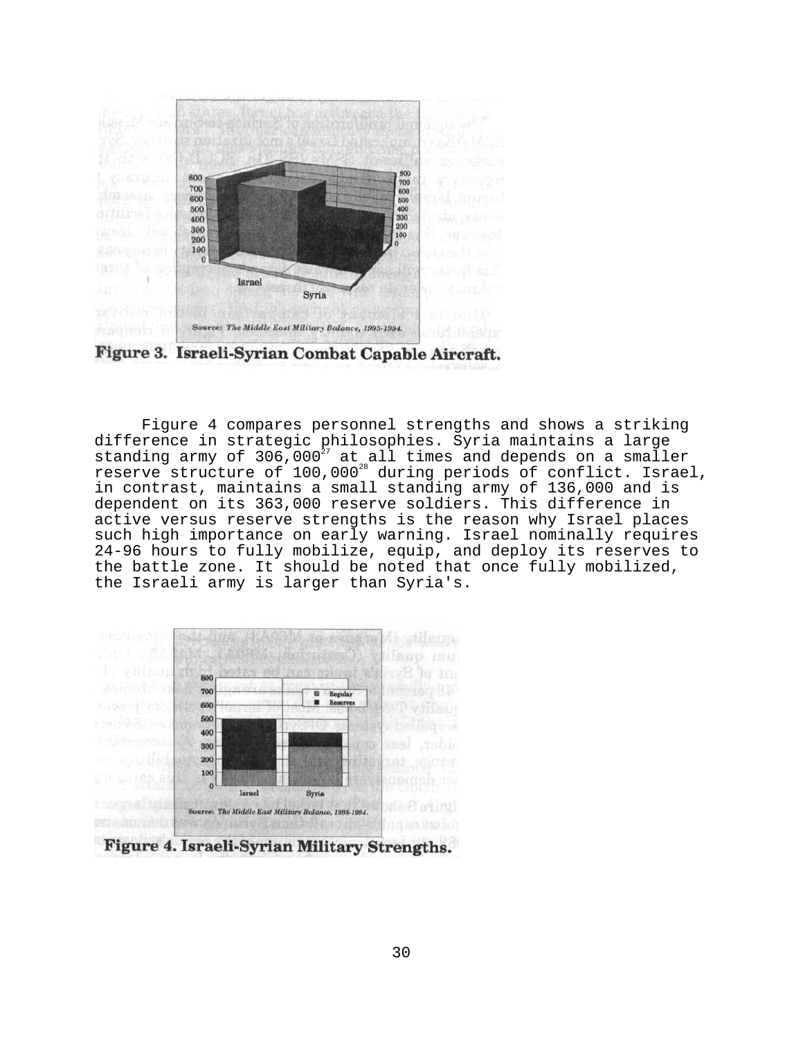Figure 3. Israeli-Syrian Combat Capable Aircraft.

Figure 4 compares personnel strengths and shows a striking difference in strategic philosophies. Syria maintains a large standing army of 306,000[27] at all times and depends on a smaller reserve structure of 100,000[28] during periods of conflict. Israel, in contrast, maintains a small standing army of 136,000 and is dependent on its 363,000 reserve soldiers. This difference in active versus reserve strengths is the reason why Israel places such high importance on early warning. Israel nominally requires 24-96 hours to fully mobilize, equip, and deploy its reserves to the battle zone. It should be noted that once fully mobilized, the Israeli army is larger than Syria's.

Figure 4. Israeli-Syrian Military Strengths.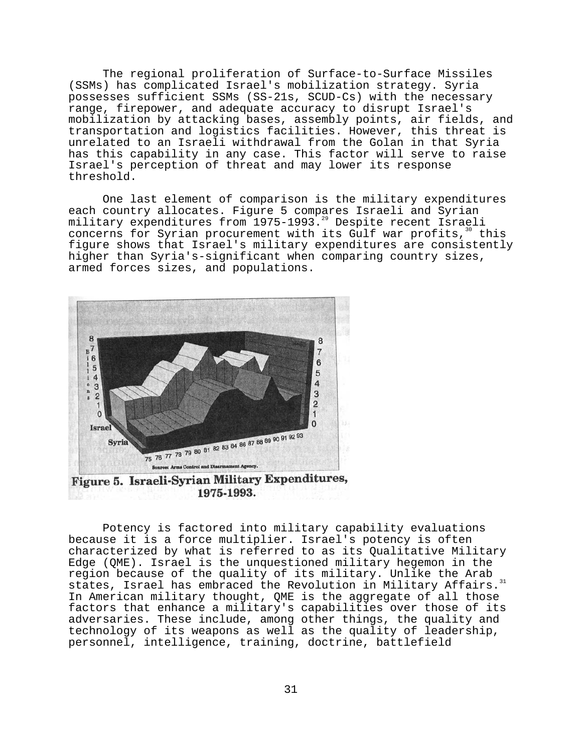The regional proliferation of Surface-to-Surface Missiles (SSMs) has complicated Israel's mobilization strategy. Syria possesses sufficient SSMs (SS-21s, SCUD-Cs) with the necessary range, firepower, and adequate accuracy to disrupt Israel's mobilization by attacking bases, assembly points, air fields, and transportation and logistics facilities. However, this threat is unrelated to an Israeli withdrawal from the Golan in that Syria has this capability in any case. This factor will serve to raise Israel's perception of threat and may lower its response threshold.

One last element of comparison is the military expenditures each country allocates. Figure 5 compares Israeli and Syrian military expenditures from 1975-1993.[29] Despite recent Israeli concerns for Syrian procurement with its Gulf war profits,[30] this figure shows that Israel's military expenditures are consistently higher than Syria's-significant when comparing country sizes, armed forces sizes, and populations.

**Figure 5. Israeli-Syrian Military Expenditures, 1975-1993.**

Potency is factored into military capability evaluations because it is a force multiplier. Israel's potency is often characterized by what is referred to as its Qualitative Military Edge (QME). Israel is the unquestioned military hegemon in the region because of the quality of its military. Unlike the Arab states, Israel has embraced the Revolution in Military Affairs.[31] In American military thought, QME is the aggregate of all those factors that enhance a military's capabilities over those of its adversaries. These include, among other things, the quality and technology of its weapons as well as the quality of leadership, personnel, intelligence, training, doctrine, battlefield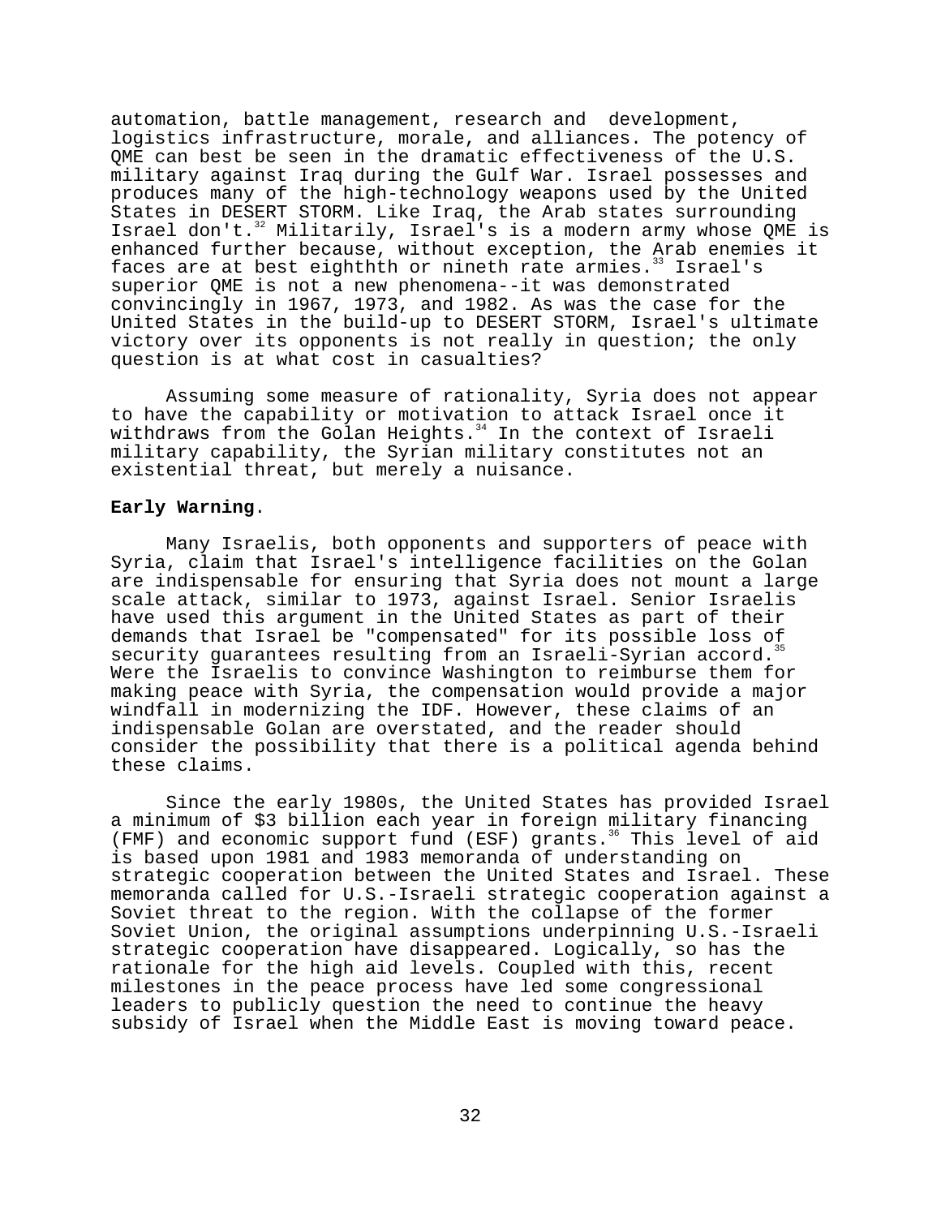automation, battle management, research and development, logistics infrastructure, morale, and alliances. The potency of QME can best be seen in the dramatic effectiveness of the U.S. military against Iraq during the Gulf War. Israel possesses and produces many of the high-technology weapons used by the United States in DESERT STORM. Like Iraq, the Arab states surrounding Israel don't.[32] Militarily, Israel's is a modern army whose QME is enhanced further because, without exception, the Arab enemies it faces are at best eighthth or nineth rate armies.[33] Israel's superior QME is not a new phenomena--it was demonstrated convincingly in 1967, 1973, and 1982. As was the case for the United States in the build-up to DESERT STORM, Israel's ultimate victory over its opponents is not really in question; the only question is at what cost in casualties?

Assuming some measure of rationality, Syria does not appear to have the capability or motivation to attack Israel once it withdraws from the Golan Heights.[34] In the context of Israeli military capability, the Syrian military constitutes not an existential threat, but merely a nuisance.

**Early Warning**.

Many Israelis, both opponents and supporters of peace with Syria, claim that Israel's intelligence facilities on the Golan are indispensable for ensuring that Syria does not mount a large scale attack, similar to 1973, against Israel. Senior Israelis have used this argument in the United States as part of their demands that Israel be "compensated" for its possible loss of security guarantees resulting from an Israeli-Syrian accord.[35] Were the Israelis to convince Washington to reimburse them for making peace with Syria, the compensation would provide a major windfall in modernizing the IDF. However, these claims of an indispensable Golan are overstated, and the reader should consider the possibility that there is a political agenda behind these claims.

Since the early 1980s, the United States has provided Israel a minimum of $3 billion each year in foreign military financing (FMF) and economic support fund (ESF) grants.[36] This level of aid is based upon 1981 and 1983 memoranda of understanding on strategic cooperation between the United States and Israel. These memoranda called for U.S.-Israeli strategic cooperation against a Soviet threat to the region. With the collapse of the former Soviet Union, the original assumptions underpinning U.S.-Israeli strategic cooperation have disappeared. Logically, so has the rationale for the high aid levels. Coupled with this, recent milestones in the peace process have led some congressional leaders to publicly question the need to continue the heavy subsidy of Israel when the Middle East is moving toward peace.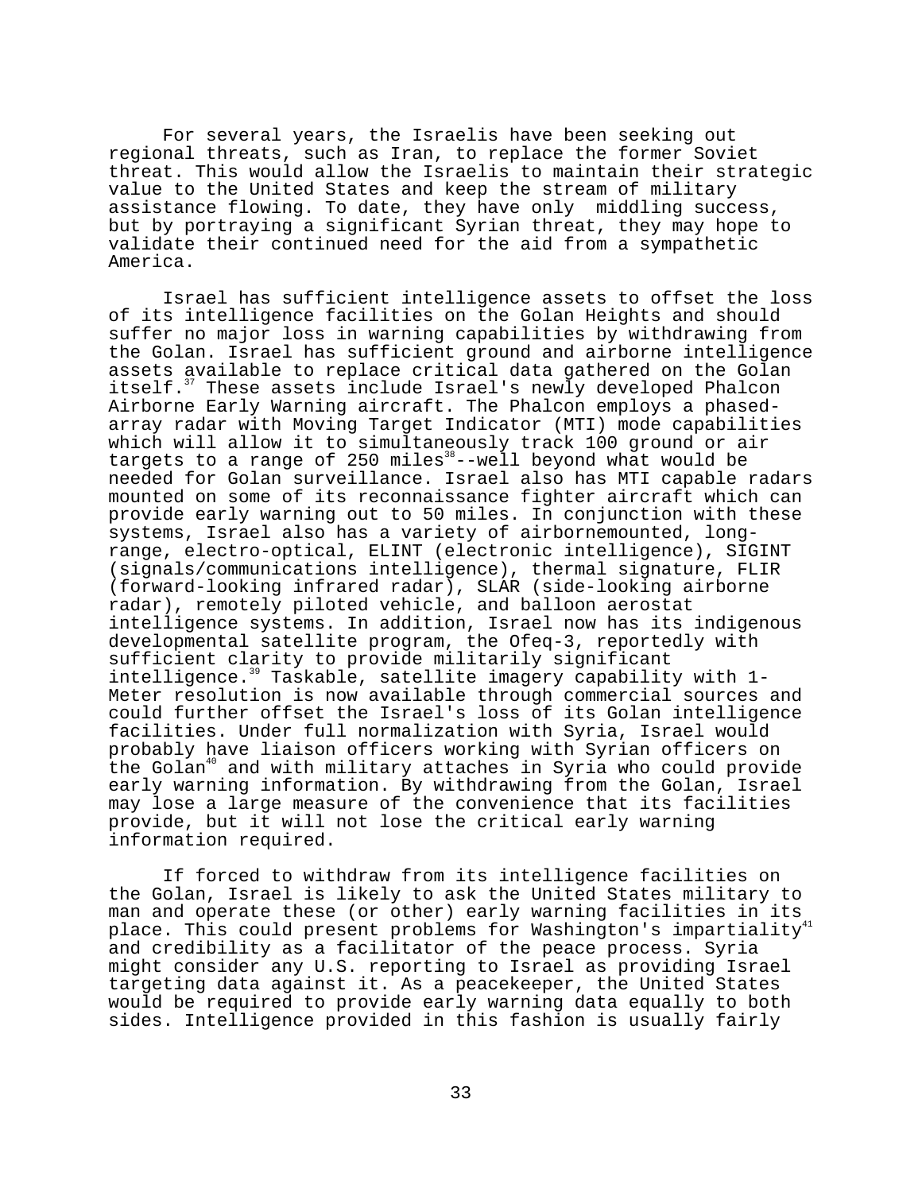For several years, the Israelis have been seeking out regional threats, such as Iran, to replace the former Soviet threat. This would allow the Israelis to maintain their strategic value to the United States and keep the stream of military assistance flowing. To date, they have only middling success, but by portraying a significant Syrian threat, they may hope to validate their continued need for the aid from a sympathetic America.

Israel has sufficient intelligence assets to offset the loss of its intelligence facilities on the Golan Heights and should suffer no major loss in warning capabilities by withdrawing from the Golan. Israel has sufficient ground and airborne intelligence assets available to replace critical data gathered on the Golan itself.[37] These assets include Israel's newly developed Phalcon Airborne Early Warning aircraft. The Phalcon employs a phased-array radar with Moving Target Indicator (MTI) mode capabilities which will allow it to simultaneously track 100 ground or air targets to a range of 250 miles[38]--well beyond what would be needed for Golan surveillance. Israel also has MTI capable radars mounted on some of its reconnaissance fighter aircraft which can provide early warning out to 50 miles. In conjunction with these systems, Israel also has a variety of airbornemounted, long-range, electro-optical, ELINT (electronic intelligence), SIGINT (signals/communications intelligence), thermal signature, FLIR (forward-looking infrared radar), SLAR (side-looking airborne radar), remotely piloted vehicle, and balloon aerostat intelligence systems. In addition, Israel now has its indigenous developmental satellite program, the Ofeq-3, reportedly with sufficient clarity to provide militarily significant intelligence.[39] Taskable, satellite imagery capability with 1-Meter resolution is now available through commercial sources and could further offset the Israel's loss of its Golan intelligence facilities. Under full normalization with Syria, Israel would probably have liaison officers working with Syrian officers on the Golan[40] and with military attaches in Syria who could provide early warning information. By withdrawing from the Golan, Israel may lose a large measure of the convenience that its facilities provide, but it will not lose the critical early warning information required.

If forced to withdraw from its intelligence facilities on the Golan, Israel is likely to ask the United States military to man and operate these (or other) early warning facilities in its place. This could present problems for Washington's impartiality[41] and credibility as a facilitator of the peace process. Syria might consider any U.S. reporting to Israel as providing Israel targeting data against it. As a peacekeeper, the United States would be required to provide early warning data equally to both sides. Intelligence provided in this fashion is usually fairly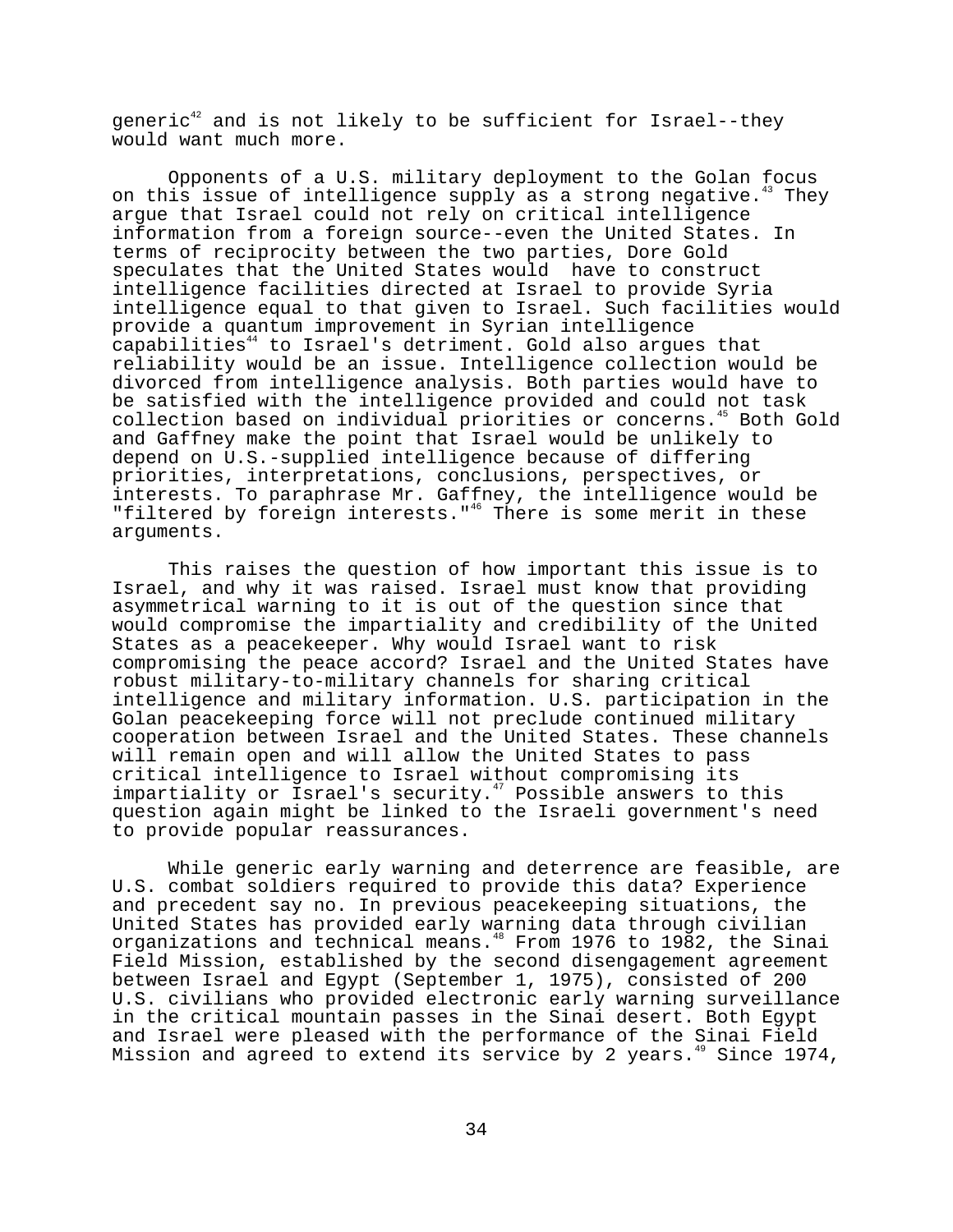generic[42] and is not likely to be sufficient for Israel--they would want much more.

Opponents of a U.S. military deployment to the Golan focus on this issue of intelligence supply as a strong negative.[43] They argue that Israel could not rely on critical intelligence information from a foreign source--even the United States. In terms of reciprocity between the two parties, Dore Gold speculates that the United States would have to construct intelligence facilities directed at Israel to provide Syria intelligence equal to that given to Israel. Such facilities would provide a quantum improvement in Syrian intelligence capabilities[44] to Israel's detriment. Gold also argues that reliability would be an issue. Intelligence collection would be divorced from intelligence analysis. Both parties would have to be satisfied with the intelligence provided and could not task collection based on individual priorities or concerns.[45] Both Gold and Gaffney make the point that Israel would be unlikely to depend on U.S.-supplied intelligence because of differing priorities, interpretations, conclusions, perspectives, or interests. To paraphrase Mr. Gaffney, the intelligence would be "filtered by foreign interests."[46] There is some merit in these arguments.

This raises the question of how important this issue is to Israel, and why it was raised. Israel must know that providing asymmetrical warning to it is out of the question since that would compromise the impartiality and credibility of the United States as a peacekeeper. Why would Israel want to risk compromising the peace accord? Israel and the United States have robust military-to-military channels for sharing critical intelligence and military information. U.S. participation in the Golan peacekeeping force will not preclude continued military cooperation between Israel and the United States. These channels will remain open and will allow the United States to pass critical intelligence to Israel without compromising its impartiality or Israel's security.[47] Possible answers to this question again might be linked to the Israeli government's need to provide popular reassurances.

While generic early warning and deterrence are feasible, are U.S. combat soldiers required to provide this data? Experience and precedent say no. In previous peacekeeping situations, the United States has provided early warning data through civilian organizations and technical means.[48] From 1976 to 1982, the Sinai Field Mission, established by the second disengagement agreement between Israel and Egypt (September 1, 1975), consisted of 200 U.S. civilians who provided electronic early warning surveillance in the critical mountain passes in the Sinai desert. Both Egypt and Israel were pleased with the performance of the Sinai Field Mission and agreed to extend its service by 2 years.[49] Since 1974,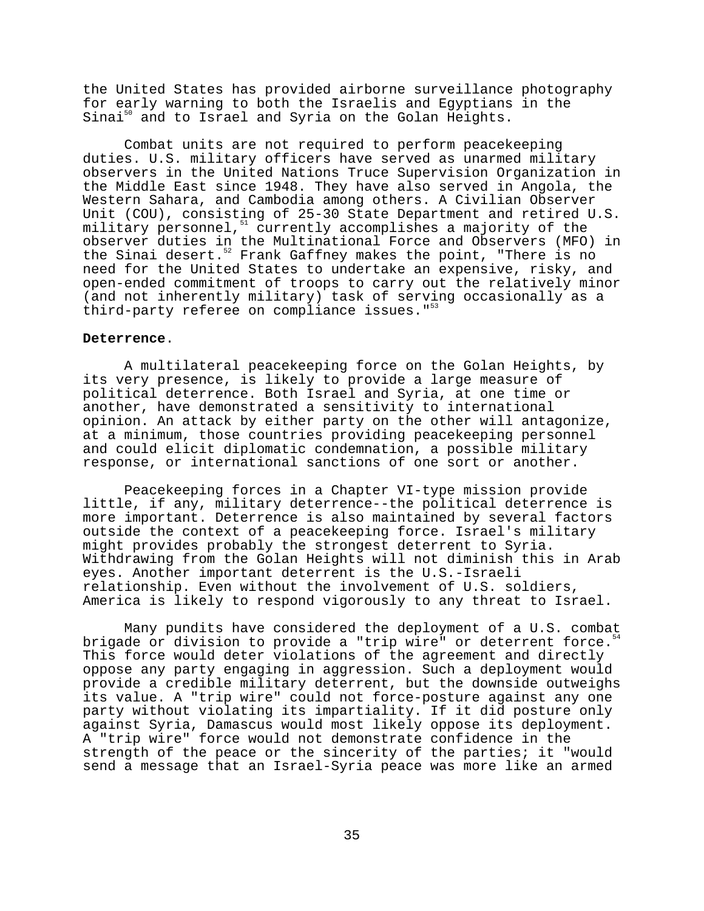the United States has provided airborne surveillance photography for early warning to both the Israelis and Egyptians in the Sinai[50] and to Israel and Syria on the Golan Heights.

Combat units are not required to perform peacekeeping duties. U.S. military officers have served as unarmed military observers in the United Nations Truce Supervision Organization in the Middle East since 1948. They have also served in Angola, the Western Sahara, and Cambodia among others. A Civilian Observer Unit (COU), consisting of 25-30 State Department and retired U.S. military personnel,[51] currently accomplishes a majority of the observer duties in the Multinational Force and Observers (MFO) in the Sinai desert.[52] Frank Gaffney makes the point, "There is no need for the United States to undertake an expensive, risky, and open-ended commitment of troops to carry out the relatively minor (and not inherently military) task of serving occasionally as a third-party referee on compliance issues."[53]

**Deterrence**.

A multilateral peacekeeping force on the Golan Heights, by its very presence, is likely to provide a large measure of political deterrence. Both Israel and Syria, at one time or another, have demonstrated a sensitivity to international opinion. An attack by either party on the other will antagonize, at a minimum, those countries providing peacekeeping personnel and could elicit diplomatic condemnation, a possible military response, or international sanctions of one sort or another.

Peacekeeping forces in a Chapter VI-type mission provide little, if any, military deterrence--the political deterrence is more important. Deterrence is also maintained by several factors outside the context of a peacekeeping force. Israel's military might provides probably the strongest deterrent to Syria. Withdrawing from the Golan Heights will not diminish this in Arab eyes. Another important deterrent is the U.S.-Israeli relationship. Even without the involvement of U.S. soldiers, America is likely to respond vigorously to any threat to Israel.

Many pundits have considered the deployment of a U.S. combat brigade or division to provide a "trip wire" or deterrent force.[54] This force would deter violations of the agreement and directly oppose any party engaging in aggression. Such a deployment would provide a credible military deterrent, but the downside outweighs its value. A "trip wire" could not force-posture against any one party without violating its impartiality. If it did posture only against Syria, Damascus would most likely oppose its deployment. A "trip wire" force would not demonstrate confidence in the strength of the peace or the sincerity of the parties; it "would send a message that an Israel-Syria peace was more like an armed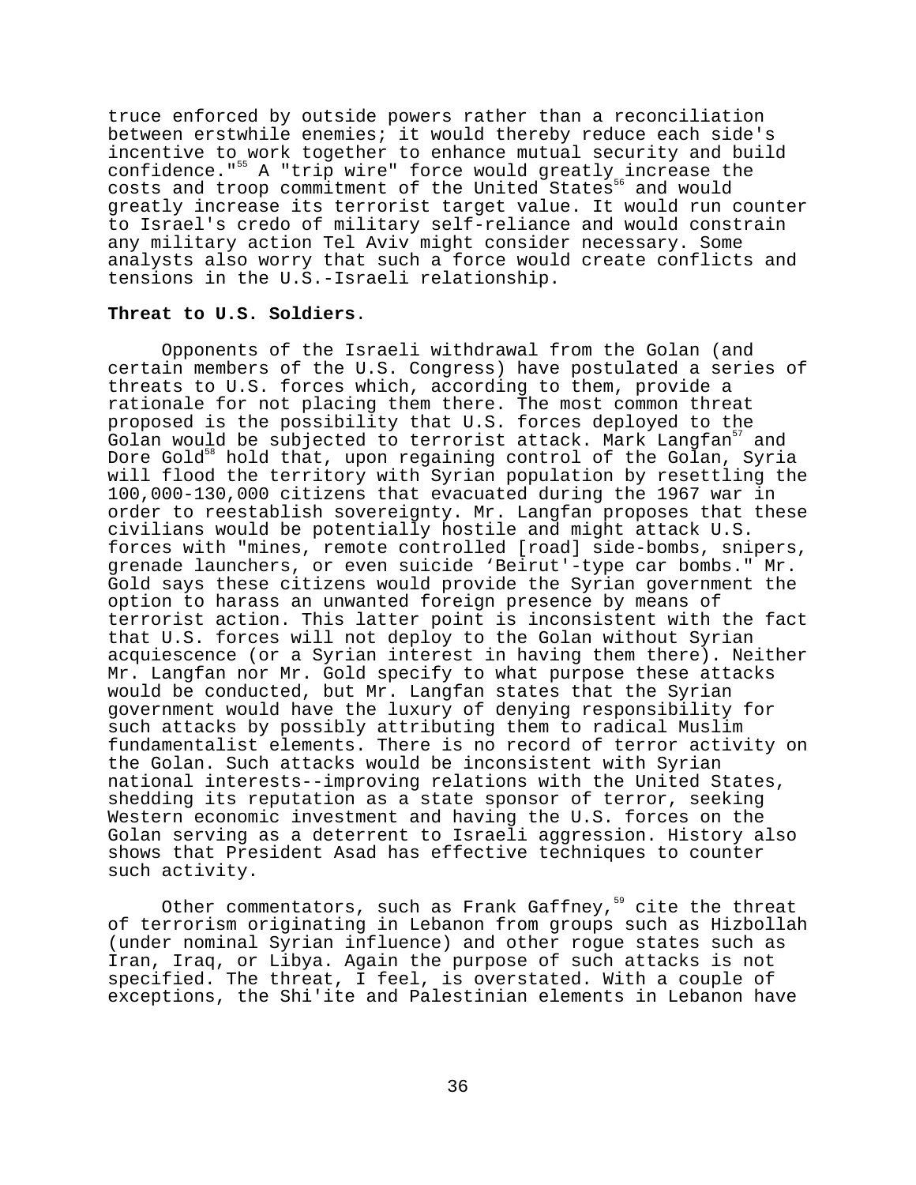truce enforced by outside powers rather than a reconciliation between erstwhile enemies; it would thereby reduce each side's incentive to work together to enhance mutual security and build confidence."[55] A "trip wire" force would greatly increase the costs and troop commitment of the United States[56] and would greatly increase its terrorist target value. It would run counter to Israel's credo of military self-reliance and would constrain any military action Tel Aviv might consider necessary. Some analysts also worry that such a force would create conflicts and tensions in the U.S.-Israeli relationship.

**Threat to U.S. Soldiers**.

Opponents of the Israeli withdrawal from the Golan (and certain members of the U.S. Congress) have postulated a series of threats to U.S. forces which, according to them, provide a rationale for not placing them there. The most common threat proposed is the possibility that U.S. forces deployed to the Golan would be subjected to terrorist attack. Mark Langfan[57] and Dore Gold[58] hold that, upon regaining control of the Golan, Syria will flood the territory with Syrian population by resettling the 100,000-130,000 citizens that evacuated during the 1967 war in order to reestablish sovereignty. Mr. Langfan proposes that these civilians would be potentially hostile and might attack U.S. forces with "mines, remote controlled [road] side-bombs, snipers, grenade launchers, or even suicide 'Beirut'-type car bombs." Mr. Gold says these citizens would provide the Syrian government the option to harass an unwanted foreign presence by means of terrorist action. This latter point is inconsistent with the fact that U.S. forces will not deploy to the Golan without Syrian acquiescence (or a Syrian interest in having them there). Neither Mr. Langfan nor Mr. Gold specify to what purpose these attacks would be conducted, but Mr. Langfan states that the Syrian government would have the luxury of denying responsibility for such attacks by possibly attributing them to radical Muslim fundamentalist elements. There is no record of terror activity on the Golan. Such attacks would be inconsistent with Syrian national interests--improving relations with the United States, shedding its reputation as a state sponsor of terror, seeking Western economic investment and having the U.S. forces on the Golan serving as a deterrent to Israeli aggression. History also shows that President Asad has effective techniques to counter such activity.

Other commentators, such as Frank Gaffney,[59] cite the threat of terrorism originating in Lebanon from groups such as Hizbollah (under nominal Syrian influence) and other rogue states such as Iran, Iraq, or Libya. Again the purpose of such attacks is not specified. The threat, I feel, is overstated. With a couple of exceptions, the Shi'ite and Palestinian elements in Lebanon have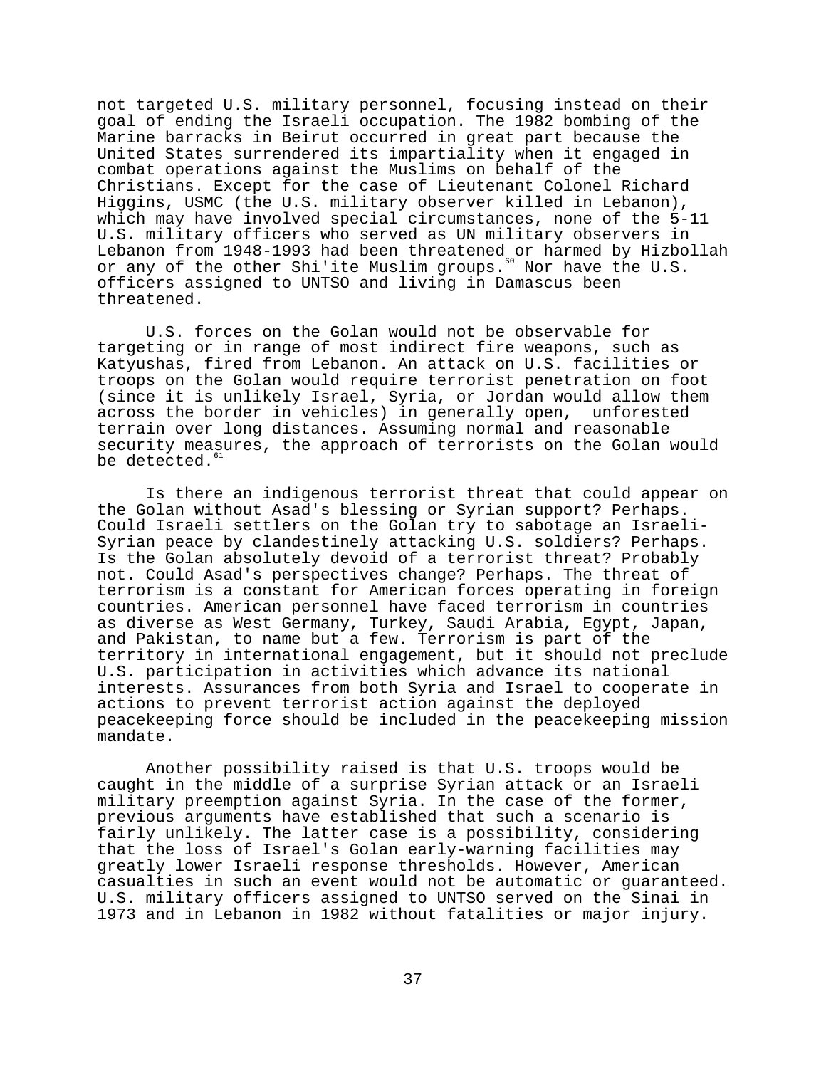not targeted U.S. military personnel, focusing instead on their goal of ending the Israeli occupation. The 1982 bombing of the Marine barracks in Beirut occurred in great part because the United States surrendered its impartiality when it engaged in combat operations against the Muslims on behalf of the Christians. Except for the case of Lieutenant Colonel Richard Higgins, USMC (the U.S. military observer killed in Lebanon), which may have involved special circumstances, none of the 5-11 U.S. military officers who served as UN military observers in Lebanon from 1948-1993 had been threatened or harmed by Hizbollah or any of the other Shi'ite Muslim groups.[60] Nor have the U.S. officers assigned to UNTSO and living in Damascus been threatened.

U.S. forces on the Golan would not be observable for targeting or in range of most indirect fire weapons, such as Katyushas, fired from Lebanon. An attack on U.S. facilities or troops on the Golan would require terrorist penetration on foot (since it is unlikely Israel, Syria, or Jordan would allow them across the border in vehicles) in generally open, unforested terrain over long distances. Assuming normal and reasonable security measures, the approach of terrorists on the Golan would be detected.[61]

Is there an indigenous terrorist threat that could appear on the Golan without Asad's blessing or Syrian support? Perhaps. Could Israeli settlers on the Golan try to sabotage an Israeli-Syrian peace by clandestinely attacking U.S. soldiers? Perhaps. Is the Golan absolutely devoid of a terrorist threat? Probably not. Could Asad's perspectives change? Perhaps. The threat of terrorism is a constant for American forces operating in foreign countries. American personnel have faced terrorism in countries as diverse as West Germany, Turkey, Saudi Arabia, Egypt, Japan, and Pakistan, to name but a few. Terrorism is part of the territory in international engagement, but it should not preclude U.S. participation in activities which advance its national interests. Assurances from both Syria and Israel to cooperate in actions to prevent terrorist action against the deployed peacekeeping force should be included in the peacekeeping mission mandate.

Another possibility raised is that U.S. troops would be caught in the middle of a surprise Syrian attack or an Israeli military preemption against Syria. In the case of the former, previous arguments have established that such a scenario is fairly unlikely. The latter case is a possibility, considering that the loss of Israel's Golan early-warning facilities may greatly lower Israeli response thresholds. However, American casualties in such an event would not be automatic or guaranteed. U.S. military officers assigned to UNTSO served on the Sinai in 1973 and in Lebanon in 1982 without fatalities or major injury.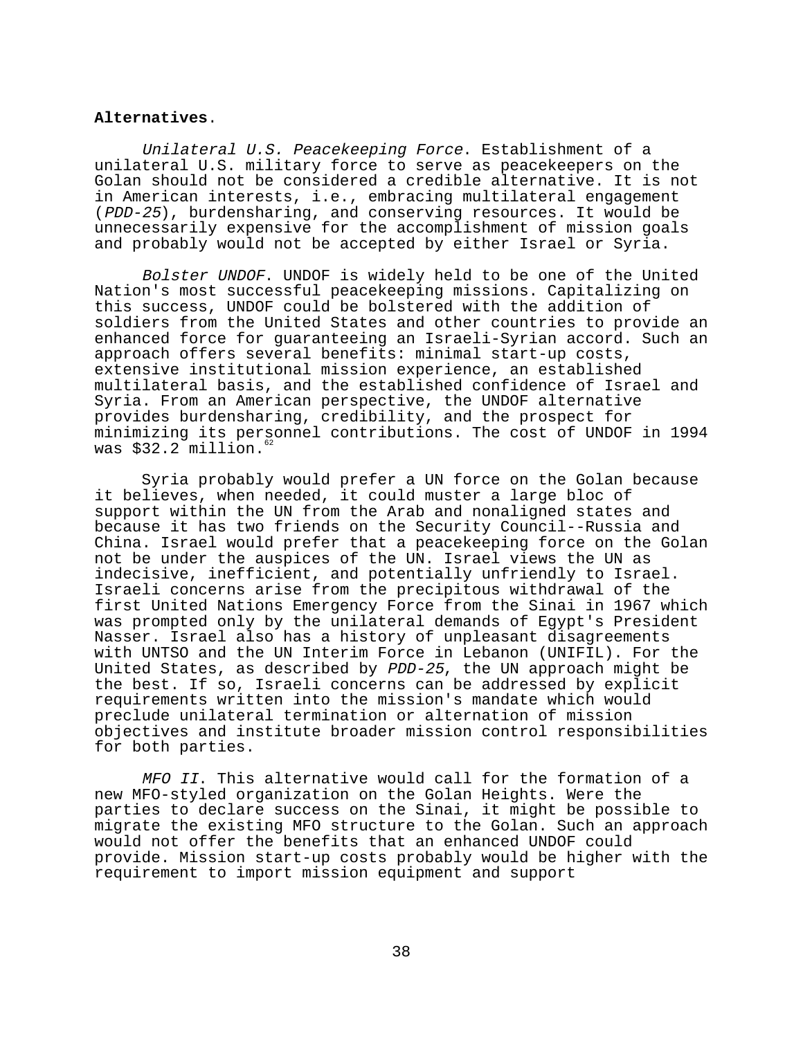**Alternatives**.

*Unilateral U.S. Peacekeeping Force*. Establishment of a unilateral U.S. military force to serve as peacekeepers on the Golan should not be considered a credible alternative. It is not in American interests, i.e., embracing multilateral engagement (*PDD-25*), burdensharing, and conserving resources. It would be unnecessarily expensive for the accomplishment of mission goals and probably would not be accepted by either Israel or Syria.

*Bolster UNDOF*. UNDOF is widely held to be one of the United Nation's most successful peacekeeping missions. Capitalizing on this success, UNDOF could be bolstered with the addition of soldiers from the United States and other countries to provide an enhanced force for guaranteeing an Israeli-Syrian accord. Such an approach offers several benefits: minimal start-up costs, extensive institutional mission experience, an established multilateral basis, and the established confidence of Israel and Syria. From an American perspective, the UNDOF alternative provides burdensharing, credibility, and the prospect for minimizing its personnel contributions. The cost of UNDOF in 1994 was $32.2 million.[62]

Syria probably would prefer a UN force on the Golan because it believes, when needed, it could muster a large bloc of support within the UN from the Arab and nonaligned states and because it has two friends on the Security Council--Russia and China. Israel would prefer that a peacekeeping force on the Golan not be under the auspices of the UN. Israel views the UN as indecisive, inefficient, and potentially unfriendly to Israel. Israeli concerns arise from the precipitous withdrawal of the first United Nations Emergency Force from the Sinai in 1967 which was prompted only by the unilateral demands of Egypt's President Nasser. Israel also has a history of unpleasant disagreements with UNTSO and the UN Interim Force in Lebanon (UNIFIL). For the United States, as described by *PDD-25*, the UN approach might be the best. If so, Israeli concerns can be addressed by explicit requirements written into the mission's mandate which would preclude unilateral termination or alternation of mission objectives and institute broader mission control responsibilities for both parties.

*MFO II*. This alternative would call for the formation of a new MFO-styled organization on the Golan Heights. Were the parties to declare success on the Sinai, it might be possible to migrate the existing MFO structure to the Golan. Such an approach would not offer the benefits that an enhanced UNDOF could provide. Mission start-up costs probably would be higher with the requirement to import mission equipment and support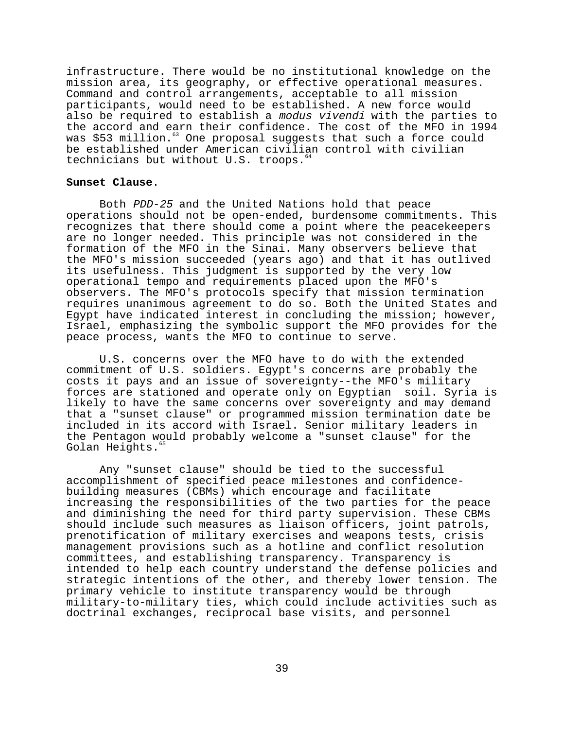infrastructure. There would be no institutional knowledge on the mission area, its geography, or effective operational measures. Command and control arrangements, acceptable to all mission participants, would need to be established. A new force would also be required to establish a *modus vivendi* with the parties to the accord and earn their confidence. The cost of the MFO in 1994 was $53 million.[63] One proposal suggests that such a force could be established under American civilian control with civilian technicians but without U.S. troops.[64]

**Sunset Clause**.

Both *PDD-25* and the United Nations hold that peace operations should not be open-ended, burdensome commitments. This recognizes that there should come a point where the peacekeepers are no longer needed. This principle was not considered in the formation of the MFO in the Sinai. Many observers believe that the MFO's mission succeeded (years ago) and that it has outlived its usefulness. This judgment is supported by the very low operational tempo and requirements placed upon the MFO's observers. The MFO's protocols specify that mission termination requires unanimous agreement to do so. Both the United States and Egypt have indicated interest in concluding the mission; however, Israel, emphasizing the symbolic support the MFO provides for the peace process, wants the MFO to continue to serve.

U.S. concerns over the MFO have to do with the extended commitment of U.S. soldiers. Egypt's concerns are probably the costs it pays and an issue of sovereignty--the MFO's military forces are stationed and operate only on Egyptian soil. Syria is likely to have the same concerns over sovereignty and may demand that a "sunset clause" or programmed mission termination date be included in its accord with Israel. Senior military leaders in the Pentagon would probably welcome a "sunset clause" for the Golan Heights.[65]

Any "sunset clause" should be tied to the successful accomplishment of specified peace milestones and confidence-building measures (CBMs) which encourage and facilitate increasing the responsibilities of the two parties for the peace and diminishing the need for third party supervision. These CBMs should include such measures as liaison officers, joint patrols, prenotification of military exercises and weapons tests, crisis management provisions such as a hotline and conflict resolution committees, and establishing transparency. Transparency is intended to help each country understand the defense policies and strategic intentions of the other, and thereby lower tension. The primary vehicle to institute transparency would be through military-to-military ties, which could include activities such as doctrinal exchanges, reciprocal base visits, and personnel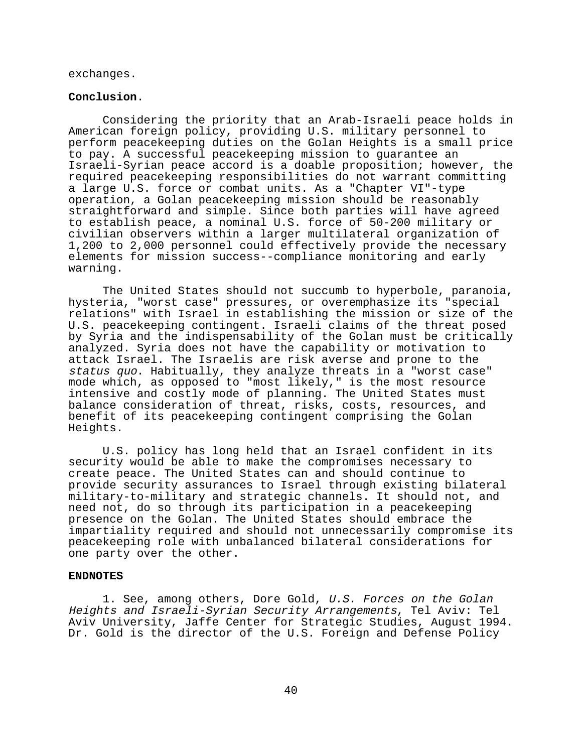exchanges.

**Conclusion**.

Considering the priority that an Arab-Israeli peace holds in American foreign policy, providing U.S. military personnel to perform peacekeeping duties on the Golan Heights is a small price to pay. A successful peacekeeping mission to guarantee an Israeli-Syrian peace accord is a doable proposition; however, the required peacekeeping responsibilities do not warrant committing a large U.S. force or combat units. As a "Chapter VI"-type operation, a Golan peacekeeping mission should be reasonably straightforward and simple. Since both parties will have agreed to establish peace, a nominal U.S. force of 50-200 military or civilian observers within a larger multilateral organization of 1,200 to 2,000 personnel could effectively provide the necessary elements for mission success--compliance monitoring and early warning.

The United States should not succumb to hyperbole, paranoia, hysteria, "worst case" pressures, or overemphasize its "special relations" with Israel in establishing the mission or size of the U.S. peacekeeping contingent. Israeli claims of the threat posed by Syria and the indispensability of the Golan must be critically analyzed. Syria does not have the capability or motivation to attack Israel. The Israelis are risk averse and prone to the *status quo*. Habitually, they analyze threats in a "worst case" mode which, as opposed to "most likely," is the most resource intensive and costly mode of planning. The United States must balance consideration of threat, risks, costs, resources, and benefit of its peacekeeping contingent comprising the Golan Heights.

U.S. policy has long held that an Israel confident in its security would be able to make the compromises necessary to create peace. The United States can and should continue to provide security assurances to Israel through existing bilateral military-to-military and strategic channels. It should not, and need not, do so through its participation in a peacekeeping presence on the Golan. The United States should embrace the impartiality required and should not unnecessarily compromise its peacekeeping role with unbalanced bilateral considerations for one party over the other.

**ENDNOTES**

1. See, among others, Dore Gold, *U.S. Forces on the Golan Heights and Israeli-Syrian Security Arrangements*, Tel Aviv: Tel Aviv University, Jaffe Center for Strategic Studies, August 1994. Dr. Gold is the director of the U.S. Foreign and Defense Policy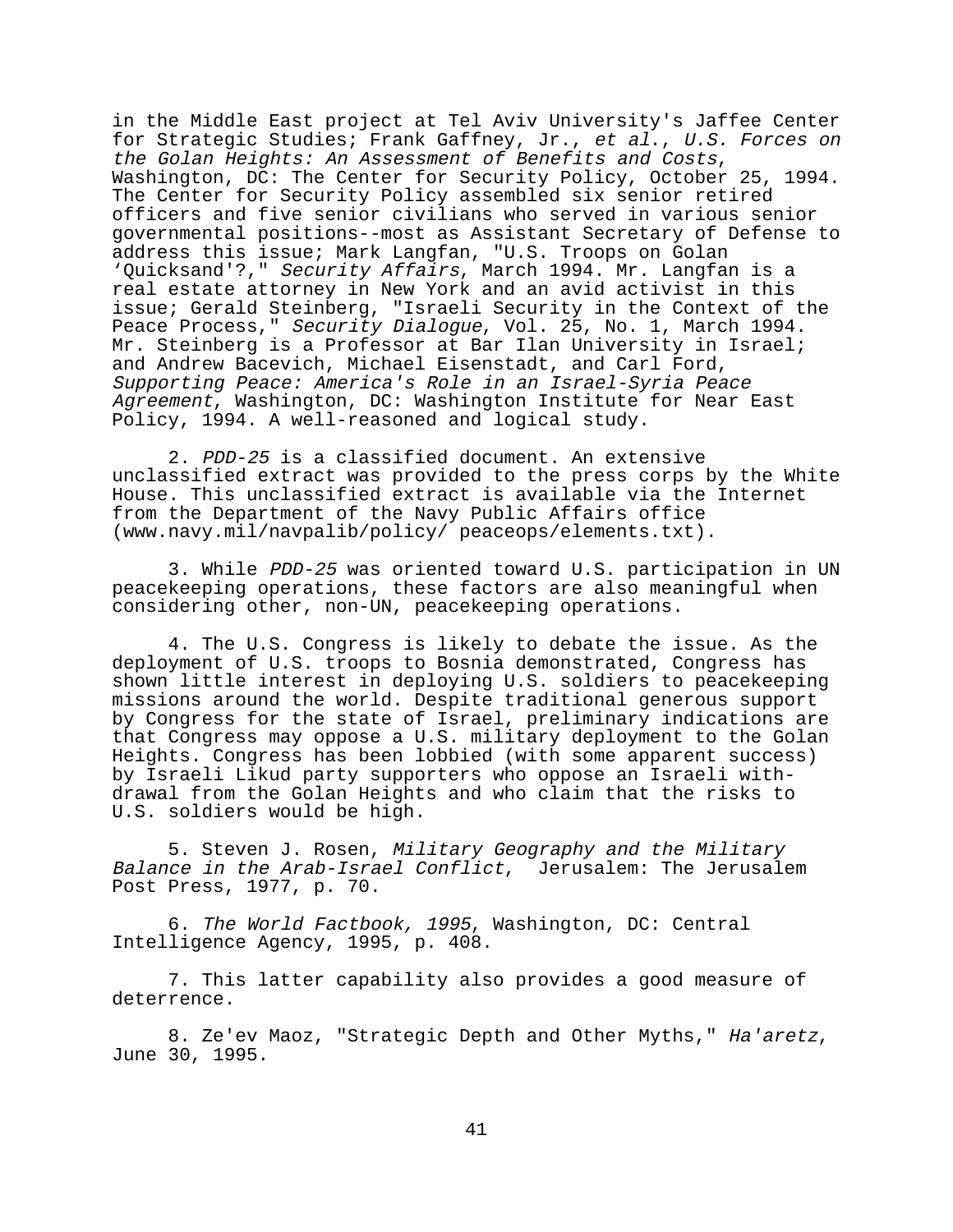in the Middle East project at Tel Aviv University's Jaffee Center for Strategic Studies; Frank Gaffney, Jr., *et al*., *U.S. Forces on the Golan Heights: An Assessment of Benefits and Costs*, Washington, DC: The Center for Security Policy, October 25, 1994. The Center for Security Policy assembled six senior retired officers and five senior civilians who served in various senior governmental positions--most as Assistant Secretary of Defense to address this issue; Mark Langfan, "U.S. Troops on Golan 'Quicksand'?," *Security Affairs*, March 1994. Mr. Langfan is a real estate attorney in New York and an avid activist in this issue; Gerald Steinberg, "Israeli Security in the Context of the Peace Process," *Security Dialogue*, Vol. 25, No. 1, March 1994. Mr. Steinberg is a Professor at Bar Ilan University in Israel; and Andrew Bacevich, Michael Eisenstadt, and Carl Ford, *Supporting Peace: America's Role in an Israel-Syria Peace Agreement*, Washington, DC: Washington Institute for Near East Policy, 1994. A well-reasoned and logical study.

2. *PDD-25* is a classified document. An extensive unclassified extract was provided to the press corps by the White House. This unclassified extract is available via the Internet from the Department of the Navy Public Affairs office (www.navy.mil/navpalib/policy/ peaceops/elements.txt).

3. While *PDD-25* was oriented toward U.S. participation in UN peacekeeping operations, these factors are also meaningful when considering other, non-UN, peacekeeping operations.

4. The U.S. Congress is likely to debate the issue. As the deployment of U.S. troops to Bosnia demonstrated, Congress has shown little interest in deploying U.S. soldiers to peacekeeping missions around the world. Despite traditional generous support by Congress for the state of Israel, preliminary indications are that Congress may oppose a U.S. military deployment to the Golan Heights. Congress has been lobbied (with some apparent success) by Israeli Likud party supporters who oppose an Israeli withdrawal from the Golan Heights and who claim that the risks to U.S. soldiers would be high.

5. Steven J. Rosen, *Military Geography and the Military Balance in the Arab-Israel Conflict*, Jerusalem: The Jerusalem Post Press, 1977, p. 70.

6. *The World Factbook, 1995*, Washington, DC: Central Intelligence Agency, 1995, p. 408.

7. This latter capability also provides a good measure of deterrence.

8. Ze'ev Maoz, "Strategic Depth and Other Myths," *Ha'aretz*, June 30, 1995.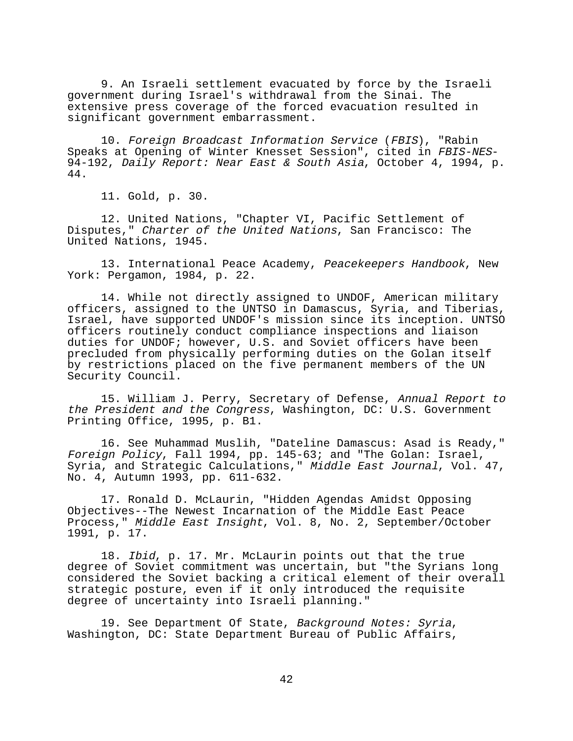9. An Israeli settlement evacuated by force by the Israeli government during Israel's withdrawal from the Sinai. The extensive press coverage of the forced evacuation resulted in significant government embarrassment.

10. *Foreign Broadcast Information Service* (*FBIS*), "Rabin Speaks at Opening of Winter Knesset Session", cited in *FBIS-NES*-94-192, *Daily Report: Near East & South Asia*, October 4, 1994, p. 44.

11. Gold, p. 30.

12. United Nations, "Chapter VI, Pacific Settlement of Disputes," *Charter of the United Nations*, San Francisco: The United Nations, 1945.

13. International Peace Academy, *Peacekeepers Handbook*, New York: Pergamon, 1984, p. 22.

14. While not directly assigned to UNDOF, American military officers, assigned to the UNTSO in Damascus, Syria, and Tiberias, Israel, have supported UNDOF's mission since its inception. UNTSO officers routinely conduct compliance inspections and liaison duties for UNDOF; however, U.S. and Soviet officers have been precluded from physically performing duties on the Golan itself by restrictions placed on the five permanent members of the UN Security Council.

15. William J. Perry, Secretary of Defense, *Annual Report to the President and the Congress*, Washington, DC: U.S. Government Printing Office, 1995, p. B1.

16. See Muhammad Muslih, "Dateline Damascus: Asad is Ready," *Foreign Policy*, Fall 1994, pp. 145-63; and "The Golan: Israel, Syria, and Strategic Calculations," *Middle East Journal*, Vol. 47, No. 4, Autumn 1993, pp. 611-632.

17. Ronald D. McLaurin, "Hidden Agendas Amidst Opposing Objectives--The Newest Incarnation of the Middle East Peace Process," *Middle East Insight*, Vol. 8, No. 2, September/October 1991, p. 17.

18. *Ibid*, p. 17. Mr. McLaurin points out that the true degree of Soviet commitment was uncertain, but "the Syrians long considered the Soviet backing a critical element of their overall strategic posture, even if it only introduced the requisite degree of uncertainty into Israeli planning."

19. See Department Of State, *Background Notes: Syria*, Washington, DC: State Department Bureau of Public Affairs,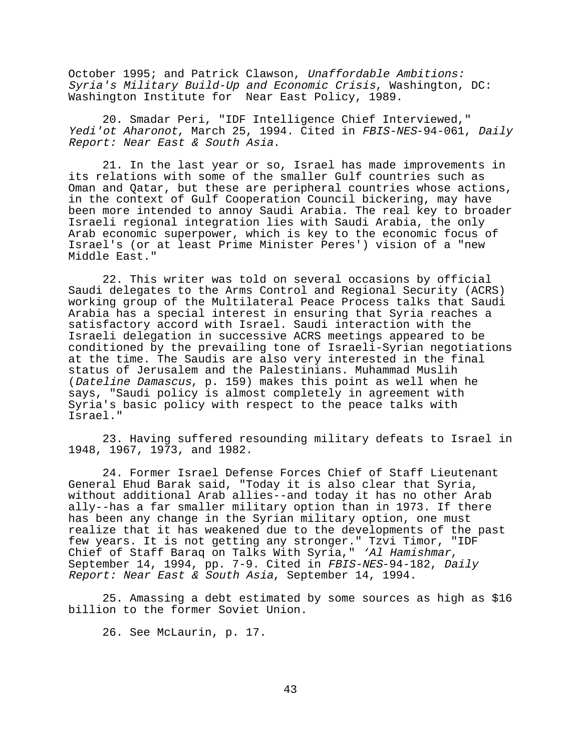October 1995; and Patrick Clawson, *Unaffordable Ambitions: Syria's Military Build-Up and Economic Crisis*, Washington, DC: Washington Institute for Near East Policy, 1989.

20. Smadar Peri, "IDF Intelligence Chief Interviewed," *Yedi'ot Aharonot*, March 25, 1994. Cited in *FBIS-NES*-94-061, *Daily Report: Near East & South Asia*.

21. In the last year or so, Israel has made improvements in its relations with some of the smaller Gulf countries such as Oman and Qatar, but these are peripheral countries whose actions, in the context of Gulf Cooperation Council bickering, may have been more intended to annoy Saudi Arabia. The real key to broader Israeli regional integration lies with Saudi Arabia, the only Arab economic superpower, which is key to the economic focus of Israel's (or at least Prime Minister Peres') vision of a "new Middle East."

22. This writer was told on several occasions by official Saudi delegates to the Arms Control and Regional Security (ACRS) working group of the Multilateral Peace Process talks that Saudi Arabia has a special interest in ensuring that Syria reaches a satisfactory accord with Israel. Saudi interaction with the Israeli delegation in successive ACRS meetings appeared to be conditioned by the prevailing tone of Israeli-Syrian negotiations at the time. The Saudis are also very interested in the final status of Jerusalem and the Palestinians. Muhammad Muslih (*Dateline Damascus*, p. 159) makes this point as well when he says, "Saudi policy is almost completely in agreement with Syria's basic policy with respect to the peace talks with Israel."

23. Having suffered resounding military defeats to Israel in 1948, 1967, 1973, and 1982.

24. Former Israel Defense Forces Chief of Staff Lieutenant General Ehud Barak said, "Today it is also clear that Syria, without additional Arab allies--and today it has no other Arab ally--has a far smaller military option than in 1973. If there has been any change in the Syrian military option, one must realize that it has weakened due to the developments of the past few years. It is not getting any stronger." Tzvi Timor, "IDF Chief of Staff Baraq on Talks With Syria," *'Al Hamishmar*, September 14, 1994, pp. 7-9. Cited in *FBIS-NES*-94-182, *Daily Report: Near East & South Asia*, September 14, 1994.

25. Amassing a debt estimated by some sources as high as $16 billion to the former Soviet Union.

26. See McLaurin, p. 17.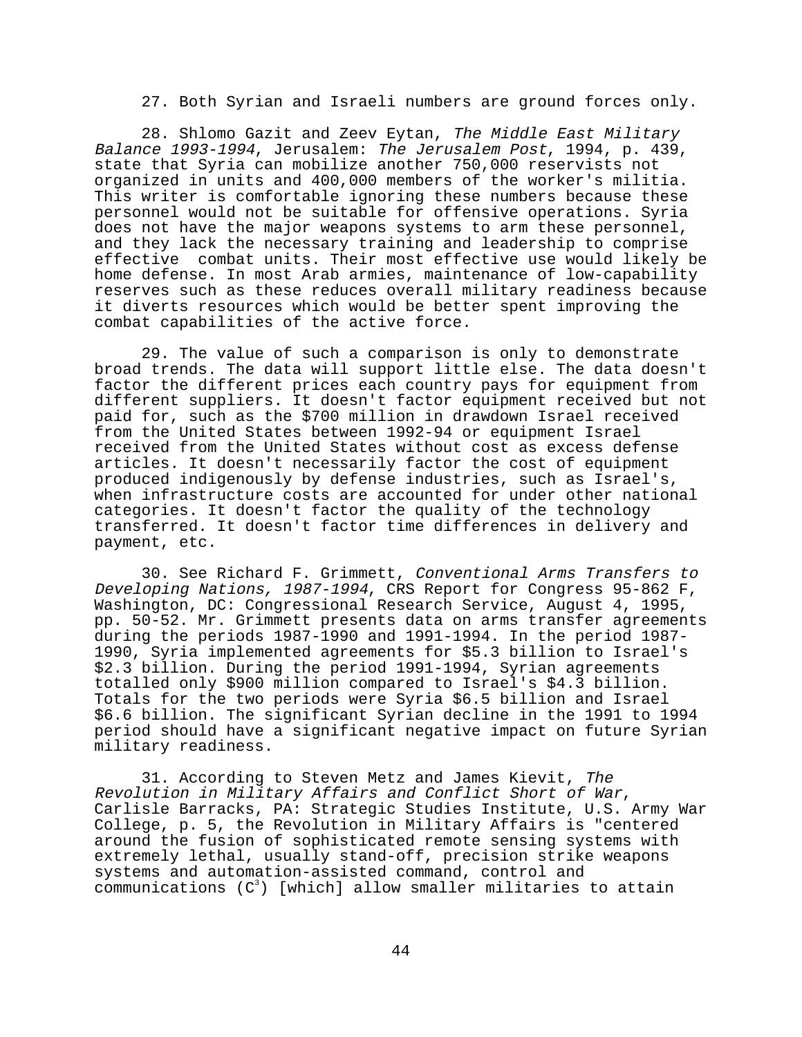27. Both Syrian and Israeli numbers are ground forces only.

28. Shlomo Gazit and Zeev Eytan, *The Middle East Military Balance 1993-1994*, Jerusalem: *The Jerusalem Post*, 1994, p. 439, state that Syria can mobilize another 750,000 reservists not organized in units and 400,000 members of the worker's militia. This writer is comfortable ignoring these numbers because these personnel would not be suitable for offensive operations. Syria does not have the major weapons systems to arm these personnel, and they lack the necessary training and leadership to comprise effective combat units. Their most effective use would likely be home defense. In most Arab armies, maintenance of low-capability reserves such as these reduces overall military readiness because it diverts resources which would be better spent improving the combat capabilities of the active force.

29. The value of such a comparison is only to demonstrate broad trends. The data will support little else. The data doesn't factor the different prices each country pays for equipment from different suppliers. It doesn't factor equipment received but not paid for, such as the $700 million in drawdown Israel received from the United States between 1992-94 or equipment Israel received from the United States without cost as excess defense articles. It doesn't necessarily factor the cost of equipment produced indigenously by defense industries, such as Israel's, when infrastructure costs are accounted for under other national categories. It doesn't factor the quality of the technology transferred. It doesn't factor time differences in delivery and payment, etc.

30. See Richard F. Grimmett, *Conventional Arms Transfers to Developing Nations, 1987-1994*, CRS Report for Congress 95-862 F, Washington, DC: Congressional Research Service, August 4, 1995, pp. 50-52. Mr. Grimmett presents data on arms transfer agreements during the periods 1987-1990 and 1991-1994. In the period 1987-1990, Syria implemented agreements for $5.3 billion to Israel's $2.3 billion. During the period 1991-1994, Syrian agreements totalled only $900 million compared to Israel's $4.3 billion. Totals for the two periods were Syria $6.5 billion and Israel $6.6 billion. The significant Syrian decline in the 1991 to 1994 period should have a significant negative impact on future Syrian military readiness.

31. According to Steven Metz and James Kievit, *The Revolution in Military Affairs and Conflict Short of War*, Carlisle Barracks, PA: Strategic Studies Institute, U.S. Army War College, p. 5, the Revolution in Military Affairs is "centered around the fusion of sophisticated remote sensing systems with extremely lethal, usually stand-off, precision strike weapons systems and automation-assisted command, control and communications ($C^3$) [which] allow smaller militaries to attain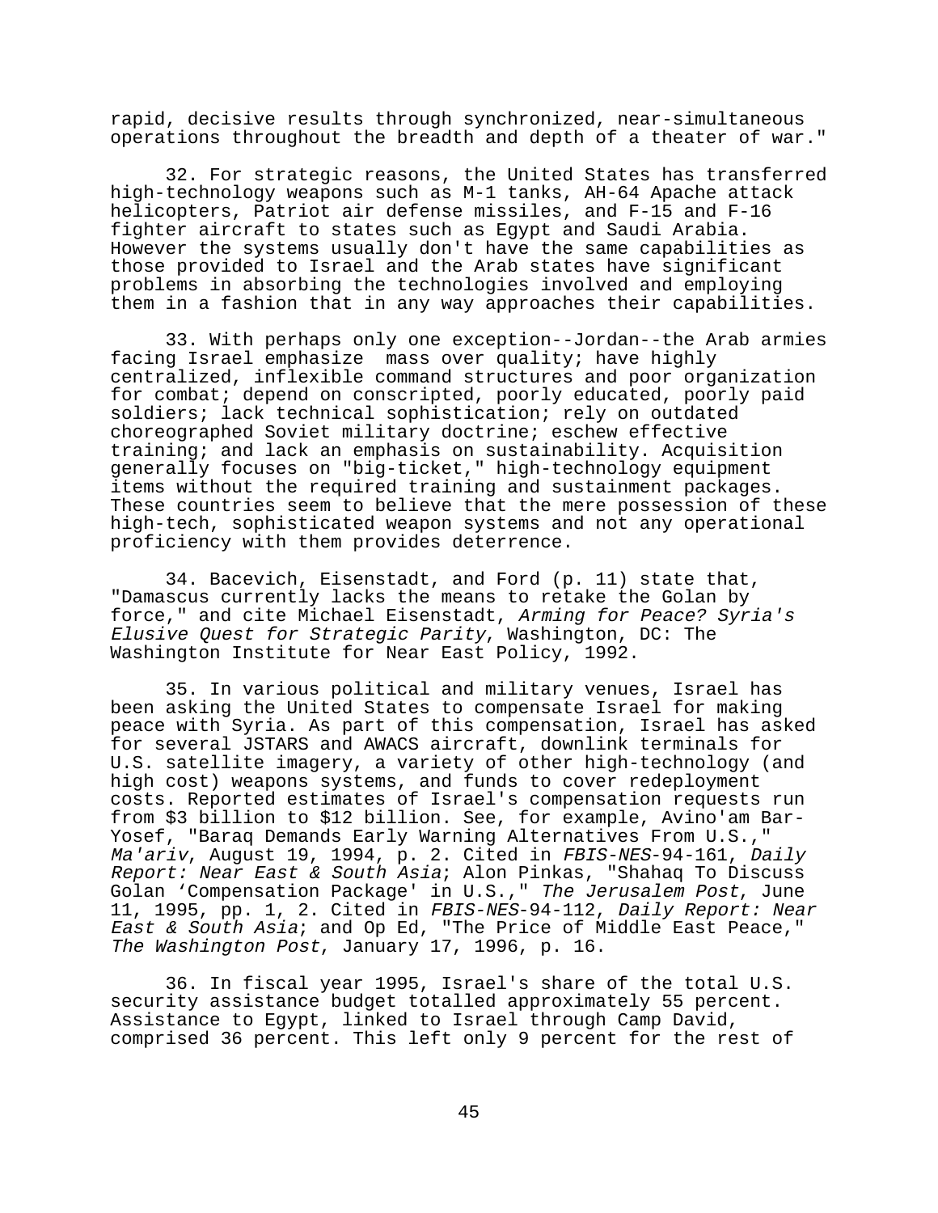rapid, decisive results through synchronized, near-simultaneous operations throughout the breadth and depth of a theater of war."

32. For strategic reasons, the United States has transferred high-technology weapons such as M-1 tanks, AH-64 Apache attack helicopters, Patriot air defense missiles, and F-15 and F-16 fighter aircraft to states such as Egypt and Saudi Arabia. However the systems usually don't have the same capabilities as those provided to Israel and the Arab states have significant problems in absorbing the technologies involved and employing them in a fashion that in any way approaches their capabilities.

33. With perhaps only one exception--Jordan--the Arab armies facing Israel emphasize mass over quality; have highly centralized, inflexible command structures and poor organization for combat; depend on conscripted, poorly educated, poorly paid soldiers; lack technical sophistication; rely on outdated choreographed Soviet military doctrine; eschew effective training; and lack an emphasis on sustainability. Acquisition generally focuses on "big-ticket," high-technology equipment items without the required training and sustainment packages. These countries seem to believe that the mere possession of these high-tech, sophisticated weapon systems and not any operational proficiency with them provides deterrence.

34. Bacevich, Eisenstadt, and Ford (p. 11) state that, "Damascus currently lacks the means to retake the Golan by force," and cite Michael Eisenstadt, *Arming for Peace? Syria's Elusive Quest for Strategic Parity*, Washington, DC: The Washington Institute for Near East Policy, 1992.

35. In various political and military venues, Israel has been asking the United States to compensate Israel for making peace with Syria. As part of this compensation, Israel has asked for several JSTARS and AWACS aircraft, downlink terminals for U.S. satellite imagery, a variety of other high-technology (and high cost) weapons systems, and funds to cover redeployment costs. Reported estimates of Israel's compensation requests run from $3 billion to $12 billion. See, for example, Avino'am Bar-Yosef, "Baraq Demands Early Warning Alternatives From U.S.," *Ma'ariv*, August 19, 1994, p. 2. Cited in *FBIS-NES*-94-161, *Daily Report: Near East & South Asia*; Alon Pinkas, "Shahaq To Discuss Golan 'Compensation Package' in U.S.," *The Jerusalem Post*, June 11, 1995, pp. 1, 2. Cited in *FBIS-NES*-94-112, *Daily Report: Near East & South Asia*; and Op Ed, "The Price of Middle East Peace," *The Washington Post*, January 17, 1996, p. 16.

36. In fiscal year 1995, Israel's share of the total U.S. security assistance budget totalled approximately 55 percent. Assistance to Egypt, linked to Israel through Camp David, comprised 36 percent. This left only 9 percent for the rest of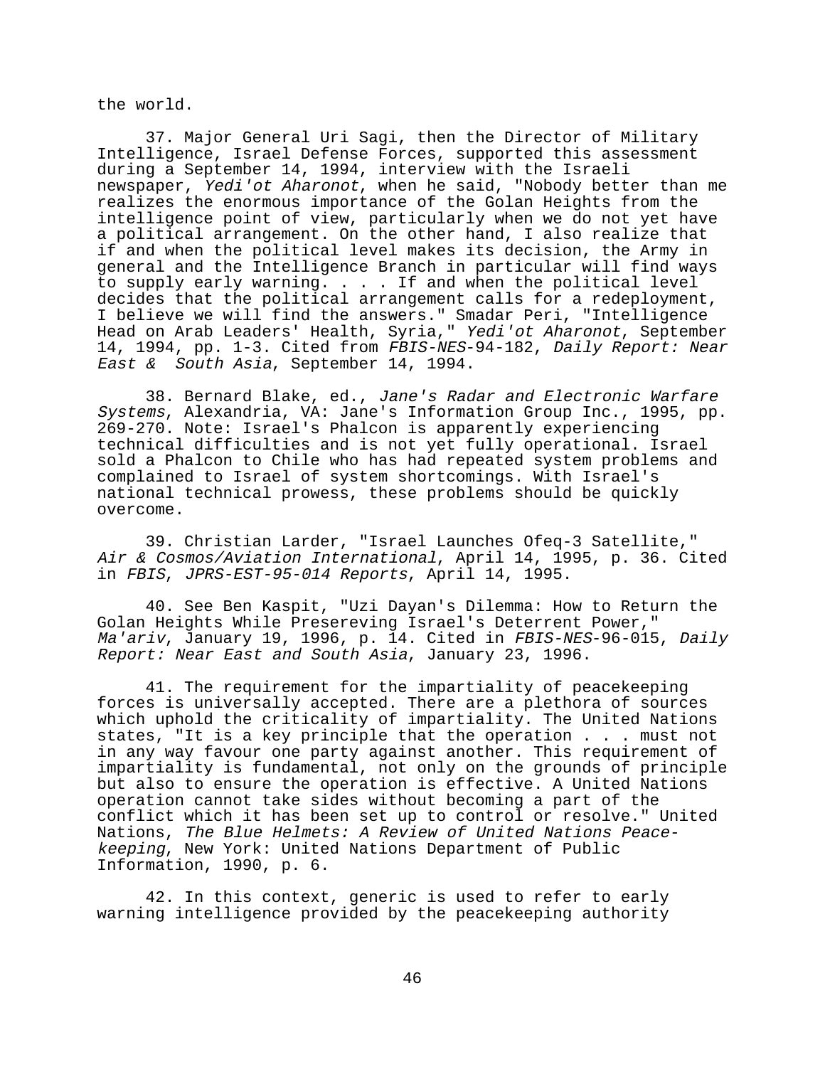the world.

37. Major General Uri Sagi, then the Director of Military Intelligence, Israel Defense Forces, supported this assessment during a September 14, 1994, interview with the Israeli newspaper, *Yedi'ot Aharonot*, when he said, "Nobody better than me realizes the enormous importance of the Golan Heights from the intelligence point of view, particularly when we do not yet have a political arrangement. On the other hand, I also realize that if and when the political level makes its decision, the Army in general and the Intelligence Branch in particular will find ways to supply early warning. . . . If and when the political level decides that the political arrangement calls for a redeployment, I believe we will find the answers." Smadar Peri, "Intelligence Head on Arab Leaders' Health, Syria," *Yedi'ot Aharonot*, September 14, 1994, pp. 1-3. Cited from *FBIS-NES*-94-182, *Daily Report: Near East & South Asia*, September 14, 1994.

38. Bernard Blake, ed., *Jane's Radar and Electronic Warfare Systems*, Alexandria, VA: Jane's Information Group Inc., 1995, pp. 269-270. Note: Israel's Phalcon is apparently experiencing technical difficulties and is not yet fully operational. Israel sold a Phalcon to Chile who has had repeated system problems and complained to Israel of system shortcomings. With Israel's national technical prowess, these problems should be quickly overcome.

39. Christian Larder, "Israel Launches Ofeq-3 Satellite," *Air & Cosmos/Aviation International*, April 14, 1995, p. 36. Cited in *FBIS*, *JPRS-EST-95-014 Reports*, April 14, 1995.

40. See Ben Kaspit, "Uzi Dayan's Dilemma: How to Return the Golan Heights While Presereving Israel's Deterrent Power," *Ma'ariv*, January 19, 1996, p. 14. Cited in *FBIS-NES*-96-015, *Daily Report: Near East and South Asia*, January 23, 1996.

41. The requirement for the impartiality of peacekeeping forces is universally accepted. There are a plethora of sources which uphold the criticality of impartiality. The United Nations states, "It is a key principle that the operation . . . must not in any way favour one party against another. This requirement of impartiality is fundamental, not only on the grounds of principle but also to ensure the operation is effective. A United Nations operation cannot take sides without becoming a part of the conflict which it has been set up to control or resolve." United Nations, *The Blue Helmets: A Review of United Nations Peace-keeping*, New York: United Nations Department of Public Information, 1990, p. 6.

42. In this context, generic is used to refer to early warning intelligence provided by the peacekeeping authority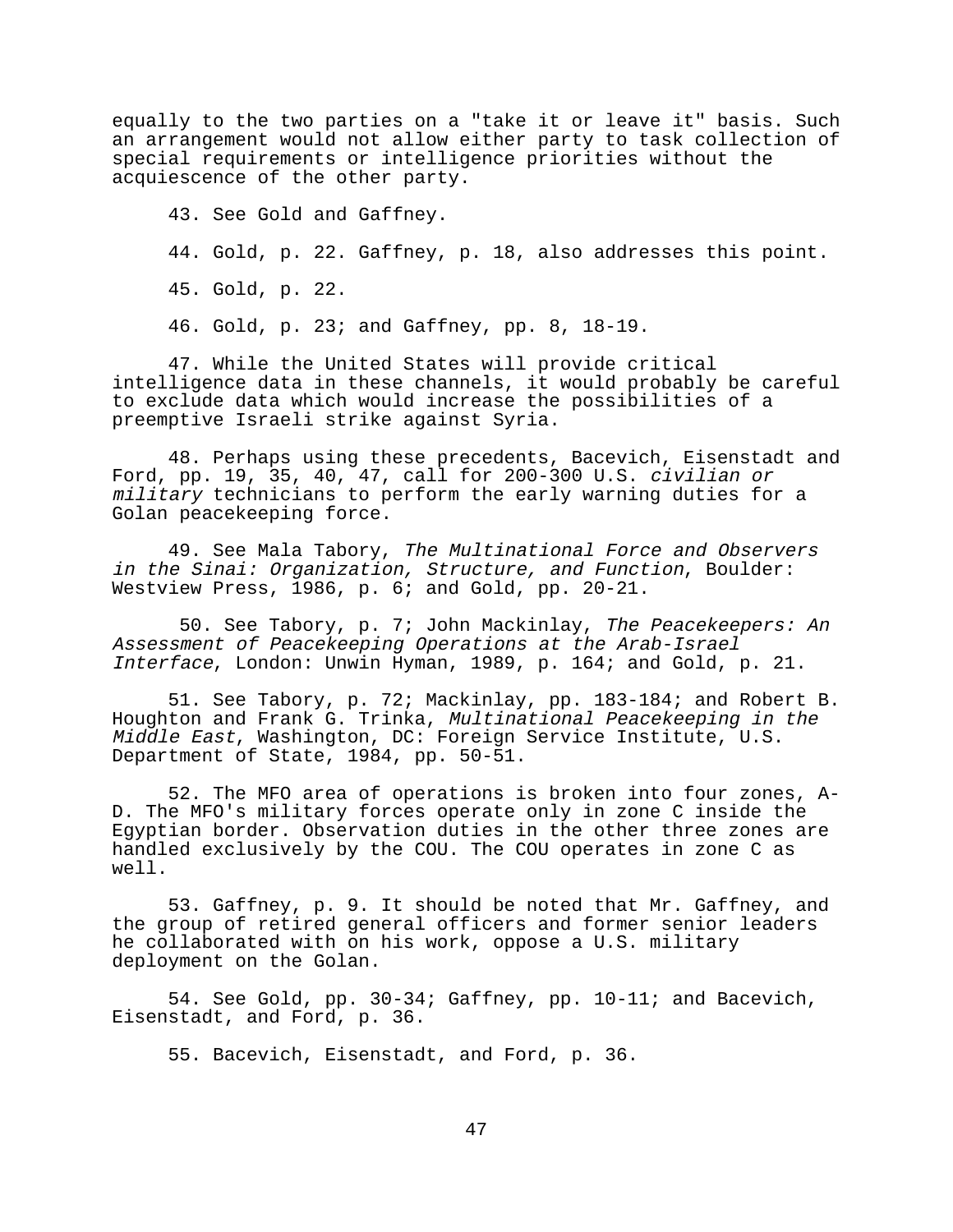equally to the two parties on a "take it or leave it" basis. Such an arrangement would not allow either party to task collection of special requirements or intelligence priorities without the acquiescence of the other party.

43. See Gold and Gaffney.

44. Gold, p. 22. Gaffney, p. 18, also addresses this point.

45. Gold, p. 22.

46. Gold, p. 23; and Gaffney, pp. 8, 18-19.

47. While the United States will provide critical intelligence data in these channels, it would probably be careful to exclude data which would increase the possibilities of a preemptive Israeli strike against Syria.

48. Perhaps using these precedents, Bacevich, Eisenstadt and Ford, pp. 19, 35, 40, 47, call for 200-300 U.S. *civilian or military* technicians to perform the early warning duties for a Golan peacekeeping force.

49. See Mala Tabory, *The Multinational Force and Observers in the Sinai: Organization, Structure, and Function*, Boulder: Westview Press, 1986, p. 6; and Gold, pp. 20-21.

50. See Tabory, p. 7; John Mackinlay, *The Peacekeepers: An Assessment of Peacekeeping Operations at the Arab-Israel Interface*, London: Unwin Hyman, 1989, p. 164; and Gold, p. 21.

51. See Tabory, p. 72; Mackinlay, pp. 183-184; and Robert B. Houghton and Frank G. Trinka, *Multinational Peacekeeping in the Middle East*, Washington, DC: Foreign Service Institute, U.S. Department of State, 1984, pp. 50-51.

52. The MFO area of operations is broken into four zones, A-D. The MFO's military forces operate only in zone C inside the Egyptian border. Observation duties in the other three zones are handled exclusively by the COU. The COU operates in zone C as well.

53. Gaffney, p. 9. It should be noted that Mr. Gaffney, and the group of retired general officers and former senior leaders he collaborated with on his work, oppose a U.S. military deployment on the Golan.

54. See Gold, pp. 30-34; Gaffney, pp. 10-11; and Bacevich, Eisenstadt, and Ford, p. 36.

55. Bacevich, Eisenstadt, and Ford, p. 36.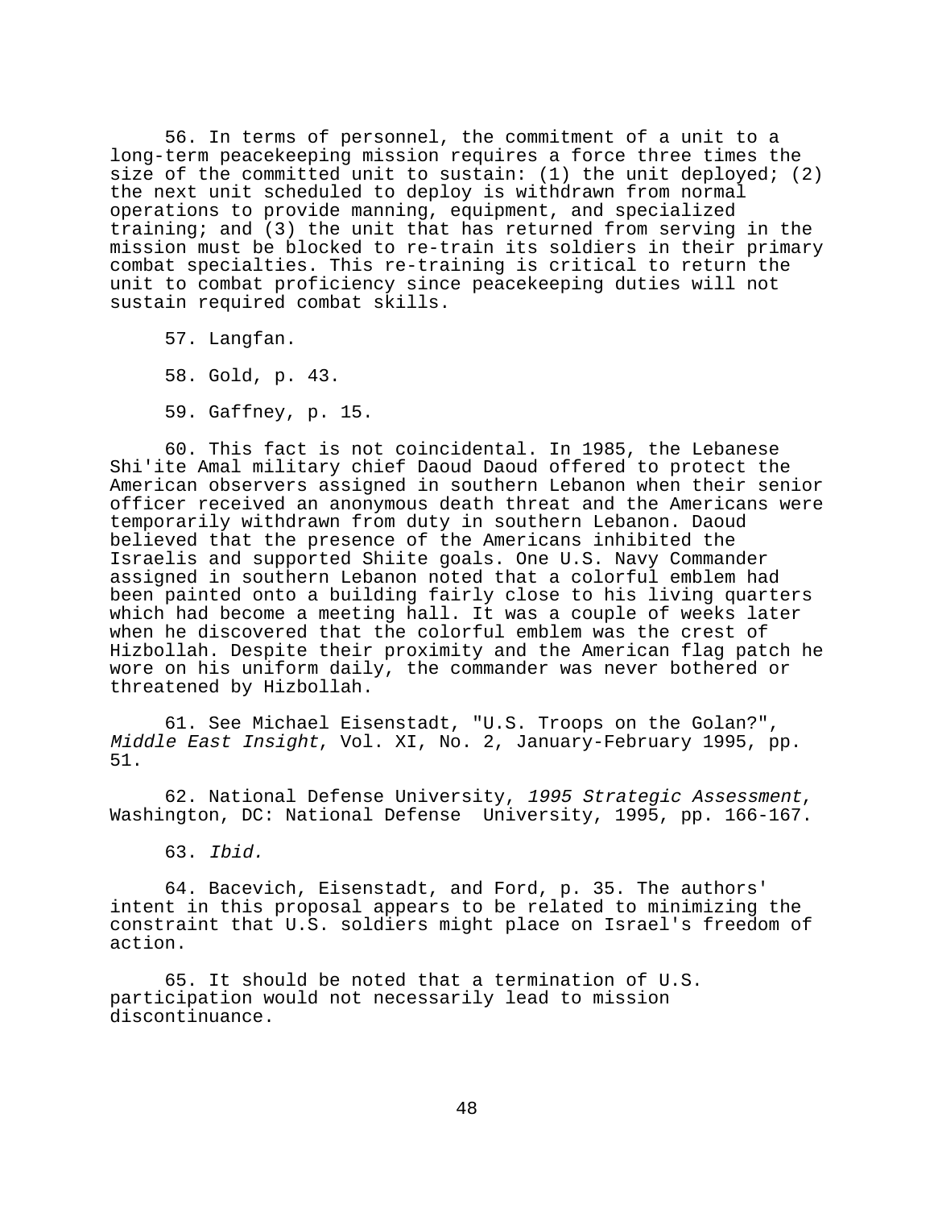56. In terms of personnel, the commitment of a unit to a long-term peacekeeping mission requires a force three times the size of the committed unit to sustain: (1) the unit deployed; (2) the next unit scheduled to deploy is withdrawn from normal operations to provide manning, equipment, and specialized training; and (3) the unit that has returned from serving in the mission must be blocked to re-train its soldiers in their primary combat specialties. This re-training is critical to return the unit to combat proficiency since peacekeeping duties will not sustain required combat skills.

57. Langfan.

58. Gold, p. 43.

59. Gaffney, p. 15.

60. This fact is not coincidental. In 1985, the Lebanese Shi'ite Amal military chief Daoud Daoud offered to protect the American observers assigned in southern Lebanon when their senior officer received an anonymous death threat and the Americans were temporarily withdrawn from duty in southern Lebanon. Daoud believed that the presence of the Americans inhibited the Israelis and supported Shiite goals. One U.S. Navy Commander assigned in southern Lebanon noted that a colorful emblem had been painted onto a building fairly close to his living quarters which had become a meeting hall. It was a couple of weeks later when he discovered that the colorful emblem was the crest of Hizbollah. Despite their proximity and the American flag patch he wore on his uniform daily, the commander was never bothered or threatened by Hizbollah.

61. See Michael Eisenstadt, "U.S. Troops on the Golan?", *Middle East Insight*, Vol. XI, No. 2, January-February 1995, pp. 51.

62. National Defense University, *1995 Strategic Assessment*, Washington, DC: National Defense University, 1995, pp. 166-167.

63. *Ibid.*

64. Bacevich, Eisenstadt, and Ford, p. 35. The authors' intent in this proposal appears to be related to minimizing the constraint that U.S. soldiers might place on Israel's freedom of action.

65. It should be noted that a termination of U.S. participation would not necessarily lead to mission discontinuance.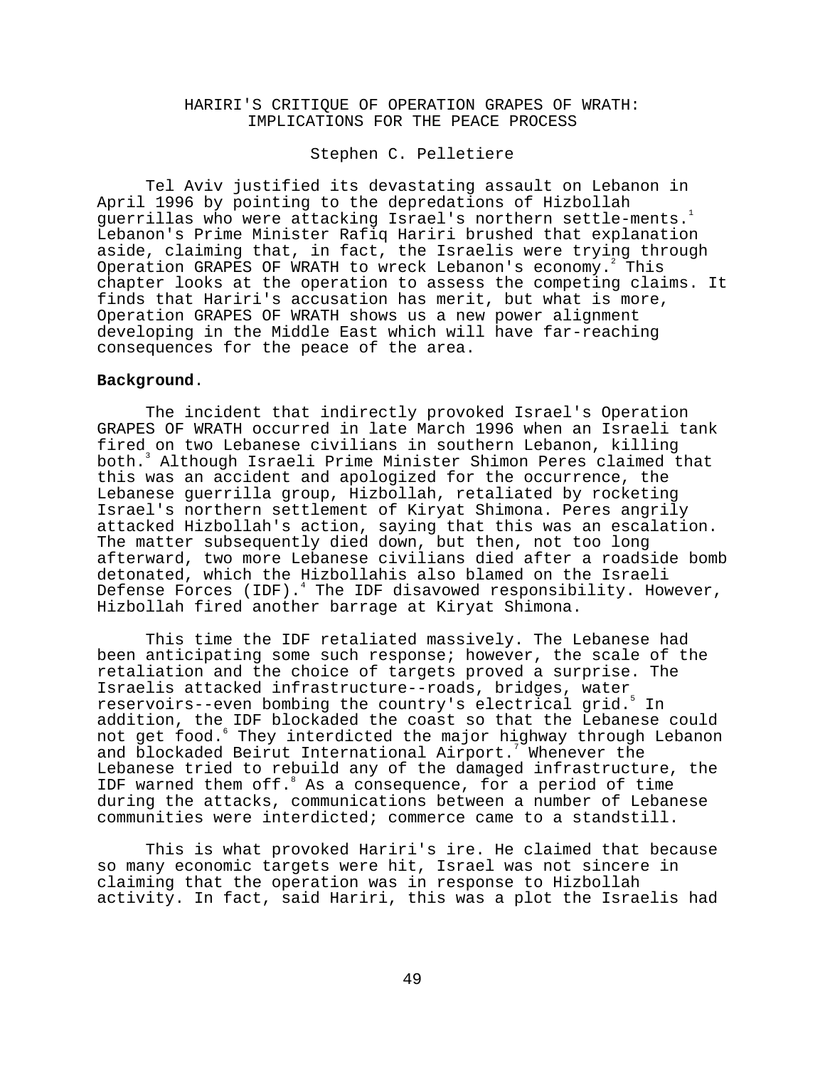# HARIRI'S CRITIQUE OF OPERATION GRAPES OF WRATH: IMPLICATIONS FOR THE PEACE PROCESS

Stephen C. Pelletiere

Tel Aviv justified its devastating assault on Lebanon in April 1996 by pointing to the depredations of Hizbollah guerrillas who were attacking Israel's northern settle-ments.[1] Lebanon's Prime Minister Rafiq Hariri brushed that explanation aside, claiming that, in fact, the Israelis were trying through Operation GRAPES OF WRATH to wreck Lebanon's economy.[2] This chapter looks at the operation to assess the competing claims. It finds that Hariri's accusation has merit, but what is more, Operation GRAPES OF WRATH shows us a new power alignment developing in the Middle East which will have far-reaching consequences for the peace of the area.

**Background.**

The incident that indirectly provoked Israel's Operation GRAPES OF WRATH occurred in late March 1996 when an Israeli tank fired on two Lebanese civilians in southern Lebanon, killing both.[3] Although Israeli Prime Minister Shimon Peres claimed that this was an accident and apologized for the occurrence, the Lebanese guerrilla group, Hizbollah, retaliated by rocketing Israel's northern settlement of Kiryat Shimona. Peres angrily attacked Hizbollah's action, saying that this was an escalation. The matter subsequently died down, but then, not too long afterward, two more Lebanese civilians died after a roadside bomb detonated, which the Hizbollahis also blamed on the Israeli Defense Forces (IDF).[4] The IDF disavowed responsibility. However, Hizbollah fired another barrage at Kiryat Shimona.

This time the IDF retaliated massively. The Lebanese had been anticipating some such response; however, the scale of the retaliation and the choice of targets proved a surprise. The Israelis attacked infrastructure--roads, bridges, water reservoirs--even bombing the country's electrical grid.[5] In addition, the IDF blockaded the coast so that the Lebanese could not get food.[6] They interdicted the major highway through Lebanon and blockaded Beirut International Airport.[7] Whenever the Lebanese tried to rebuild any of the damaged infrastructure, the IDF warned them off.[8] As a consequence, for a period of time during the attacks, communications between a number of Lebanese communities were interdicted; commerce came to a standstill.

This is what provoked Hariri's ire. He claimed that because so many economic targets were hit, Israel was not sincere in claiming that the operation was in response to Hizbollah activity. In fact, said Hariri, this was a plot the Israelis had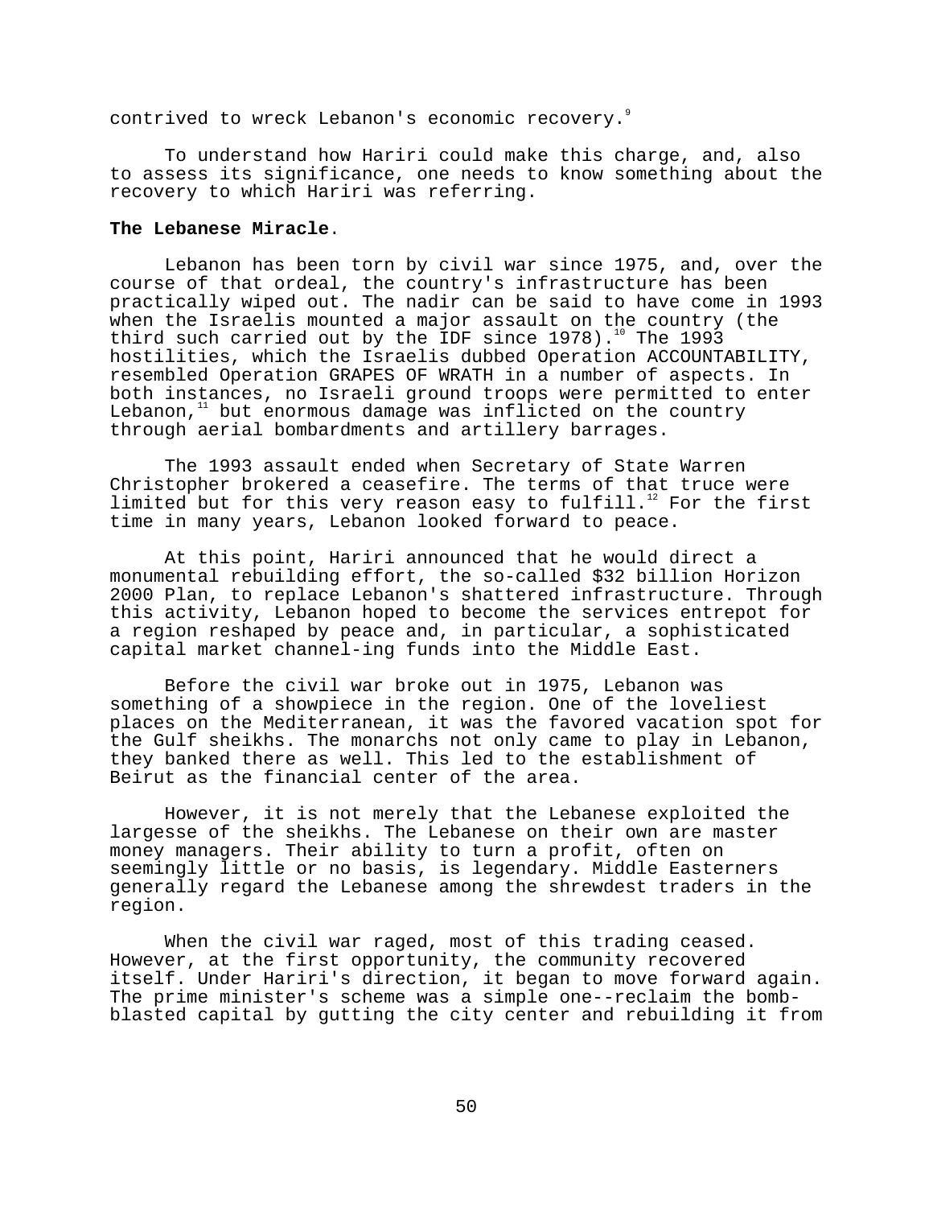contrived to wreck Lebanon's economic recovery.[9]

To understand how Hariri could make this charge, and, also to assess its significance, one needs to know something about the recovery to which Hariri was referring.

**The Lebanese Miracle**.

Lebanon has been torn by civil war since 1975, and, over the course of that ordeal, the country's infrastructure has been practically wiped out. The nadir can be said to have come in 1993 when the Israelis mounted a major assault on the country (the third such carried out by the IDF since 1978).[10] The 1993 hostilities, which the Israelis dubbed Operation ACCOUNTABILITY, resembled Operation GRAPES OF WRATH in a number of aspects. In both instances, no Israeli ground troops were permitted to enter Lebanon,[11] but enormous damage was inflicted on the country through aerial bombardments and artillery barrages.

The 1993 assault ended when Secretary of State Warren Christopher brokered a ceasefire. The terms of that truce were limited but for this very reason easy to fulfill.[12] For the first time in many years, Lebanon looked forward to peace.

At this point, Hariri announced that he would direct a monumental rebuilding effort, the so-called $32 billion Horizon 2000 Plan, to replace Lebanon's shattered infrastructure. Through this activity, Lebanon hoped to become the services entrepot for a region reshaped by peace and, in particular, a sophisticated capital market channel-ing funds into the Middle East.

Before the civil war broke out in 1975, Lebanon was something of a showpiece in the region. One of the loveliest places on the Mediterranean, it was the favored vacation spot for the Gulf sheikhs. The monarchs not only came to play in Lebanon, they banked there as well. This led to the establishment of Beirut as the financial center of the area.

However, it is not merely that the Lebanese exploited the largesse of the sheikhs. The Lebanese on their own are master money managers. Their ability to turn a profit, often on seemingly little or no basis, is legendary. Middle Easterners generally regard the Lebanese among the shrewdest traders in the region.

When the civil war raged, most of this trading ceased. However, at the first opportunity, the community recovered itself. Under Hariri's direction, it began to move forward again. The prime minister's scheme was a simple one--reclaim the bomb-blasted capital by gutting the city center and rebuilding it from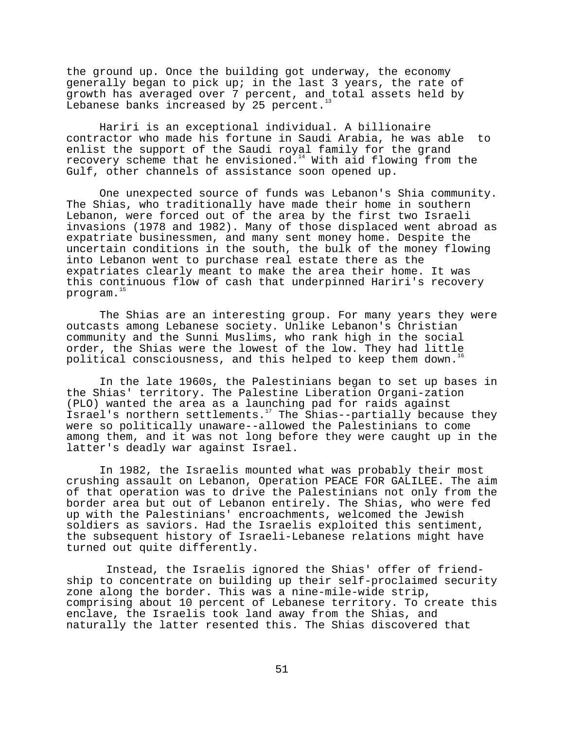the ground up. Once the building got underway, the economy generally began to pick up; in the last 3 years, the rate of growth has averaged over 7 percent, and total assets held by Lebanese banks increased by 25 percent.[13]

Hariri is an exceptional individual. A billionaire contractor who made his fortune in Saudi Arabia, he was able to enlist the support of the Saudi royal family for the grand recovery scheme that he envisioned.[14] With aid flowing from the Gulf, other channels of assistance soon opened up.

One unexpected source of funds was Lebanon's Shia community. The Shias, who traditionally have made their home in southern Lebanon, were forced out of the area by the first two Israeli invasions (1978 and 1982). Many of those displaced went abroad as expatriate businessmen, and many sent money home. Despite the uncertain conditions in the south, the bulk of the money flowing into Lebanon went to purchase real estate there as the expatriates clearly meant to make the area their home. It was this continuous flow of cash that underpinned Hariri's recovery program.[15]

The Shias are an interesting group. For many years they were outcasts among Lebanese society. Unlike Lebanon's Christian community and the Sunni Muslims, who rank high in the social order, the Shias were the lowest of the low. They had little political consciousness, and this helped to keep them down.[16]

In the late 1960s, the Palestinians began to set up bases in the Shias' territory. The Palestine Liberation Organi-zation (PLO) wanted the area as a launching pad for raids against Israel's northern settlements.[17] The Shias--partially because they were so politically unaware--allowed the Palestinians to come among them, and it was not long before they were caught up in the latter's deadly war against Israel.

In 1982, the Israelis mounted what was probably their most crushing assault on Lebanon, Operation PEACE FOR GALILEE. The aim of that operation was to drive the Palestinians not only from the border area but out of Lebanon entirely. The Shias, who were fed up with the Palestinians' encroachments, welcomed the Jewish soldiers as saviors. Had the Israelis exploited this sentiment, the subsequent history of Israeli-Lebanese relations might have turned out quite differently.

Instead, the Israelis ignored the Shias' offer of friend-ship to concentrate on building up their self-proclaimed security zone along the border. This was a nine-mile-wide strip, comprising about 10 percent of Lebanese territory. To create this enclave, the Israelis took land away from the Shias, and naturally the latter resented this. The Shias discovered that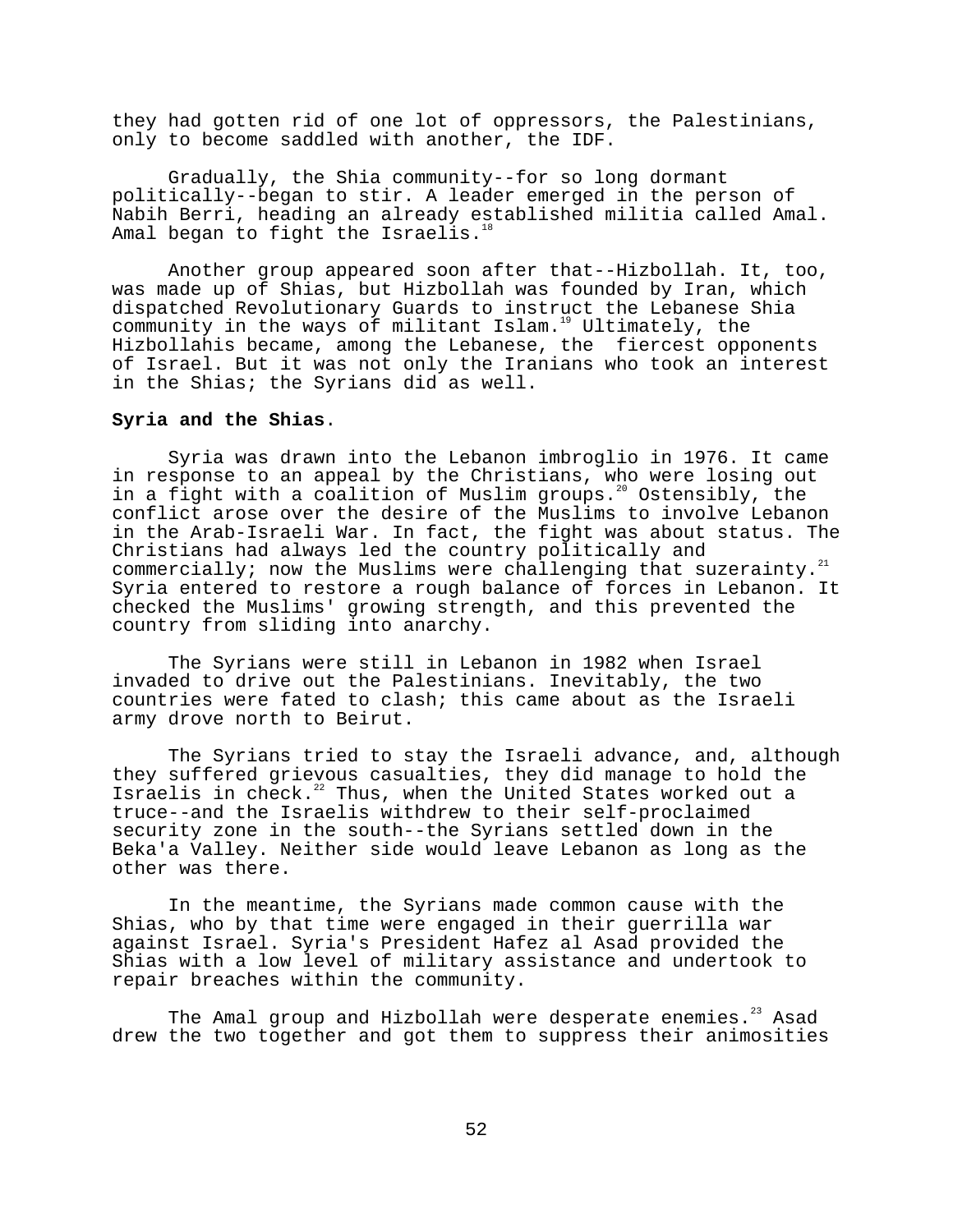they had gotten rid of one lot of oppressors, the Palestinians, only to become saddled with another, the IDF.

Gradually, the Shia community--for so long dormant politically--began to stir. A leader emerged in the person of Nabih Berri, heading an already established militia called Amal. Amal began to fight the Israelis.[18]

Another group appeared soon after that--Hizbollah. It, too, was made up of Shias, but Hizbollah was founded by Iran, which dispatched Revolutionary Guards to instruct the Lebanese Shia community in the ways of militant Islam.[19] Ultimately, the Hizbollahis became, among the Lebanese, the fiercest opponents of Israel. But it was not only the Iranians who took an interest in the Shias; the Syrians did as well.

**Syria and the Shias**.

Syria was drawn into the Lebanon imbroglio in 1976. It came in response to an appeal by the Christians, who were losing out in a fight with a coalition of Muslim groups.[20] Ostensibly, the conflict arose over the desire of the Muslims to involve Lebanon in the Arab-Israeli War. In fact, the fight was about status. The Christians had always led the country politically and commercially; now the Muslims were challenging that suzerainty.[21] Syria entered to restore a rough balance of forces in Lebanon. It checked the Muslims' growing strength, and this prevented the country from sliding into anarchy.

The Syrians were still in Lebanon in 1982 when Israel invaded to drive out the Palestinians. Inevitably, the two countries were fated to clash; this came about as the Israeli army drove north to Beirut.

The Syrians tried to stay the Israeli advance, and, although they suffered grievous casualties, they did manage to hold the Israelis in check.[22] Thus, when the United States worked out a truce--and the Israelis withdrew to their self-proclaimed security zone in the south--the Syrians settled down in the Beka'a Valley. Neither side would leave Lebanon as long as the other was there.

In the meantime, the Syrians made common cause with the Shias, who by that time were engaged in their guerrilla war against Israel. Syria's President Hafez al Asad provided the Shias with a low level of military assistance and undertook to repair breaches within the community.

The Amal group and Hizbollah were desperate enemies.[23] Asad drew the two together and got them to suppress their animosities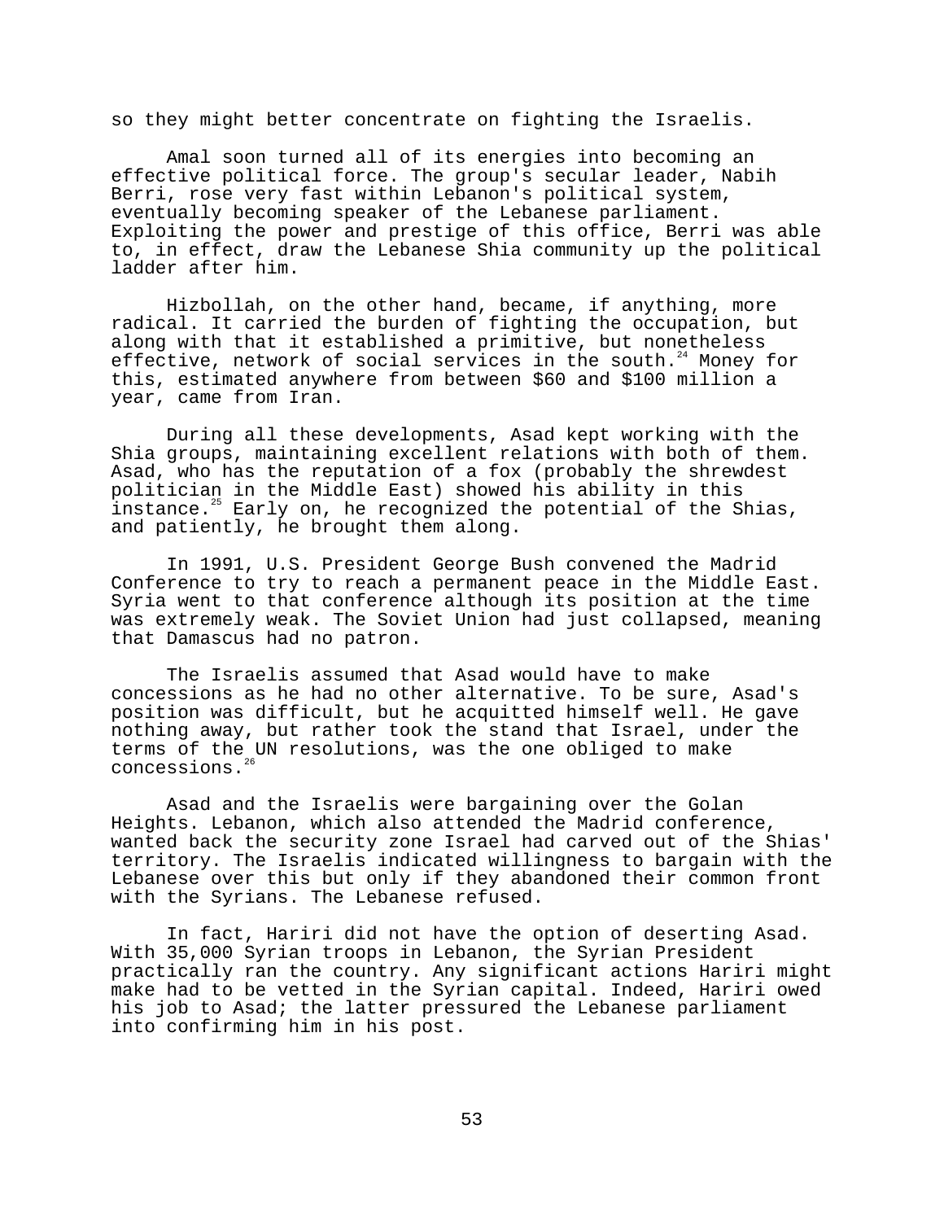so they might better concentrate on fighting the Israelis.

Amal soon turned all of its energies into becoming an effective political force. The group's secular leader, Nabih Berri, rose very fast within Lebanon's political system, eventually becoming speaker of the Lebanese parliament. Exploiting the power and prestige of this office, Berri was able to, in effect, draw the Lebanese Shia community up the political ladder after him.

Hizbollah, on the other hand, became, if anything, more radical. It carried the burden of fighting the occupation, but along with that it established a primitive, but nonetheless effective, network of social services in the south.[24] Money for this, estimated anywhere from between $60 and $100 million a year, came from Iran.

During all these developments, Asad kept working with the Shia groups, maintaining excellent relations with both of them. Asad, who has the reputation of a fox (probably the shrewdest politician in the Middle East) showed his ability in this instance.[25] Early on, he recognized the potential of the Shias, and patiently, he brought them along.

In 1991, U.S. President George Bush convened the Madrid Conference to try to reach a permanent peace in the Middle East. Syria went to that conference although its position at the time was extremely weak. The Soviet Union had just collapsed, meaning that Damascus had no patron.

The Israelis assumed that Asad would have to make concessions as he had no other alternative. To be sure, Asad's position was difficult, but he acquitted himself well. He gave nothing away, but rather took the stand that Israel, under the terms of the UN resolutions, was the one obliged to make concessions.[26]

Asad and the Israelis were bargaining over the Golan Heights. Lebanon, which also attended the Madrid conference, wanted back the security zone Israel had carved out of the Shias' territory. The Israelis indicated willingness to bargain with the Lebanese over this but only if they abandoned their common front with the Syrians. The Lebanese refused.

In fact, Hariri did not have the option of deserting Asad. With 35,000 Syrian troops in Lebanon, the Syrian President practically ran the country. Any significant actions Hariri might make had to be vetted in the Syrian capital. Indeed, Hariri owed his job to Asad; the latter pressured the Lebanese parliament into confirming him in his post.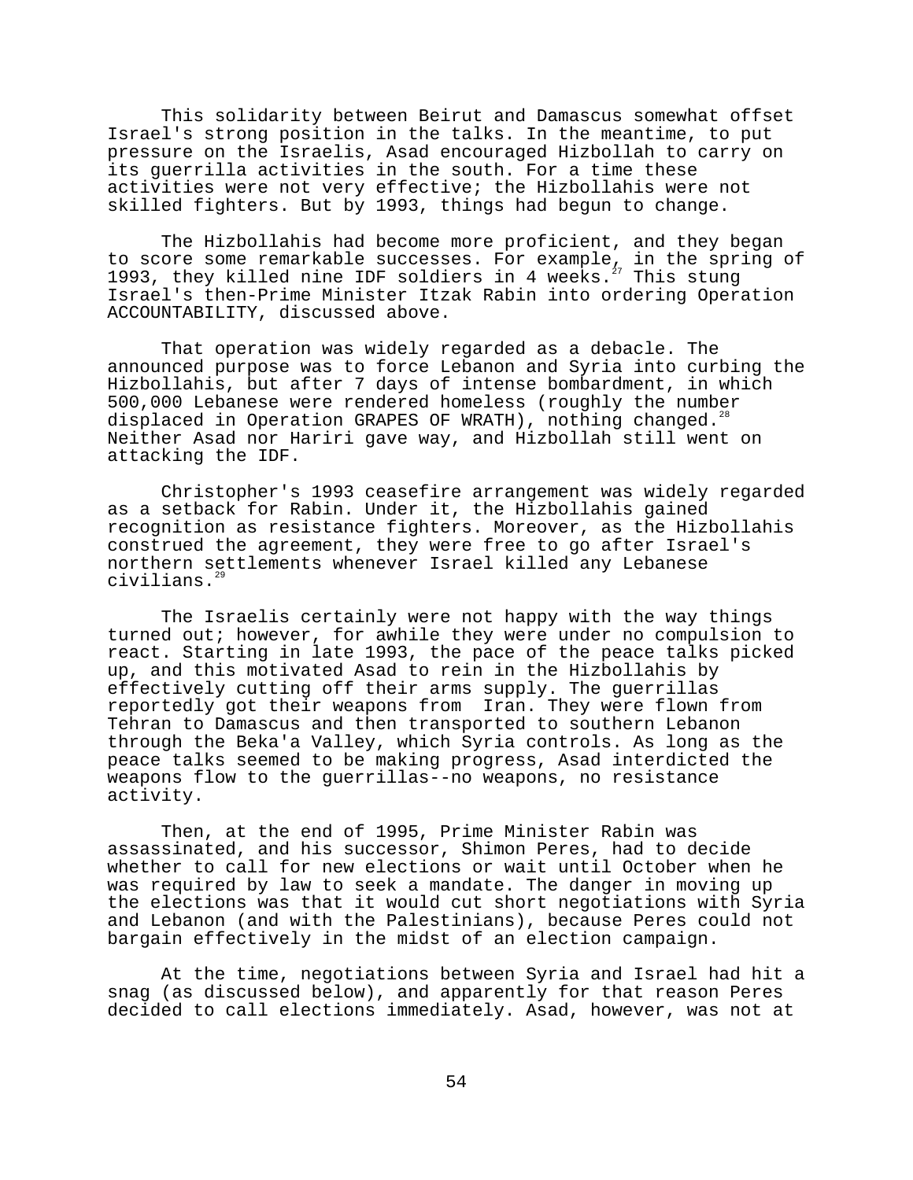This solidarity between Beirut and Damascus somewhat offset Israel's strong position in the talks. In the meantime, to put pressure on the Israelis, Asad encouraged Hizbollah to carry on its guerrilla activities in the south. For a time these activities were not very effective; the Hizbollahis were not skilled fighters. But by 1993, things had begun to change.

The Hizbollahis had become more proficient, and they began to score some remarkable successes. For example, in the spring of 1993, they killed nine IDF soldiers in 4 weeks.[27] This stung Israel's then-Prime Minister Itzak Rabin into ordering Operation ACCOUNTABILITY, discussed above.

That operation was widely regarded as a debacle. The announced purpose was to force Lebanon and Syria into curbing the Hizbollahis, but after 7 days of intense bombardment, in which 500,000 Lebanese were rendered homeless (roughly the number displaced in Operation GRAPES OF WRATH), nothing changed.[28] Neither Asad nor Hariri gave way, and Hizbollah still went on attacking the IDF.

Christopher's 1993 ceasefire arrangement was widely regarded as a setback for Rabin. Under it, the Hizbollahis gained recognition as resistance fighters. Moreover, as the Hizbollahis construed the agreement, they were free to go after Israel's northern settlements whenever Israel killed any Lebanese civilians.[29]

The Israelis certainly were not happy with the way things turned out; however, for awhile they were under no compulsion to react. Starting in late 1993, the pace of the peace talks picked up, and this motivated Asad to rein in the Hizbollahis by effectively cutting off their arms supply. The guerrillas reportedly got their weapons from Iran. They were flown from Tehran to Damascus and then transported to southern Lebanon through the Beka'a Valley, which Syria controls. As long as the peace talks seemed to be making progress, Asad interdicted the weapons flow to the guerrillas--no weapons, no resistance activity.

Then, at the end of 1995, Prime Minister Rabin was assassinated, and his successor, Shimon Peres, had to decide whether to call for new elections or wait until October when he was required by law to seek a mandate. The danger in moving up the elections was that it would cut short negotiations with Syria and Lebanon (and with the Palestinians), because Peres could not bargain effectively in the midst of an election campaign.

At the time, negotiations between Syria and Israel had hit a snag (as discussed below), and apparently for that reason Peres decided to call elections immediately. Asad, however, was not at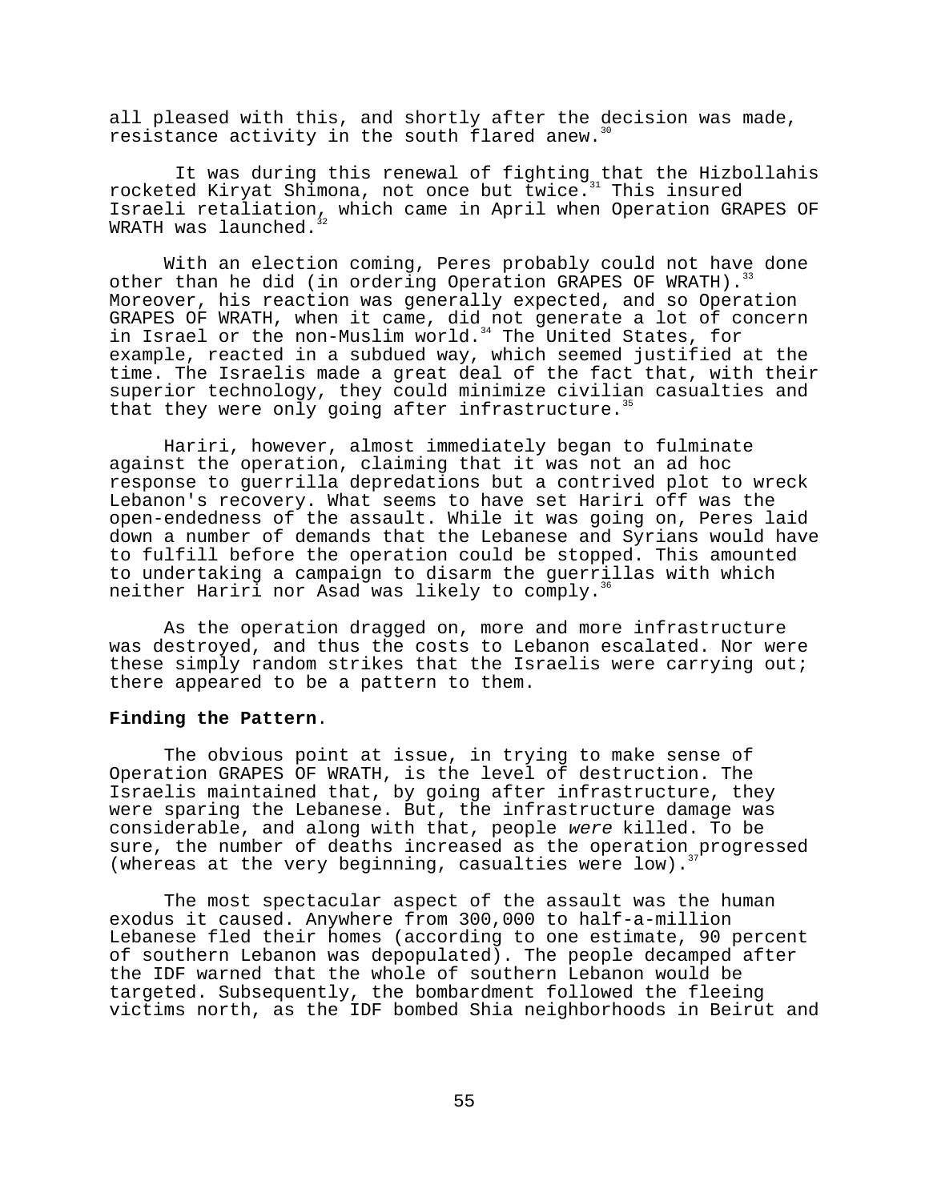all pleased with this, and shortly after the decision was made, resistance activity in the south flared anew.[30]

It was during this renewal of fighting that the Hizbollahis rocketed Kiryat Shimona, not once but twice.[31] This insured Israeli retaliation, which came in April when Operation GRAPES OF WRATH was launched.[32]

With an election coming, Peres probably could not have done other than he did (in ordering Operation GRAPES OF WRATH).[33] Moreover, his reaction was generally expected, and so Operation GRAPES OF WRATH, when it came, did not generate a lot of concern in Israel or the non-Muslim world.[34] The United States, for example, reacted in a subdued way, which seemed justified at the time. The Israelis made a great deal of the fact that, with their superior technology, they could minimize civilian casualties and that they were only going after infrastructure.[35]

Hariri, however, almost immediately began to fulminate against the operation, claiming that it was not an ad hoc response to guerrilla depredations but a contrived plot to wreck Lebanon's recovery. What seems to have set Hariri off was the open-endedness of the assault. While it was going on, Peres laid down a number of demands that the Lebanese and Syrians would have to fulfill before the operation could be stopped. This amounted to undertaking a campaign to disarm the guerrillas with which neither Hariri nor Asad was likely to comply.[36]

As the operation dragged on, more and more infrastructure was destroyed, and thus the costs to Lebanon escalated. Nor were these simply random strikes that the Israelis were carrying out; there appeared to be a pattern to them.

**Finding the Pattern**.

The obvious point at issue, in trying to make sense of Operation GRAPES OF WRATH, is the level of destruction. The Israelis maintained that, by going after infrastructure, they were sparing the Lebanese. But, the infrastructure damage was considerable, and along with that, people *were* killed. To be sure, the number of deaths increased as the operation progressed (whereas at the very beginning, casualties were low).[37]

The most spectacular aspect of the assault was the human exodus it caused. Anywhere from 300,000 to half-a-million Lebanese fled their homes (according to one estimate, 90 percent of southern Lebanon was depopulated). The people decamped after the IDF warned that the whole of southern Lebanon would be targeted. Subsequently, the bombardment followed the fleeing victims north, as the IDF bombed Shia neighborhoods in Beirut and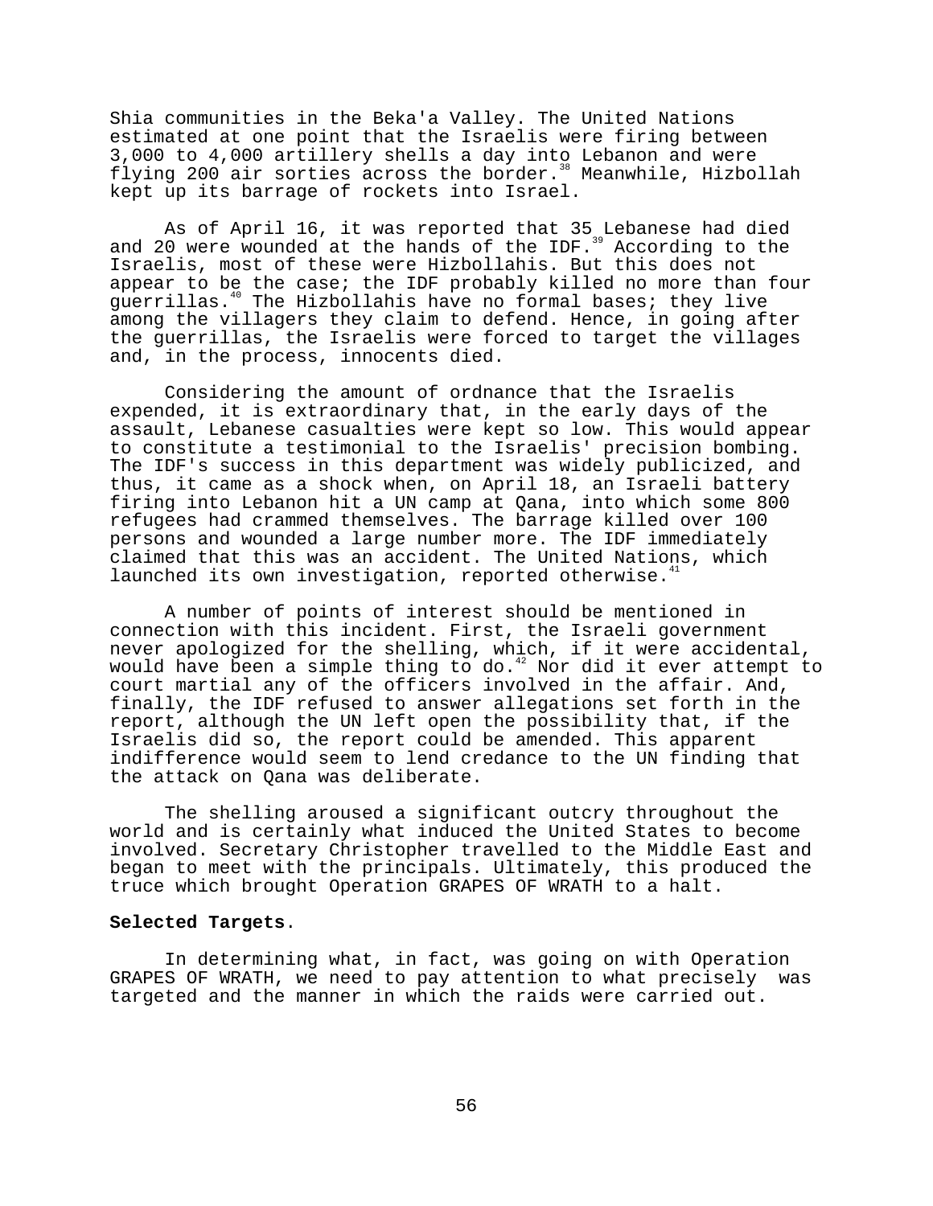Shia communities in the Beka'a Valley. The United Nations estimated at one point that the Israelis were firing between 3,000 to 4,000 artillery shells a day into Lebanon and were flying 200 air sorties across the border.[38] Meanwhile, Hizbollah kept up its barrage of rockets into Israel.

As of April 16, it was reported that 35 Lebanese had died and 20 were wounded at the hands of the IDF.[39] According to the Israelis, most of these were Hizbollahis. But this does not appear to be the case; the IDF probably killed no more than four guerrillas.[40] The Hizbollahis have no formal bases; they live among the villagers they claim to defend. Hence, in going after the guerrillas, the Israelis were forced to target the villages and, in the process, innocents died.

Considering the amount of ordnance that the Israelis expended, it is extraordinary that, in the early days of the assault, Lebanese casualties were kept so low. This would appear to constitute a testimonial to the Israelis' precision bombing. The IDF's success in this department was widely publicized, and thus, it came as a shock when, on April 18, an Israeli battery firing into Lebanon hit a UN camp at Qana, into which some 800 refugees had crammed themselves. The barrage killed over 100 persons and wounded a large number more. The IDF immediately claimed that this was an accident. The United Nations, which launched its own investigation, reported otherwise.[41]

A number of points of interest should be mentioned in connection with this incident. First, the Israeli government never apologized for the shelling, which, if it were accidental, would have been a simple thing to do.[42] Nor did it ever attempt to court martial any of the officers involved in the affair. And, finally, the IDF refused to answer allegations set forth in the report, although the UN left open the possibility that, if the Israelis did so, the report could be amended. This apparent indifference would seem to lend credance to the UN finding that the attack on Qana was deliberate.

The shelling aroused a significant outcry throughout the world and is certainly what induced the United States to become involved. Secretary Christopher travelled to the Middle East and began to meet with the principals. Ultimately, this produced the truce which brought Operation GRAPES OF WRATH to a halt.

**Selected Targets**.

In determining what, in fact, was going on with Operation GRAPES OF WRATH, we need to pay attention to what precisely was targeted and the manner in which the raids were carried out.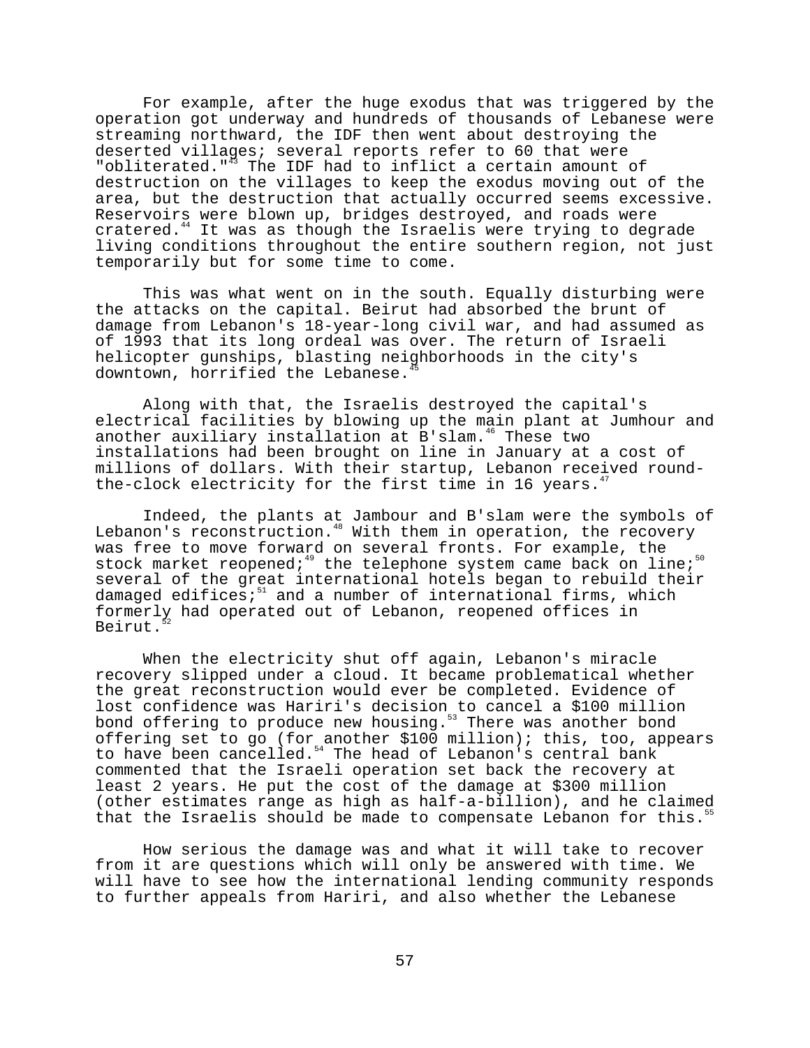For example, after the huge exodus that was triggered by the operation got underway and hundreds of thousands of Lebanese were streaming northward, the IDF then went about destroying the deserted villages; several reports refer to 60 that were "obliterated."[43] The IDF had to inflict a certain amount of destruction on the villages to keep the exodus moving out of the area, but the destruction that actually occurred seems excessive. Reservoirs were blown up, bridges destroyed, and roads were cratered.[44] It was as though the Israelis were trying to degrade living conditions throughout the entire southern region, not just temporarily but for some time to come.

This was what went on in the south. Equally disturbing were the attacks on the capital. Beirut had absorbed the brunt of damage from Lebanon's 18-year-long civil war, and had assumed as of 1993 that its long ordeal was over. The return of Israeli helicopter gunships, blasting neighborhoods in the city's downtown, horrified the Lebanese.[45]

Along with that, the Israelis destroyed the capital's electrical facilities by blowing up the main plant at Jumhour and another auxiliary installation at B'slam.[46] These two installations had been brought on line in January at a cost of millions of dollars. With their startup, Lebanon received round-the-clock electricity for the first time in 16 years.[47]

Indeed, the plants at Jambour and B'slam were the symbols of Lebanon's reconstruction.[48] With them in operation, the recovery was free to move forward on several fronts. For example, the stock market reopened;[49] the telephone system came back on line;[50] several of the great international hotels began to rebuild their damaged edifices;[51] and a number of international firms, which formerly had operated out of Lebanon, reopened offices in Beirut.[52]

When the electricity shut off again, Lebanon's miracle recovery slipped under a cloud. It became problematical whether the great reconstruction would ever be completed. Evidence of lost confidence was Hariri's decision to cancel a $100 million bond offering to produce new housing.[53] There was another bond offering set to go (for another $100 million); this, too, appears to have been cancelled.[54] The head of Lebanon's central bank commented that the Israeli operation set back the recovery at least 2 years. He put the cost of the damage at $300 million (other estimates range as high as half-a-billion), and he claimed that the Israelis should be made to compensate Lebanon for this.[55]

How serious the damage was and what it will take to recover from it are questions which will only be answered with time. We will have to see how the international lending community responds to further appeals from Hariri, and also whether the Lebanese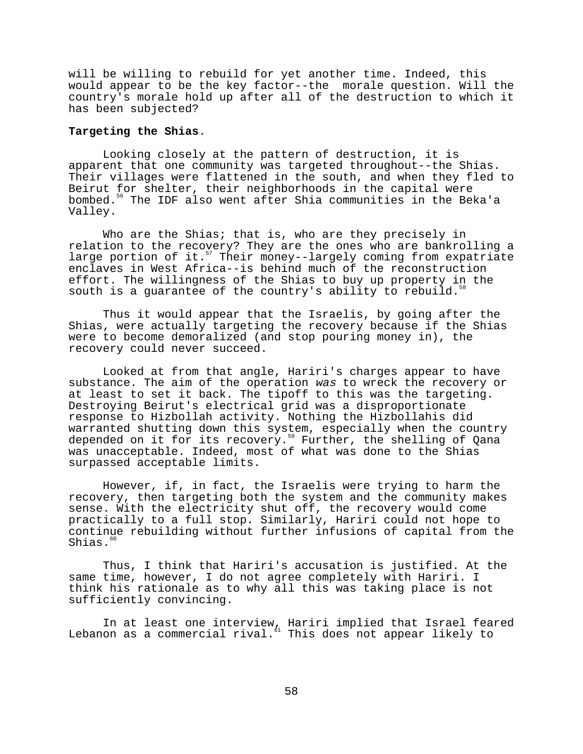will be willing to rebuild for yet another time. Indeed, this would appear to be the key factor--the morale question. Will the country's morale hold up after all of the destruction to which it has been subjected?

**Targeting the Shias**.

Looking closely at the pattern of destruction, it is apparent that one community was targeted throughout--the Shias. Their villages were flattened in the south, and when they fled to Beirut for shelter, their neighborhoods in the capital were bombed.[56] The IDF also went after Shia communities in the Beka'a Valley.

Who are the Shias; that is, who are they precisely in relation to the recovery? They are the ones who are bankrolling a large portion of it.[57] Their money--largely coming from expatriate enclaves in West Africa--is behind much of the reconstruction effort. The willingness of the Shias to buy up property in the south is a guarantee of the country's ability to rebuild.[58]

Thus it would appear that the Israelis, by going after the Shias, were actually targeting the recovery because if the Shias were to become demoralized (and stop pouring money in), the recovery could never succeed.

Looked at from that angle, Hariri's charges appear to have substance. The aim of the operation *was* to wreck the recovery or at least to set it back. The tipoff to this was the targeting. Destroying Beirut's electrical grid was a disproportionate response to Hizbollah activity. Nothing the Hizbollahis did warranted shutting down this system, especially when the country depended on it for its recovery.[59] Further, the shelling of Qana was unacceptable. Indeed, most of what was done to the Shias surpassed acceptable limits.

However, if, in fact, the Israelis were trying to harm the recovery, then targeting both the system and the community makes sense. With the electricity shut off, the recovery would come practically to a full stop. Similarly, Hariri could not hope to continue rebuilding without further infusions of capital from the Shias.[60]

Thus, I think that Hariri's accusation is justified. At the same time, however, I do not agree completely with Hariri. I think his rationale as to why all this was taking place is not sufficiently convincing.

In at least one interview, Hariri implied that Israel feared Lebanon as a commercial rival.[61] This does not appear likely to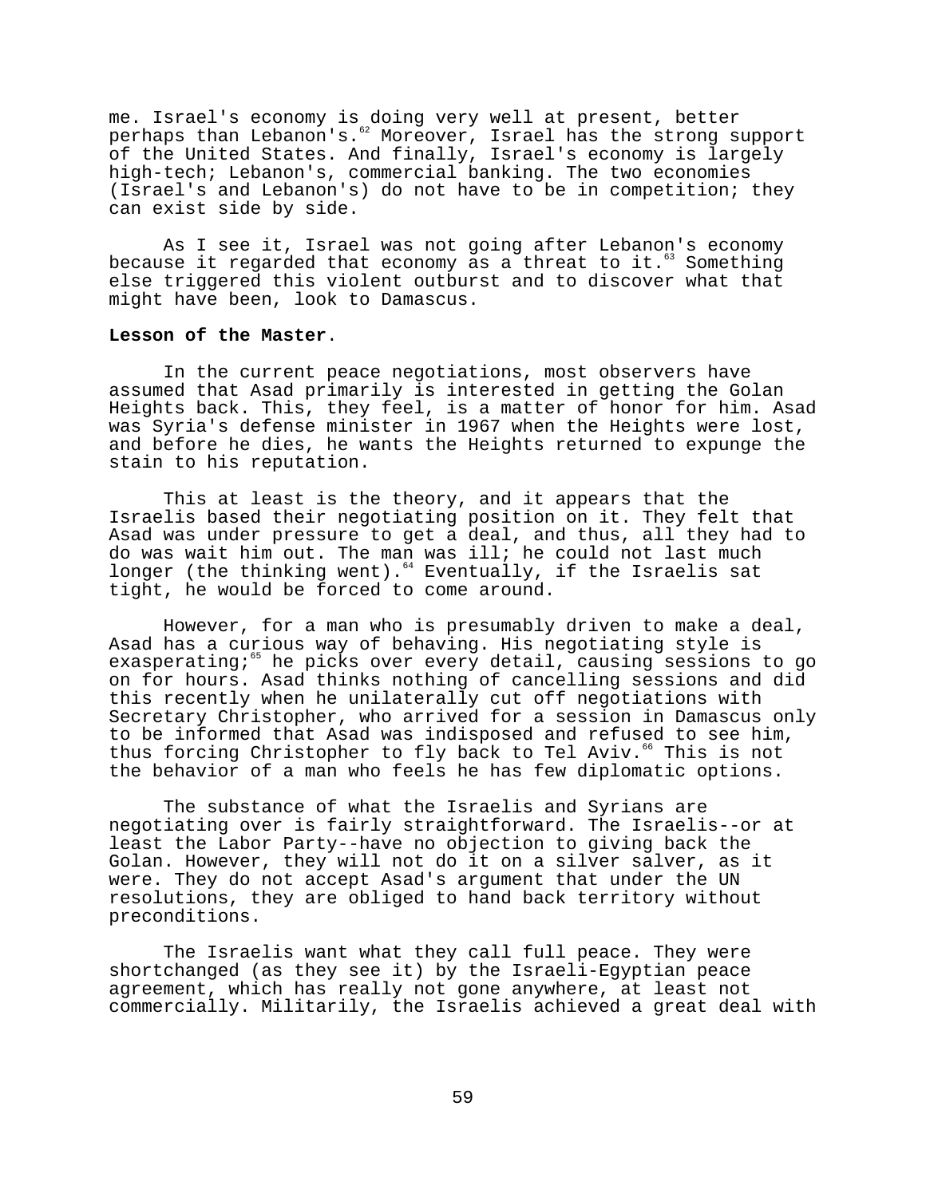me. Israel's economy is doing very well at present, better perhaps than Lebanon's.[62] Moreover, Israel has the strong support of the United States. And finally, Israel's economy is largely high-tech; Lebanon's, commercial banking. The two economies (Israel's and Lebanon's) do not have to be in competition; they can exist side by side.

As I see it, Israel was not going after Lebanon's economy because it regarded that economy as a threat to it.[63] Something else triggered this violent outburst and to discover what that might have been, look to Damascus.

**Lesson of the Master**.

In the current peace negotiations, most observers have assumed that Asad primarily is interested in getting the Golan Heights back. This, they feel, is a matter of honor for him. Asad was Syria's defense minister in 1967 when the Heights were lost, and before he dies, he wants the Heights returned to expunge the stain to his reputation.

This at least is the theory, and it appears that the Israelis based their negotiating position on it. They felt that Asad was under pressure to get a deal, and thus, all they had to do was wait him out. The man was ill; he could not last much longer (the thinking went).[64] Eventually, if the Israelis sat tight, he would be forced to come around.

However, for a man who is presumably driven to make a deal, Asad has a curious way of behaving. His negotiating style is exasperating;[65] he picks over every detail, causing sessions to go on for hours. Asad thinks nothing of cancelling sessions and did this recently when he unilaterally cut off negotiations with Secretary Christopher, who arrived for a session in Damascus only to be informed that Asad was indisposed and refused to see him, thus forcing Christopher to fly back to Tel Aviv.[66] This is not the behavior of a man who feels he has few diplomatic options.

The substance of what the Israelis and Syrians are negotiating over is fairly straightforward. The Israelis--or at least the Labor Party--have no objection to giving back the Golan. However, they will not do it on a silver salver, as it were. They do not accept Asad's argument that under the UN resolutions, they are obliged to hand back territory without preconditions.

The Israelis want what they call full peace. They were shortchanged (as they see it) by the Israeli-Egyptian peace agreement, which has really not gone anywhere, at least not commercially. Militarily, the Israelis achieved a great deal with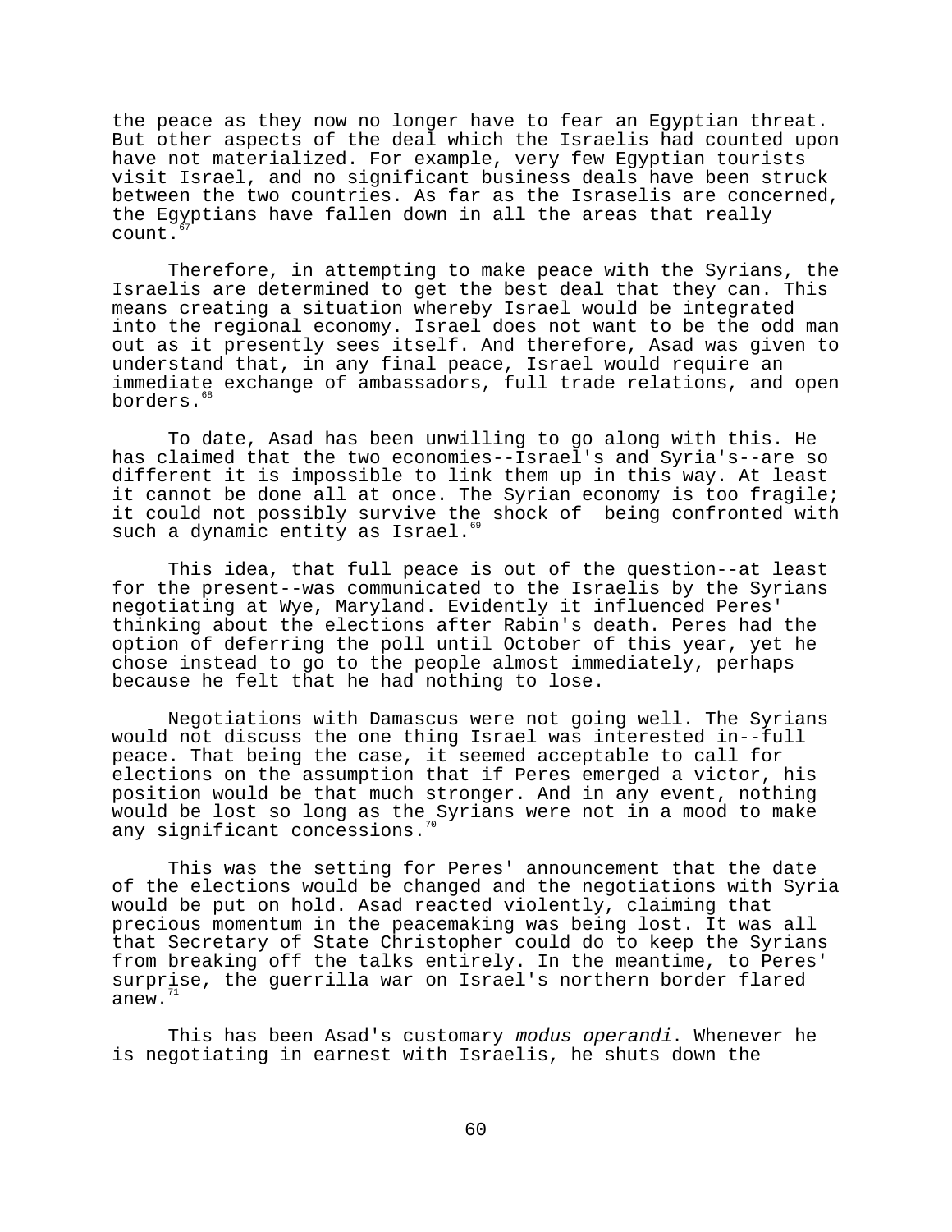the peace as they now no longer have to fear an Egyptian threat. But other aspects of the deal which the Israelis had counted upon have not materialized. For example, very few Egyptian tourists visit Israel, and no significant business deals have been struck between the two countries. As far as the Israselis are concerned, the Egyptians have fallen down in all the areas that really count.[67]

Therefore, in attempting to make peace with the Syrians, the Israelis are determined to get the best deal that they can. This means creating a situation whereby Israel would be integrated into the regional economy. Israel does not want to be the odd man out as it presently sees itself. And therefore, Asad was given to understand that, in any final peace, Israel would require an immediate exchange of ambassadors, full trade relations, and open borders.[68]

To date, Asad has been unwilling to go along with this. He has claimed that the two economies--Israel's and Syria's--are so different it is impossible to link them up in this way. At least it cannot be done all at once. The Syrian economy is too fragile; it could not possibly survive the shock of being confronted with such a dynamic entity as Israel.[69]

This idea, that full peace is out of the question--at least for the present--was communicated to the Israelis by the Syrians negotiating at Wye, Maryland. Evidently it influenced Peres' thinking about the elections after Rabin's death. Peres had the option of deferring the poll until October of this year, yet he chose instead to go to the people almost immediately, perhaps because he felt that he had nothing to lose.

Negotiations with Damascus were not going well. The Syrians would not discuss the one thing Israel was interested in--full peace. That being the case, it seemed acceptable to call for elections on the assumption that if Peres emerged a victor, his position would be that much stronger. And in any event, nothing would be lost so long as the Syrians were not in a mood to make any significant concessions.[70]

This was the setting for Peres' announcement that the date of the elections would be changed and the negotiations with Syria would be put on hold. Asad reacted violently, claiming that precious momentum in the peacemaking was being lost. It was all that Secretary of State Christopher could do to keep the Syrians from breaking off the talks entirely. In the meantime, to Peres' surprise, the guerrilla war on Israel's northern border flared anew.[71]

This has been Asad's customary *modus operandi*. Whenever he is negotiating in earnest with Israelis, he shuts down the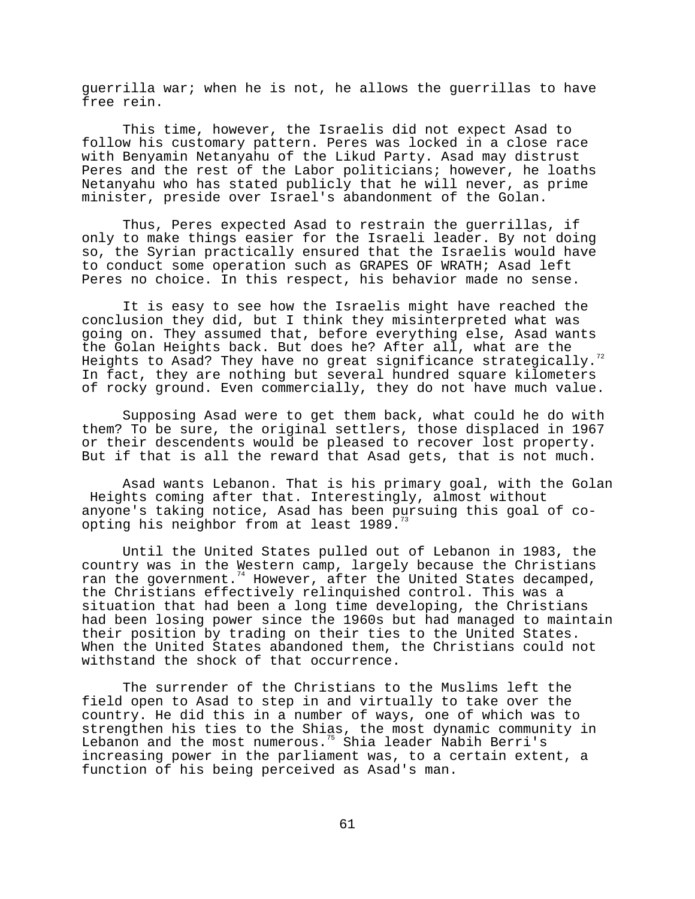guerrilla war; when he is not, he allows the guerrillas to have free rein.

This time, however, the Israelis did not expect Asad to follow his customary pattern. Peres was locked in a close race with Benyamin Netanyahu of the Likud Party. Asad may distrust Peres and the rest of the Labor politicians; however, he loaths Netanyahu who has stated publicly that he will never, as prime minister, preside over Israel's abandonment of the Golan.

Thus, Peres expected Asad to restrain the guerrillas, if only to make things easier for the Israeli leader. By not doing so, the Syrian practically ensured that the Israelis would have to conduct some operation such as GRAPES OF WRATH; Asad left Peres no choice. In this respect, his behavior made no sense.

It is easy to see how the Israelis might have reached the conclusion they did, but I think they misinterpreted what was going on. They assumed that, before everything else, Asad wants the Golan Heights back. But does he? After all, what are the Heights to Asad? They have no great significance strategically.[72] In fact, they are nothing but several hundred square kilometers of rocky ground. Even commercially, they do not have much value.

Supposing Asad were to get them back, what could he do with them? To be sure, the original settlers, those displaced in 1967 or their descendents would be pleased to recover lost property. But if that is all the reward that Asad gets, that is not much.

Asad wants Lebanon. That is his primary goal, with the Golan Heights coming after that. Interestingly, almost without anyone's taking notice, Asad has been pursuing this goal of co-opting his neighbor from at least 1989.[73]

Until the United States pulled out of Lebanon in 1983, the country was in the Western camp, largely because the Christians ran the government.[74] However, after the United States decamped, the Christians effectively relinquished control. This was a situation that had been a long time developing, the Christians had been losing power since the 1960s but had managed to maintain their position by trading on their ties to the United States. When the United States abandoned them, the Christians could not withstand the shock of that occurrence.

The surrender of the Christians to the Muslims left the field open to Asad to step in and virtually to take over the country. He did this in a number of ways, one of which was to strengthen his ties to the Shias, the most dynamic community in Lebanon and the most numerous.[75] Shia leader Nabih Berri's increasing power in the parliament was, to a certain extent, a function of his being perceived as Asad's man.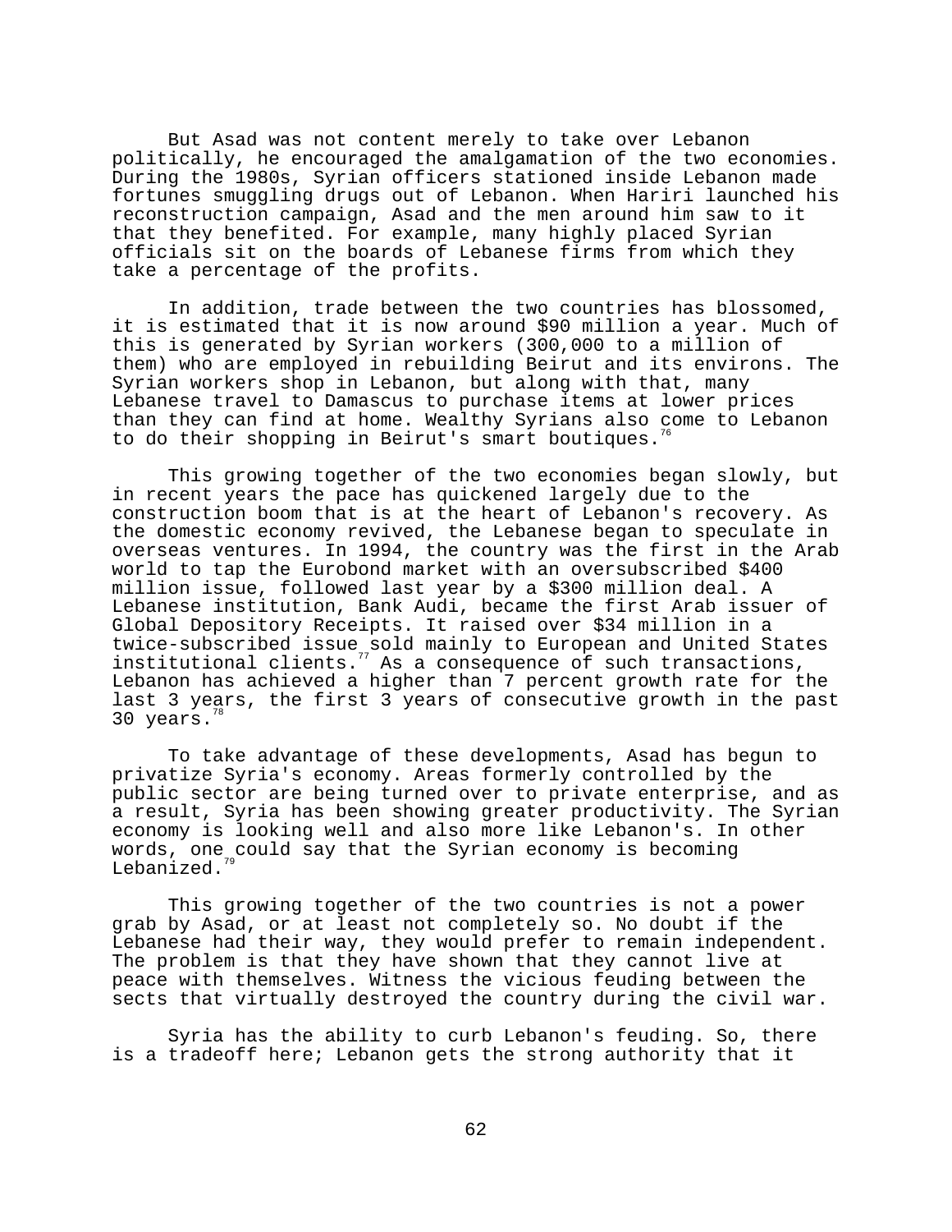But Asad was not content merely to take over Lebanon politically, he encouraged the amalgamation of the two economies. During the 1980s, Syrian officers stationed inside Lebanon made fortunes smuggling drugs out of Lebanon. When Hariri launched his reconstruction campaign, Asad and the men around him saw to it that they benefited. For example, many highly placed Syrian officials sit on the boards of Lebanese firms from which they take a percentage of the profits.

In addition, trade between the two countries has blossomed, it is estimated that it is now around $90 million a year. Much of this is generated by Syrian workers (300,000 to a million of them) who are employed in rebuilding Beirut and its environs. The Syrian workers shop in Lebanon, but along with that, many Lebanese travel to Damascus to purchase items at lower prices than they can find at home. Wealthy Syrians also come to Lebanon to do their shopping in Beirut's smart boutiques.[76]

This growing together of the two economies began slowly, but in recent years the pace has quickened largely due to the construction boom that is at the heart of Lebanon's recovery. As the domestic economy revived, the Lebanese began to speculate in overseas ventures. In 1994, the country was the first in the Arab world to tap the Eurobond market with an oversubscribed $400 million issue, followed last year by a $300 million deal. A Lebanese institution, Bank Audi, became the first Arab issuer of Global Depository Receipts. It raised over $34 million in a twice-subscribed issue sold mainly to European and United States institutional clients.[77] As a consequence of such transactions, Lebanon has achieved a higher than 7 percent growth rate for the last 3 years, the first 3 years of consecutive growth in the past 30 years.[78]

To take advantage of these developments, Asad has begun to privatize Syria's economy. Areas formerly controlled by the public sector are being turned over to private enterprise, and as a result, Syria has been showing greater productivity. The Syrian economy is looking well and also more like Lebanon's. In other words, one could say that the Syrian economy is becoming Lebanized.[79]

This growing together of the two countries is not a power grab by Asad, or at least not completely so. No doubt if the Lebanese had their way, they would prefer to remain independent. The problem is that they have shown that they cannot live at peace with themselves. Witness the vicious feuding between the sects that virtually destroyed the country during the civil war.

Syria has the ability to curb Lebanon's feuding. So, there is a tradeoff here; Lebanon gets the strong authority that it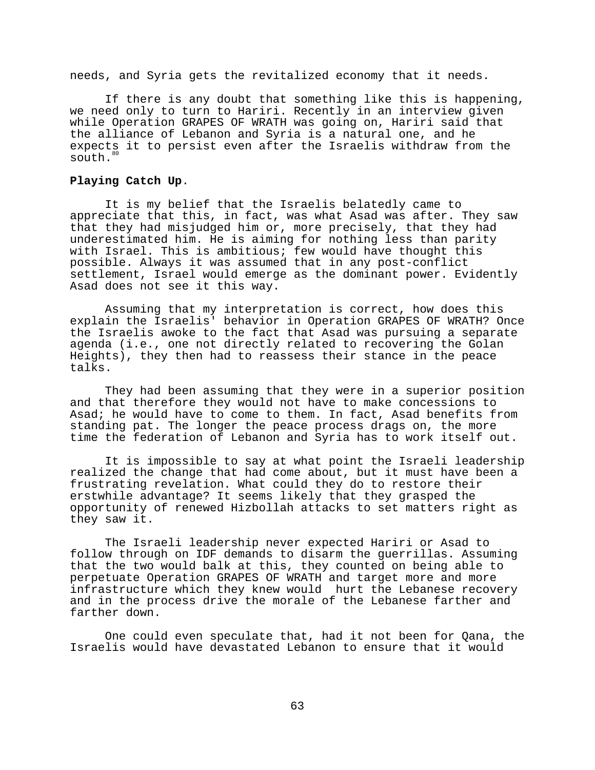needs, and Syria gets the revitalized economy that it needs.

If there is any doubt that something like this is happening, we need only to turn to Hariri. Recently in an interview given while Operation GRAPES OF WRATH was going on, Hariri said that the alliance of Lebanon and Syria is a natural one, and he expects it to persist even after the Israelis withdraw from the south.[80]

**Playing Catch Up**.

It is my belief that the Israelis belatedly came to appreciate that this, in fact, was what Asad was after. They saw that they had misjudged him or, more precisely, that they had underestimated him. He is aiming for nothing less than parity with Israel. This is ambitious; few would have thought this possible. Always it was assumed that in any post-conflict settlement, Israel would emerge as the dominant power. Evidently Asad does not see it this way.

Assuming that my interpretation is correct, how does this explain the Israelis' behavior in Operation GRAPES OF WRATH? Once the Israelis awoke to the fact that Asad was pursuing a separate agenda (i.e., one not directly related to recovering the Golan Heights), they then had to reassess their stance in the peace talks.

They had been assuming that they were in a superior position and that therefore they would not have to make concessions to Asad; he would have to come to them. In fact, Asad benefits from standing pat. The longer the peace process drags on, the more time the federation of Lebanon and Syria has to work itself out.

It is impossible to say at what point the Israeli leadership realized the change that had come about, but it must have been a frustrating revelation. What could they do to restore their erstwhile advantage? It seems likely that they grasped the opportunity of renewed Hizbollah attacks to set matters right as they saw it.

The Israeli leadership never expected Hariri or Asad to follow through on IDF demands to disarm the guerrillas. Assuming that the two would balk at this, they counted on being able to perpetuate Operation GRAPES OF WRATH and target more and more infrastructure which they knew would hurt the Lebanese recovery and in the process drive the morale of the Lebanese farther and farther down.

One could even speculate that, had it not been for Qana, the Israelis would have devastated Lebanon to ensure that it would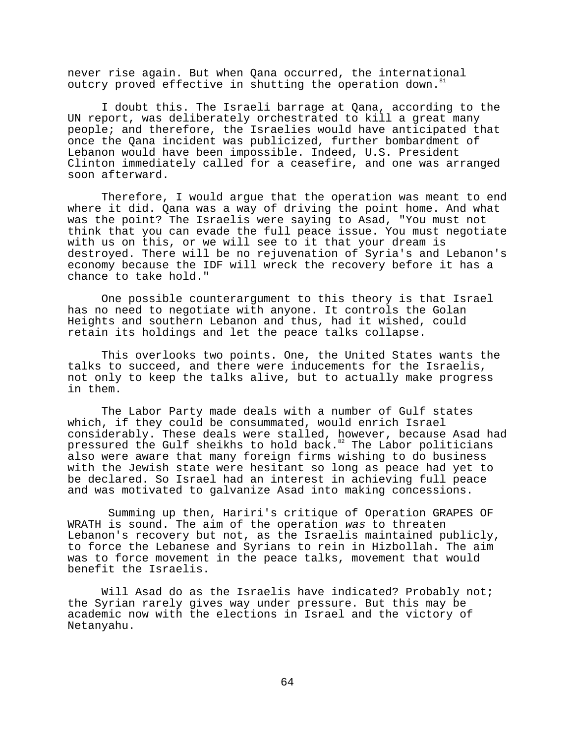never rise again. But when Qana occurred, the international outcry proved effective in shutting the operation down.[81]

I doubt this. The Israeli barrage at Qana, according to the UN report, was deliberately orchestrated to kill a great many people; and therefore, the Israelies would have anticipated that once the Qana incident was publicized, further bombardment of Lebanon would have been impossible. Indeed, U.S. President Clinton immediately called for a ceasefire, and one was arranged soon afterward.

Therefore, I would argue that the operation was meant to end where it did. Qana was a way of driving the point home. And what was the point? The Israelis were saying to Asad, "You must not think that you can evade the full peace issue. You must negotiate with us on this, or we will see to it that your dream is destroyed. There will be no rejuvenation of Syria's and Lebanon's economy because the IDF will wreck the recovery before it has a chance to take hold."

One possible counterargument to this theory is that Israel has no need to negotiate with anyone. It controls the Golan Heights and southern Lebanon and thus, had it wished, could retain its holdings and let the peace talks collapse.

This overlooks two points. One, the United States wants the talks to succeed, and there were inducements for the Israelis, not only to keep the talks alive, but to actually make progress in them.

The Labor Party made deals with a number of Gulf states which, if they could be consummated, would enrich Israel considerably. These deals were stalled, however, because Asad had pressured the Gulf sheikhs to hold back.[82] The Labor politicians also were aware that many foreign firms wishing to do business with the Jewish state were hesitant so long as peace had yet to be declared. So Israel had an interest in achieving full peace and was motivated to galvanize Asad into making concessions.

Summing up then, Hariri's critique of Operation GRAPES OF WRATH is sound. The aim of the operation *was* to threaten Lebanon's recovery but not, as the Israelis maintained publicly, to force the Lebanese and Syrians to rein in Hizbollah. The aim was to force movement in the peace talks, movement that would benefit the Israelis.

Will Asad do as the Israelis have indicated? Probably not; the Syrian rarely gives way under pressure. But this may be academic now with the elections in Israel and the victory of Netanyahu.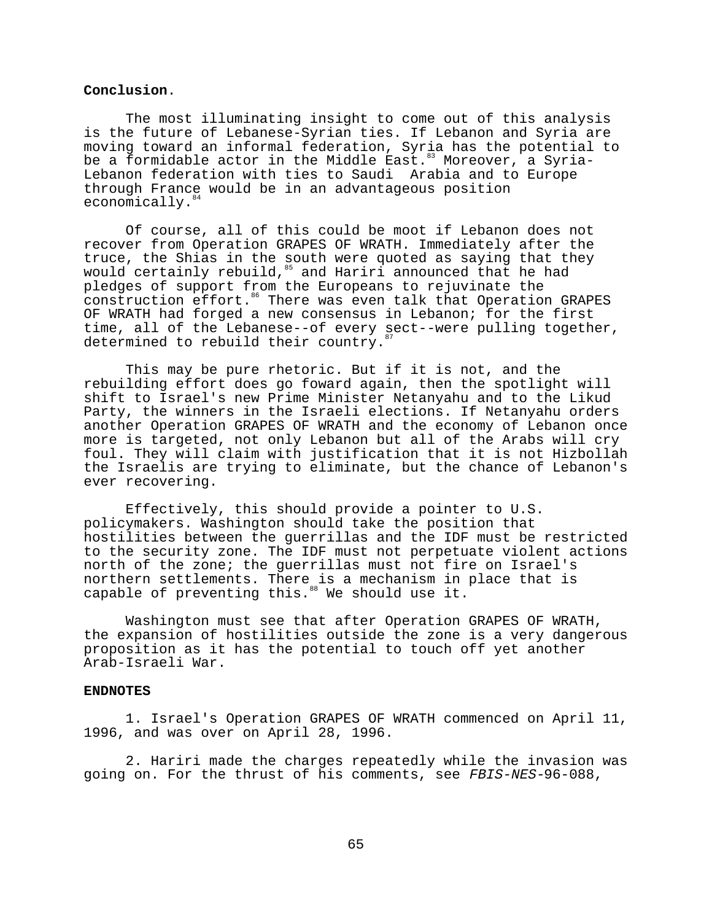**Conclusion.**

The most illuminating insight to come out of this analysis is the future of Lebanese-Syrian ties. If Lebanon and Syria are moving toward an informal federation, Syria has the potential to be a formidable actor in the Middle East.[83] Moreover, a Syria-Lebanon federation with ties to Saudi Arabia and to Europe through France would be in an advantageous position economically.[84]

Of course, all of this could be moot if Lebanon does not recover from Operation GRAPES OF WRATH. Immediately after the truce, the Shias in the south were quoted as saying that they would certainly rebuild,[85] and Hariri announced that he had pledges of support from the Europeans to rejuvinate the construction effort.[86] There was even talk that Operation GRAPES OF WRATH had forged a new consensus in Lebanon; for the first time, all of the Lebanese--of every sect--were pulling together, determined to rebuild their country.[87]

This may be pure rhetoric. But if it is not, and the rebuilding effort does go foward again, then the spotlight will shift to Israel's new Prime Minister Netanyahu and to the Likud Party, the winners in the Israeli elections. If Netanyahu orders another Operation GRAPES OF WRATH and the economy of Lebanon once more is targeted, not only Lebanon but all of the Arabs will cry foul. They will claim with justification that it is not Hizbollah the Israelis are trying to eliminate, but the chance of Lebanon's ever recovering.

Effectively, this should provide a pointer to U.S. policymakers. Washington should take the position that hostilities between the guerrillas and the IDF must be restricted to the security zone. The IDF must not perpetuate violent actions north of the zone; the guerrillas must not fire on Israel's northern settlements. There is a mechanism in place that is capable of preventing this.[88] We should use it.

Washington must see that after Operation GRAPES OF WRATH, the expansion of hostilities outside the zone is a very dangerous proposition as it has the potential to touch off yet another Arab-Israeli War.

**ENDNOTES**

1. Israel's Operation GRAPES OF WRATH commenced on April 11, 1996, and was over on April 28, 1996.

2. Hariri made the charges repeatedly while the invasion was going on. For the thrust of his comments, see *FBIS-NES*-96-088,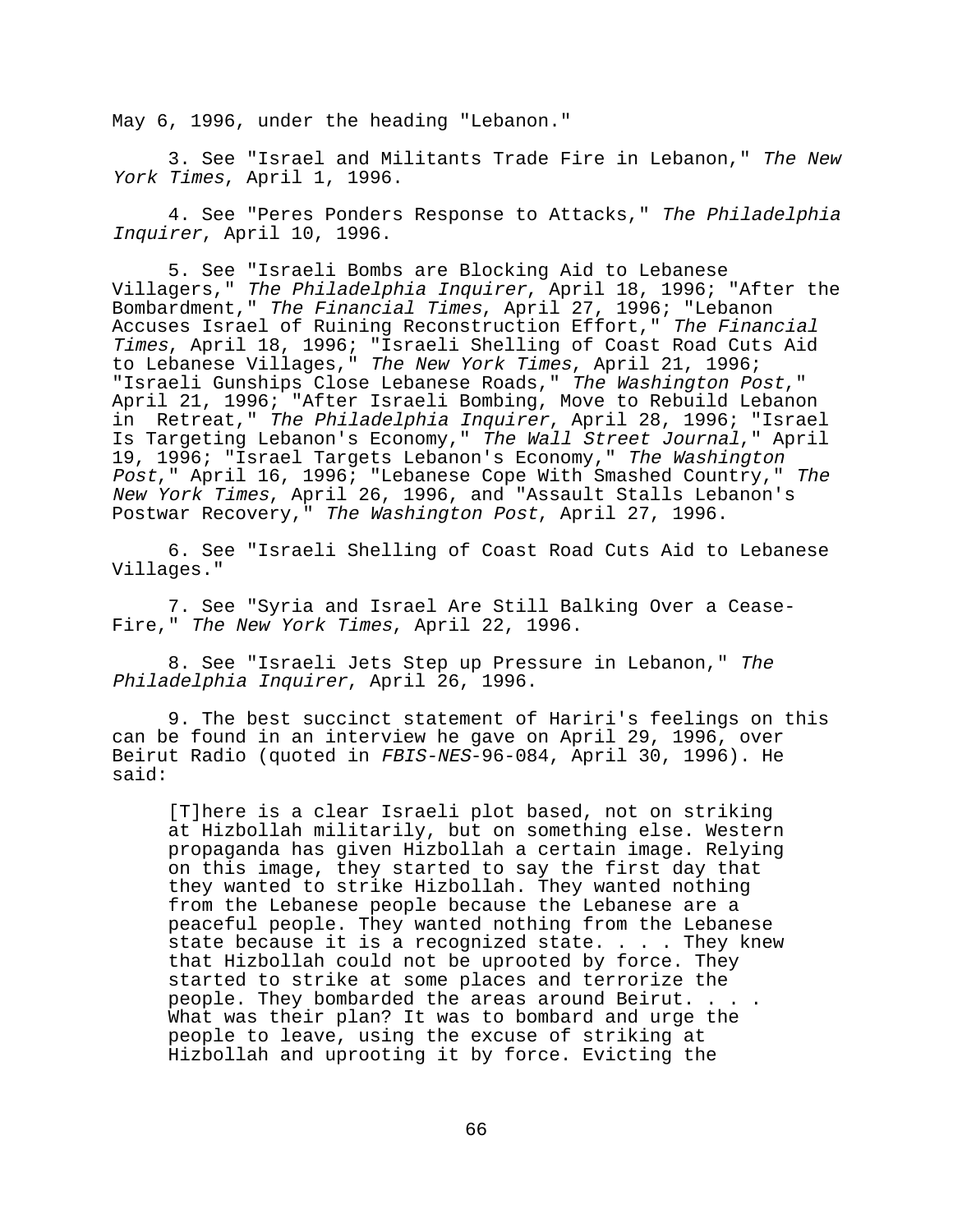May 6, 1996, under the heading "Lebanon."

3. See "Israel and Militants Trade Fire in Lebanon," *The New York Times*, April 1, 1996.

4. See "Peres Ponders Response to Attacks," *The Philadelphia Inquirer*, April 10, 1996.

5. See "Israeli Bombs are Blocking Aid to Lebanese Villagers," *The Philadelphia Inquirer*, April 18, 1996; "After the Bombardment," *The Financial Times*, April 27, 1996; "Lebanon Accuses Israel of Ruining Reconstruction Effort," *The Financial Times*, April 18, 1996; "Israeli Shelling of Coast Road Cuts Aid to Lebanese Villages," *The New York Times*, April 21, 1996; "Israeli Gunships Close Lebanese Roads," *The Washington Post*," April 21, 1996; "After Israeli Bombing, Move to Rebuild Lebanon in Retreat," *The Philadelphia Inquirer*, April 28, 1996; "Israel Is Targeting Lebanon's Economy," *The Wall Street Journal*," April 19, 1996; "Israel Targets Lebanon's Economy," *The Washington Post*," April 16, 1996; "Lebanese Cope With Smashed Country," *The New York Times*, April 26, 1996, and "Assault Stalls Lebanon's Postwar Recovery," *The Washington Post*, April 27, 1996.

6. See "Israeli Shelling of Coast Road Cuts Aid to Lebanese Villages."

7. See "Syria and Israel Are Still Balking Over a Cease-Fire," *The New York Times*, April 22, 1996.

8. See "Israeli Jets Step up Pressure in Lebanon," *The Philadelphia Inquirer*, April 26, 1996.

9. The best succinct statement of Hariri's feelings on this can be found in an interview he gave on April 29, 1996, over Beirut Radio (quoted in *FBIS-NES*-96-084, April 30, 1996). He said:

> [T]here is a clear Israeli plot based, not on striking at Hizbollah militarily, but on something else. Western propaganda has given Hizbollah a certain image. Relying on this image, they started to say the first day that they wanted to strike Hizbollah. They wanted nothing from the Lebanese people because the Lebanese are a peaceful people. They wanted nothing from the Lebanese state because it is a recognized state. . . . They knew that Hizbollah could not be uprooted by force. They started to strike at some places and terrorize the people. They bombarded the areas around Beirut. . . . What was their plan? It was to bombard and urge the people to leave, using the excuse of striking at Hizbollah and uprooting it by force. Evicting the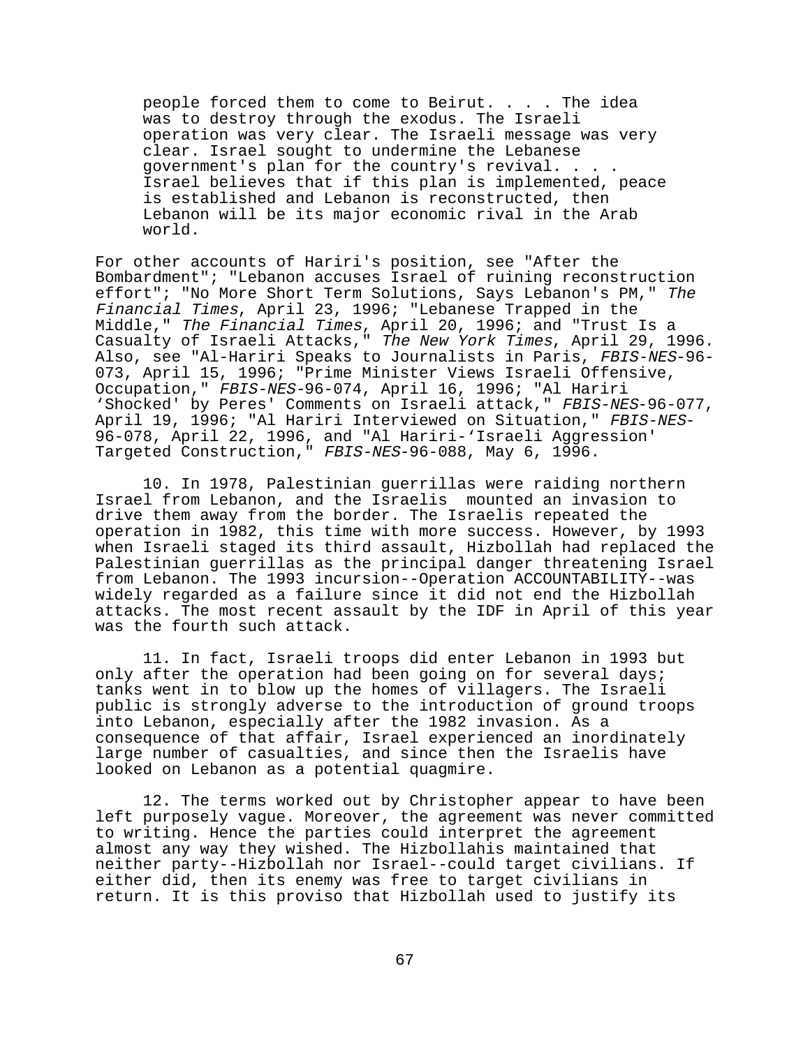> people forced them to come to Beirut. . . . The idea was to destroy through the exodus. The Israeli operation was very clear. The Israeli message was very clear. Israel sought to undermine the Lebanese government's plan for the country's revival. . . . Israel believes that if this plan is implemented, peace is established and Lebanon is reconstructed, then Lebanon will be its major economic rival in the Arab world.

For other accounts of Hariri's position, see "After the Bombardment"; "Lebanon accuses Israel of ruining reconstruction effort"; "No More Short Term Solutions, Says Lebanon's PM," *The Financial Times*, April 23, 1996; "Lebanese Trapped in the Middle," *The Financial Times*, April 20, 1996; and "Trust Is a Casualty of Israeli Attacks," *The New York Times*, April 29, 1996. Also, see "Al-Hariri Speaks to Journalists in Paris, *FBIS-NES*-96-073, April 15, 1996; "Prime Minister Views Israeli Offensive, Occupation," *FBIS-NES*-96-074, April 16, 1996; "Al Hariri 'Shocked' by Peres' Comments on Israeli attack," *FBIS-NES*-96-077, April 19, 1996; "Al Hariri Interviewed on Situation," *FBIS-NES*-96-078, April 22, 1996, and "Al Hariri-'Israeli Aggression' Targeted Construction," *FBIS-NES*-96-088, May 6, 1996.

10. In 1978, Palestinian guerrillas were raiding northern Israel from Lebanon, and the Israelis mounted an invasion to drive them away from the border. The Israelis repeated the operation in 1982, this time with more success. However, by 1993 when Israeli staged its third assault, Hizbollah had replaced the Palestinian guerrillas as the principal danger threatening Israel from Lebanon. The 1993 incursion--Operation ACCOUNTABILITY--was widely regarded as a failure since it did not end the Hizbollah attacks. The most recent assault by the IDF in April of this year was the fourth such attack.

11. In fact, Israeli troops did enter Lebanon in 1993 but only after the operation had been going on for several days; tanks went in to blow up the homes of villagers. The Israeli public is strongly adverse to the introduction of ground troops into Lebanon, especially after the 1982 invasion. As a consequence of that affair, Israel experienced an inordinately large number of casualties, and since then the Israelis have looked on Lebanon as a potential quagmire.

12. The terms worked out by Christopher appear to have been left purposely vague. Moreover, the agreement was never committed to writing. Hence the parties could interpret the agreement almost any way they wished. The Hizbollahis maintained that neither party--Hizbollah nor Israel--could target civilians. If either did, then its enemy was free to target civilians in return. It is this proviso that Hizbollah used to justify its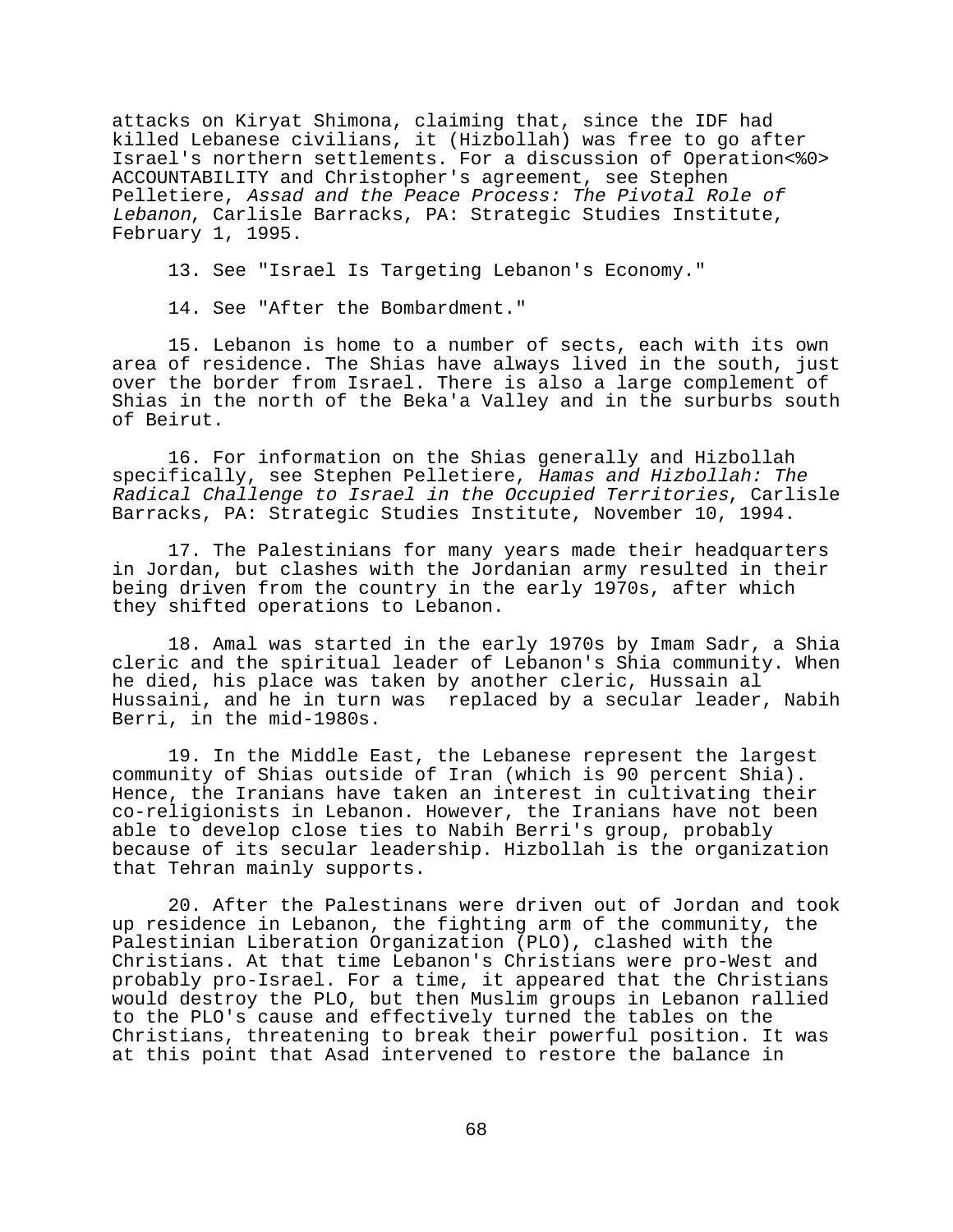attacks on Kiryat Shimona, claiming that, since the IDF had killed Lebanese civilians, it (Hizbollah) was free to go after Israel's northern settlements. For a discussion of Operation<%0> ACCOUNTABILITY and Christopher's agreement, see Stephen Pelletiere, *Assad and the Peace Process: The Pivotal Role of Lebanon*, Carlisle Barracks, PA: Strategic Studies Institute, February 1, 1995.

13. See "Israel Is Targeting Lebanon's Economy."

14. See "After the Bombardment."

15. Lebanon is home to a number of sects, each with its own area of residence. The Shias have always lived in the south, just over the border from Israel. There is also a large complement of Shias in the north of the Beka'a Valley and in the surburbs south of Beirut.

16. For information on the Shias generally and Hizbollah specifically, see Stephen Pelletiere, *Hamas and Hizbollah: The Radical Challenge to Israel in the Occupied Territories*, Carlisle Barracks, PA: Strategic Studies Institute, November 10, 1994.

17. The Palestinians for many years made their headquarters in Jordan, but clashes with the Jordanian army resulted in their being driven from the country in the early 1970s, after which they shifted operations to Lebanon.

18. Amal was started in the early 1970s by Imam Sadr, a Shia cleric and the spiritual leader of Lebanon's Shia community. When he died, his place was taken by another cleric, Hussain al Hussaini, and he in turn was replaced by a secular leader, Nabih Berri, in the mid-1980s.

19. In the Middle East, the Lebanese represent the largest community of Shias outside of Iran (which is 90 percent Shia). Hence, the Iranians have taken an interest in cultivating their co-religionists in Lebanon. However, the Iranians have not been able to develop close ties to Nabih Berri's group, probably because of its secular leadership. Hizbollah is the organization that Tehran mainly supports.

20. After the Palestinans were driven out of Jordan and took up residence in Lebanon, the fighting arm of the community, the Palestinian Liberation Organization (PLO), clashed with the Christians. At that time Lebanon's Christians were pro-West and probably pro-Israel. For a time, it appeared that the Christians would destroy the PLO, but then Muslim groups in Lebanon rallied to the PLO's cause and effectively turned the tables on the Christians, threatening to break their powerful position. It was at this point that Asad intervened to restore the balance in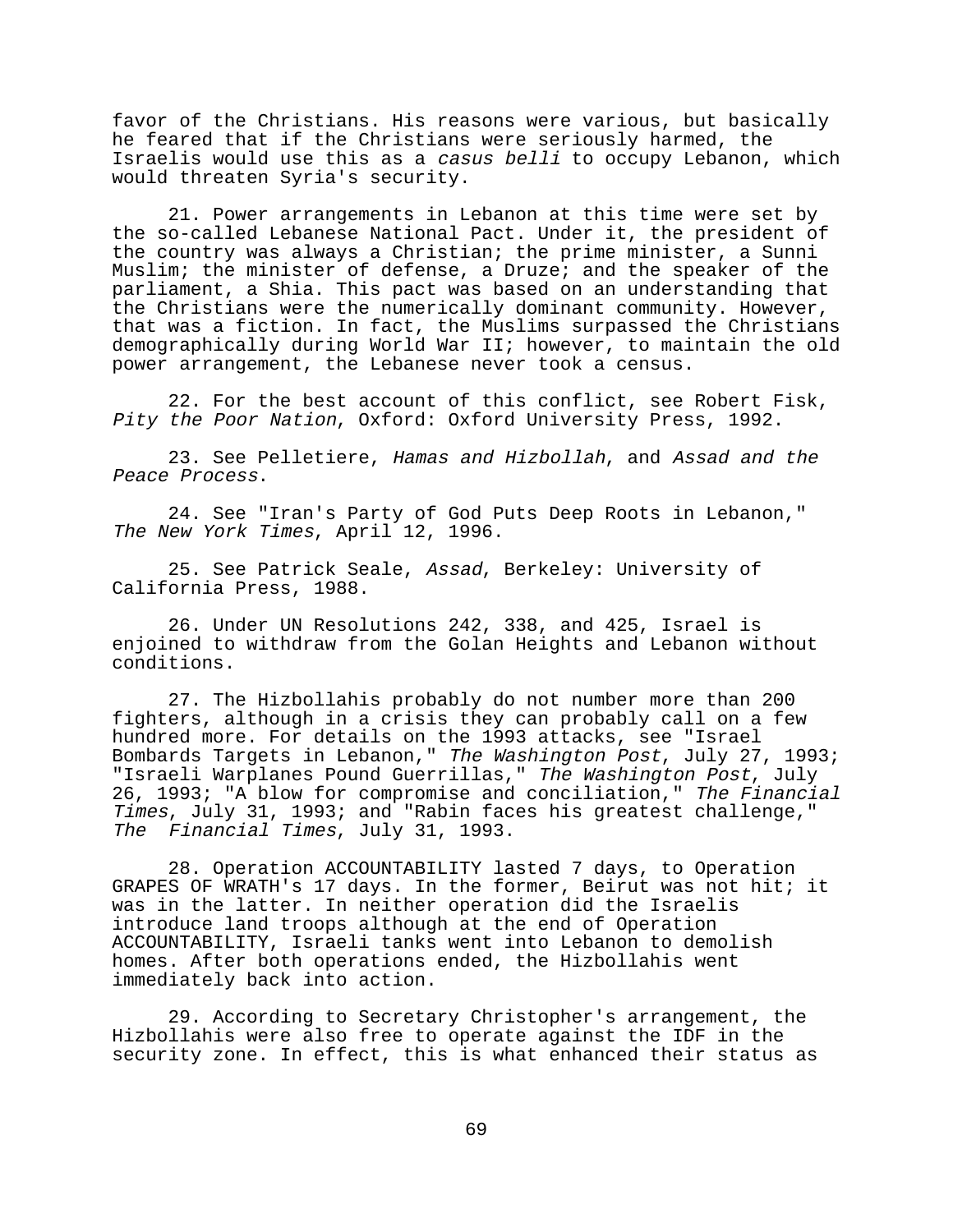favor of the Christians. His reasons were various, but basically he feared that if the Christians were seriously harmed, the Israelis would use this as a *casus belli* to occupy Lebanon, which would threaten Syria's security.

21. Power arrangements in Lebanon at this time were set by the so-called Lebanese National Pact. Under it, the president of the country was always a Christian; the prime minister, a Sunni Muslim; the minister of defense, a Druze; and the speaker of the parliament, a Shia. This pact was based on an understanding that the Christians were the numerically dominant community. However, that was a fiction. In fact, the Muslims surpassed the Christians demographically during World War II; however, to maintain the old power arrangement, the Lebanese never took a census.

22. For the best account of this conflict, see Robert Fisk, *Pity the Poor Nation*, Oxford: Oxford University Press, 1992.

23. See Pelletiere, *Hamas and Hizbollah*, and *Assad and the Peace Process*.

24. See "Iran's Party of God Puts Deep Roots in Lebanon," *The New York Times*, April 12, 1996.

25. See Patrick Seale, *Assad*, Berkeley: University of California Press, 1988.

26. Under UN Resolutions 242, 338, and 425, Israel is enjoined to withdraw from the Golan Heights and Lebanon without conditions.

27. The Hizbollahis probably do not number more than 200 fighters, although in a crisis they can probably call on a few hundred more. For details on the 1993 attacks, see "Israel Bombards Targets in Lebanon," *The Washington Post*, July 27, 1993; "Israeli Warplanes Pound Guerrillas," *The Washington Post*, July 26, 1993; "A blow for compromise and conciliation," *The Financial Times*, July 31, 1993; and "Rabin faces his greatest challenge," *The Financial Times*, July 31, 1993.

28. Operation ACCOUNTABILITY lasted 7 days, to Operation GRAPES OF WRATH's 17 days. In the former, Beirut was not hit; it was in the latter. In neither operation did the Israelis introduce land troops although at the end of Operation ACCOUNTABILITY, Israeli tanks went into Lebanon to demolish homes. After both operations ended, the Hizbollahis went immediately back into action.

29. According to Secretary Christopher's arrangement, the Hizbollahis were also free to operate against the IDF in the security zone. In effect, this is what enhanced their status as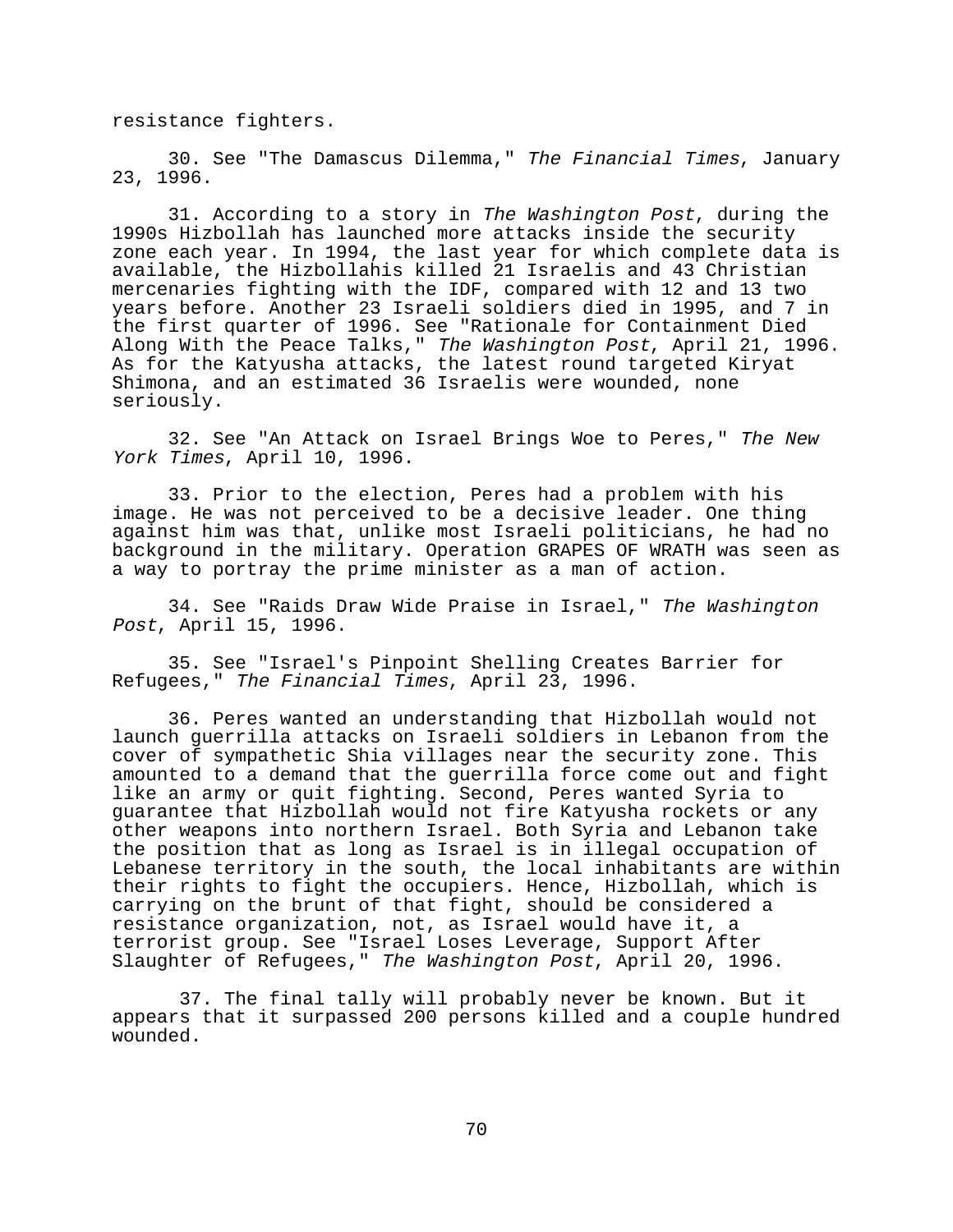resistance fighters.

30. See "The Damascus Dilemma," *The Financial Times*, January 23, 1996.

31. According to a story in *The Washington Post*, during the 1990s Hizbollah has launched more attacks inside the security zone each year. In 1994, the last year for which complete data is available, the Hizbollahis killed 21 Israelis and 43 Christian mercenaries fighting with the IDF, compared with 12 and 13 two years before. Another 23 Israeli soldiers died in 1995, and 7 in the first quarter of 1996. See "Rationale for Containment Died Along With the Peace Talks," *The Washington Post*, April 21, 1996. As for the Katyusha attacks, the latest round targeted Kiryat Shimona, and an estimated 36 Israelis were wounded, none seriously.

32. See "An Attack on Israel Brings Woe to Peres," *The New York Times*, April 10, 1996.

33. Prior to the election, Peres had a problem with his image. He was not perceived to be a decisive leader. One thing against him was that, unlike most Israeli politicians, he had no background in the military. Operation GRAPES OF WRATH was seen as a way to portray the prime minister as a man of action.

34. See "Raids Draw Wide Praise in Israel," *The Washington Post*, April 15, 1996.

35. See "Israel's Pinpoint Shelling Creates Barrier for Refugees," *The Financial Times*, April 23, 1996.

36. Peres wanted an understanding that Hizbollah would not launch guerrilla attacks on Israeli soldiers in Lebanon from the cover of sympathetic Shia villages near the security zone. This amounted to a demand that the guerrilla force come out and fight like an army or quit fighting. Second, Peres wanted Syria to guarantee that Hizbollah would not fire Katyusha rockets or any other weapons into northern Israel. Both Syria and Lebanon take the position that as long as Israel is in illegal occupation of Lebanese territory in the south, the local inhabitants are within their rights to fight the occupiers. Hence, Hizbollah, which is carrying on the brunt of that fight, should be considered a resistance organization, not, as Israel would have it, a terrorist group. See "Israel Loses Leverage, Support After Slaughter of Refugees," *The Washington Post*, April 20, 1996.

37. The final tally will probably never be known. But it appears that it surpassed 200 persons killed and a couple hundred wounded.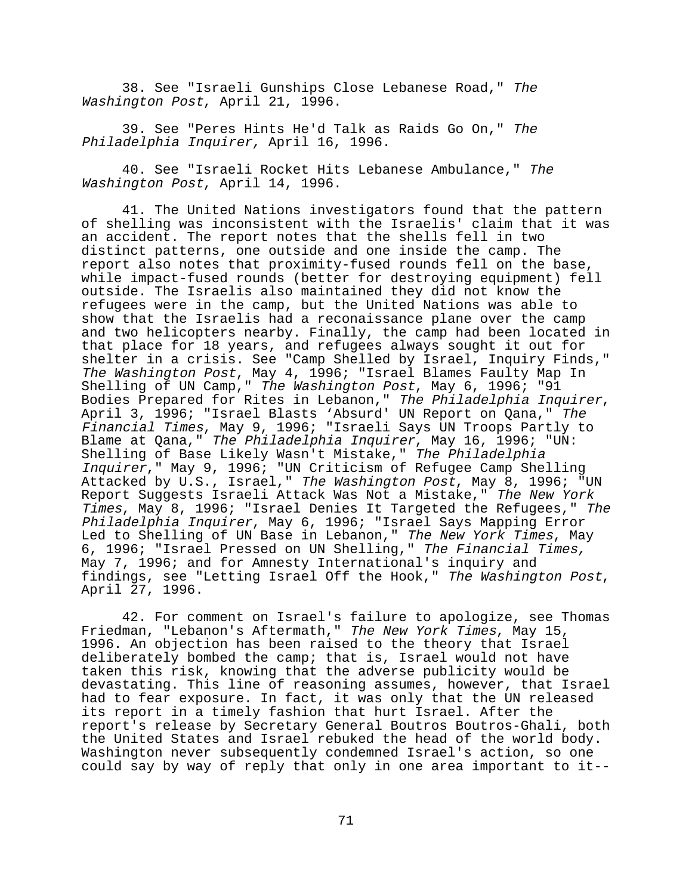38. See "Israeli Gunships Close Lebanese Road," *The Washington Post*, April 21, 1996.

39. See "Peres Hints He'd Talk as Raids Go On," *The Philadelphia Inquirer,* April 16, 1996.

40. See "Israeli Rocket Hits Lebanese Ambulance," *The Washington Post*, April 14, 1996.

41. The United Nations investigators found that the pattern of shelling was inconsistent with the Israelis' claim that it was an accident. The report notes that the shells fell in two distinct patterns, one outside and one inside the camp. The report also notes that proximity-fused rounds fell on the base, while impact-fused rounds (better for destroying equipment) fell outside. The Israelis also maintained they did not know the refugees were in the camp, but the United Nations was able to show that the Israelis had a reconaissance plane over the camp and two helicopters nearby. Finally, the camp had been located in that place for 18 years, and refugees always sought it out for shelter in a crisis. See "Camp Shelled by Israel, Inquiry Finds," *The Washington Post*, May 4, 1996; "Israel Blames Faulty Map In Shelling of UN Camp," *The Washington Post*, May 6, 1996; "91 Bodies Prepared for Rites in Lebanon," *The Philadelphia Inquirer*, April 3, 1996; "Israel Blasts 'Absurd' UN Report on Qana," *The Financial Times*, May 9, 1996; "Israeli Says UN Troops Partly to Blame at Qana," *The Philadelphia Inquirer*, May 16, 1996; "UN: Shelling of Base Likely Wasn't Mistake," *The Philadelphia Inquirer*," May 9, 1996; "UN Criticism of Refugee Camp Shelling Attacked by U.S., Israel," *The Washington Post*, May 8, 1996; "UN Report Suggests Israeli Attack Was Not a Mistake," *The New York Times*, May 8, 1996; "Israel Denies It Targeted the Refugees," *The Philadelphia Inquirer*, May 6, 1996; "Israel Says Mapping Error Led to Shelling of UN Base in Lebanon," *The New York Times*, May 6, 1996; "Israel Pressed on UN Shelling," *The Financial Times,* May 7, 1996; and for Amnesty International's inquiry and findings, see "Letting Israel Off the Hook," *The Washington Post*, April 27, 1996.

42. For comment on Israel's failure to apologize, see Thomas Friedman, "Lebanon's Aftermath," *The New York Times*, May 15, 1996. An objection has been raised to the theory that Israel deliberately bombed the camp; that is, Israel would not have taken this risk, knowing that the adverse publicity would be devastating. This line of reasoning assumes, however, that Israel had to fear exposure. In fact, it was only that the UN released its report in a timely fashion that hurt Israel. After the report's release by Secretary General Boutros Boutros-Ghali, both the United States and Israel rebuked the head of the world body. Washington never subsequently condemned Israel's action, so one could say by way of reply that only in one area important to it--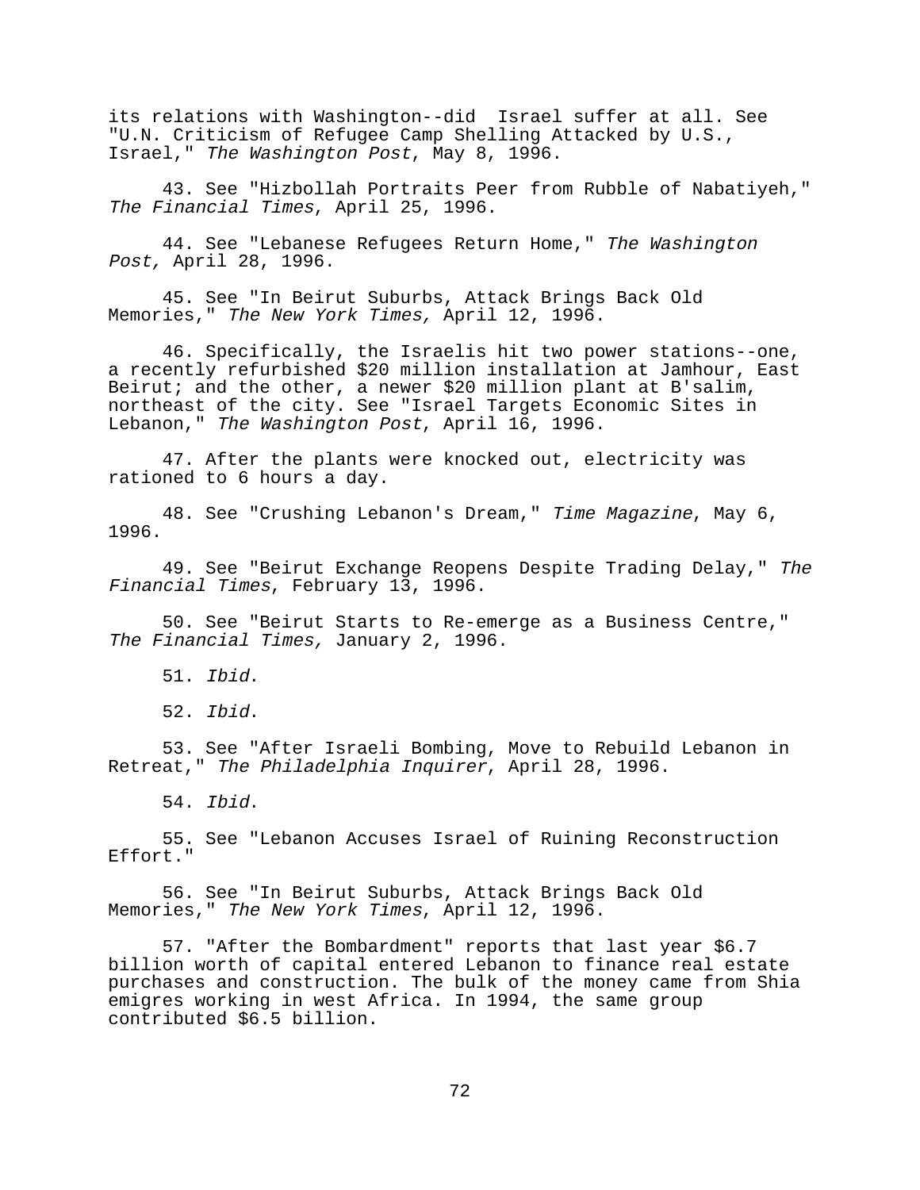its relations with Washington--did Israel suffer at all. See "U.N. Criticism of Refugee Camp Shelling Attacked by U.S., Israel," *The Washington Post*, May 8, 1996.

43. See "Hizbollah Portraits Peer from Rubble of Nabatiyeh," *The Financial Times*, April 25, 1996.

44. See "Lebanese Refugees Return Home," *The Washington Post,* April 28, 1996.

45. See "In Beirut Suburbs, Attack Brings Back Old Memories," *The New York Times,* April 12, 1996.

46. Specifically, the Israelis hit two power stations--one, a recently refurbished $20 million installation at Jamhour, East Beirut; and the other, a newer $20 million plant at B'salim, northeast of the city. See "Israel Targets Economic Sites in Lebanon," *The Washington Post*, April 16, 1996.

47. After the plants were knocked out, electricity was rationed to 6 hours a day.

48. See "Crushing Lebanon's Dream," *Time Magazine*, May 6, 1996.

49. See "Beirut Exchange Reopens Despite Trading Delay," *The Financial Times*, February 13, 1996.

50. See "Beirut Starts to Re-emerge as a Business Centre," *The Financial Times,* January 2, 1996.

51. *Ibid*.

52. *Ibid*.

53. See "After Israeli Bombing, Move to Rebuild Lebanon in Retreat," *The Philadelphia Inquirer*, April 28, 1996.

54. *Ibid*.

55. See "Lebanon Accuses Israel of Ruining Reconstruction Effort."

56. See "In Beirut Suburbs, Attack Brings Back Old Memories," *The New York Times*, April 12, 1996.

57. "After the Bombardment" reports that last year $6.7 billion worth of capital entered Lebanon to finance real estate purchases and construction. The bulk of the money came from Shia emigres working in west Africa. In 1994, the same group contributed $6.5 billion.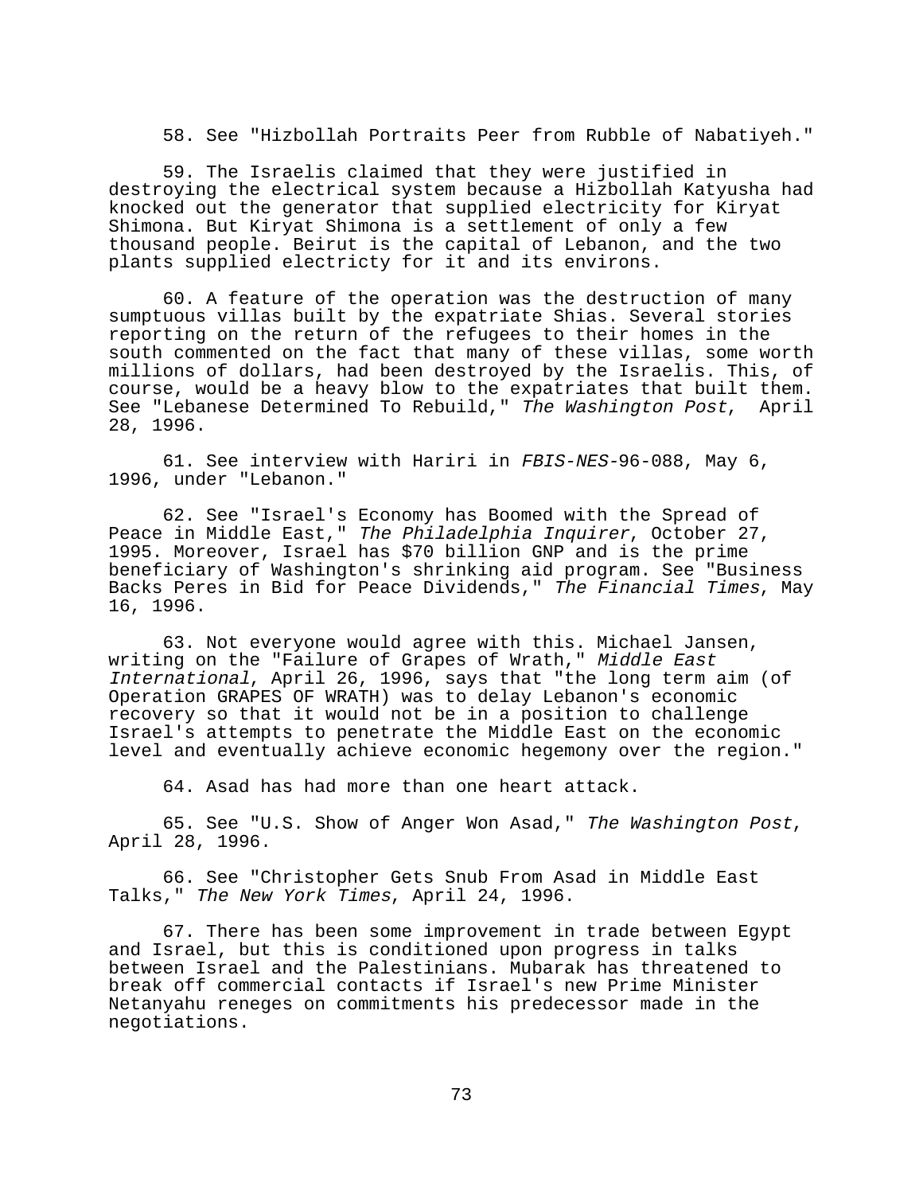58. See "Hizbollah Portraits Peer from Rubble of Nabatiyeh."

59. The Israelis claimed that they were justified in destroying the electrical system because a Hizbollah Katyusha had knocked out the generator that supplied electricity for Kiryat Shimona. But Kiryat Shimona is a settlement of only a few thousand people. Beirut is the capital of Lebanon, and the two plants supplied electricty for it and its environs.

60. A feature of the operation was the destruction of many sumptuous villas built by the expatriate Shias. Several stories reporting on the return of the refugees to their homes in the south commented on the fact that many of these villas, some worth millions of dollars, had been destroyed by the Israelis. This, of course, would be a heavy blow to the expatriates that built them. See "Lebanese Determined To Rebuild," *The Washington Post*, April 28, 1996.

61. See interview with Hariri in *FBIS-NES*-96-088, May 6, 1996, under "Lebanon."

62. See "Israel's Economy has Boomed with the Spread of Peace in Middle East," *The Philadelphia Inquirer*, October 27, 1995. Moreover, Israel has $70 billion GNP and is the prime beneficiary of Washington's shrinking aid program. See "Business Backs Peres in Bid for Peace Dividends," *The Financial Times*, May 16, 1996.

63. Not everyone would agree with this. Michael Jansen, writing on the "Failure of Grapes of Wrath," *Middle East International*, April 26, 1996, says that "the long term aim (of Operation GRAPES OF WRATH) was to delay Lebanon's economic recovery so that it would not be in a position to challenge Israel's attempts to penetrate the Middle East on the economic level and eventually achieve economic hegemony over the region."

64. Asad has had more than one heart attack.

65. See "U.S. Show of Anger Won Asad," *The Washington Post*, April 28, 1996.

66. See "Christopher Gets Snub From Asad in Middle East Talks," *The New York Times*, April 24, 1996.

67. There has been some improvement in trade between Egypt and Israel, but this is conditioned upon progress in talks between Israel and the Palestinians. Mubarak has threatened to break off commercial contacts if Israel's new Prime Minister Netanyahu reneges on commitments his predecessor made in the negotiations.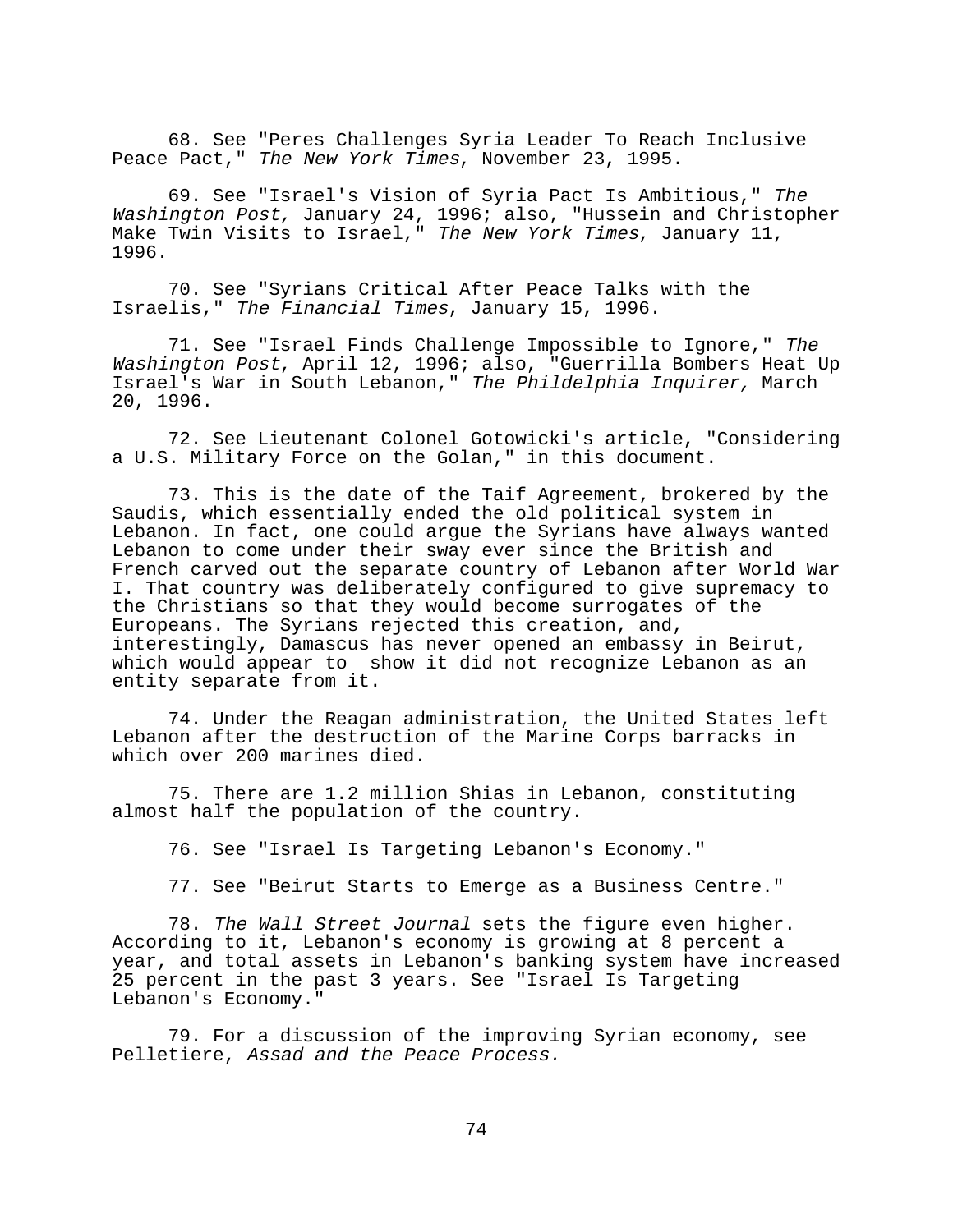68. See "Peres Challenges Syria Leader To Reach Inclusive Peace Pact," *The New York Times*, November 23, 1995.

69. See "Israel's Vision of Syria Pact Is Ambitious," *The Washington Post,* January 24, 1996; also, "Hussein and Christopher Make Twin Visits to Israel," *The New York Times*, January 11, 1996.

70. See "Syrians Critical After Peace Talks with the Israelis," *The Financial Times*, January 15, 1996.

71. See "Israel Finds Challenge Impossible to Ignore," *The Washington Post*, April 12, 1996; also, "Guerrilla Bombers Heat Up Israel's War in South Lebanon," *The Phildelphia Inquirer,* March 20, 1996.

72. See Lieutenant Colonel Gotowicki's article, "Considering a U.S. Military Force on the Golan," in this document.

73. This is the date of the Taif Agreement, brokered by the Saudis, which essentially ended the old political system in Lebanon. In fact, one could argue the Syrians have always wanted Lebanon to come under their sway ever since the British and French carved out the separate country of Lebanon after World War I. That country was deliberately configured to give supremacy to the Christians so that they would become surrogates of the Europeans. The Syrians rejected this creation, and, interestingly, Damascus has never opened an embassy in Beirut, which would appear to show it did not recognize Lebanon as an entity separate from it.

74. Under the Reagan administration, the United States left Lebanon after the destruction of the Marine Corps barracks in which over 200 marines died.

75. There are 1.2 million Shias in Lebanon, constituting almost half the population of the country.

76. See "Israel Is Targeting Lebanon's Economy."

77. See "Beirut Starts to Emerge as a Business Centre."

78. *The Wall Street Journal* sets the figure even higher. According to it, Lebanon's economy is growing at 8 percent a year, and total assets in Lebanon's banking system have increased 25 percent in the past 3 years. See "Israel Is Targeting Lebanon's Economy."

79. For a discussion of the improving Syrian economy, see Pelletiere, *Assad and the Peace Process.*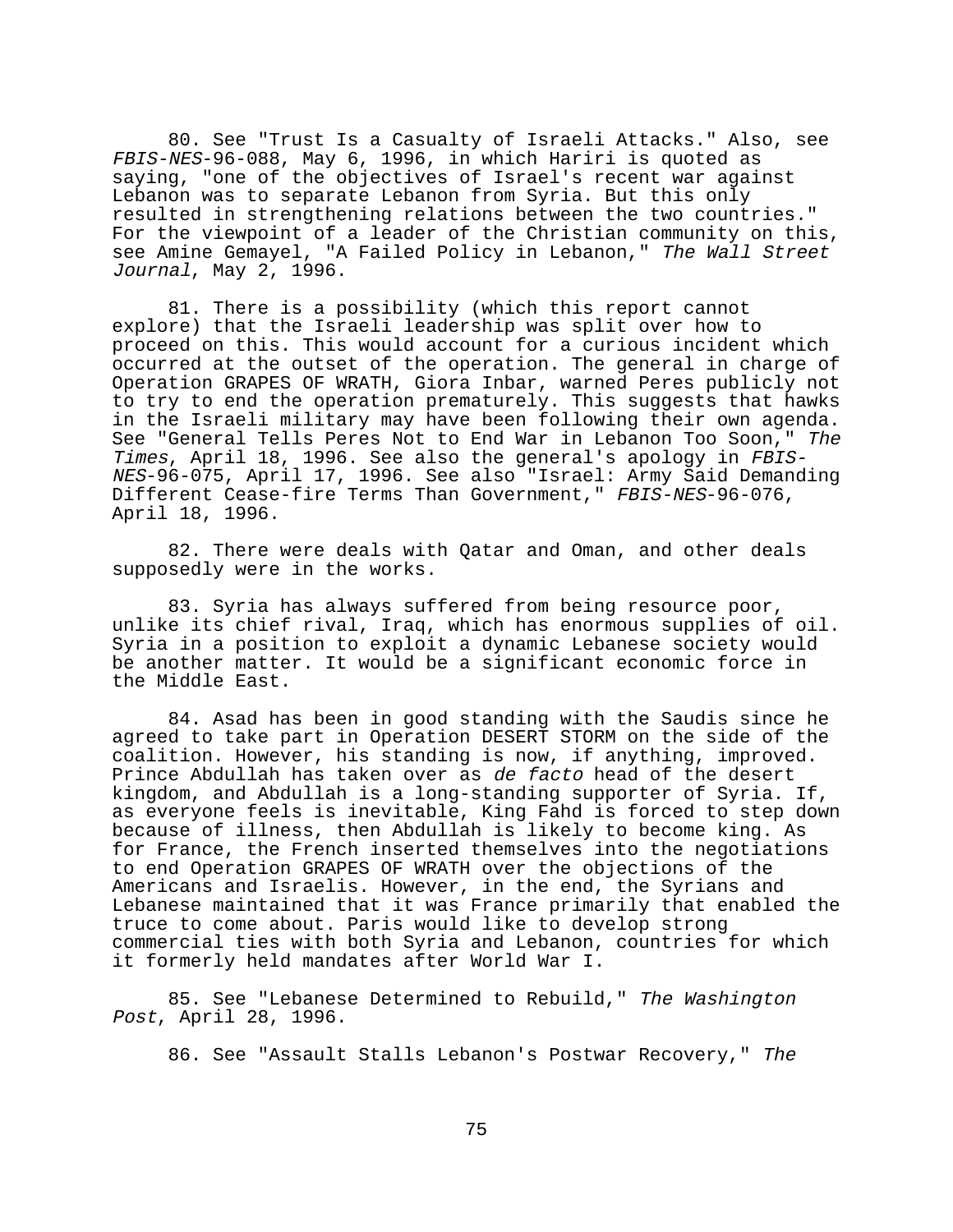80. See "Trust Is a Casualty of Israeli Attacks." Also, see *FBIS-NES*-96-088, May 6, 1996, in which Hariri is quoted as saying, "one of the objectives of Israel's recent war against Lebanon was to separate Lebanon from Syria. But this only resulted in strengthening relations between the two countries." For the viewpoint of a leader of the Christian community on this, see Amine Gemayel, "A Failed Policy in Lebanon," *The Wall Street Journal*, May 2, 1996.

81. There is a possibility (which this report cannot explore) that the Israeli leadership was split over how to proceed on this. This would account for a curious incident which occurred at the outset of the operation. The general in charge of Operation GRAPES OF WRATH, Giora Inbar, warned Peres publicly not to try to end the operation prematurely. This suggests that hawks in the Israeli military may have been following their own agenda. See "General Tells Peres Not to End War in Lebanon Too Soon," *The Times*, April 18, 1996. See also the general's apology in *FBIS-NES*-96-075, April 17, 1996. See also "Israel: Army Said Demanding Different Cease-fire Terms Than Government," *FBIS-NES*-96-076, April 18, 1996.

82. There were deals with Qatar and Oman, and other deals supposedly were in the works.

83. Syria has always suffered from being resource poor, unlike its chief rival, Iraq, which has enormous supplies of oil. Syria in a position to exploit a dynamic Lebanese society would be another matter. It would be a significant economic force in the Middle East.

84. Asad has been in good standing with the Saudis since he agreed to take part in Operation DESERT STORM on the side of the coalition. However, his standing is now, if anything, improved. Prince Abdullah has taken over as *de facto* head of the desert kingdom, and Abdullah is a long-standing supporter of Syria. If, as everyone feels is inevitable, King Fahd is forced to step down because of illness, then Abdullah is likely to become king. As for France, the French inserted themselves into the negotiations to end Operation GRAPES OF WRATH over the objections of the Americans and Israelis. However, in the end, the Syrians and Lebanese maintained that it was France primarily that enabled the truce to come about. Paris would like to develop strong commercial ties with both Syria and Lebanon, countries for which it formerly held mandates after World War I.

85. See "Lebanese Determined to Rebuild," *The Washington Post*, April 28, 1996.

86. See "Assault Stalls Lebanon's Postwar Recovery," *The*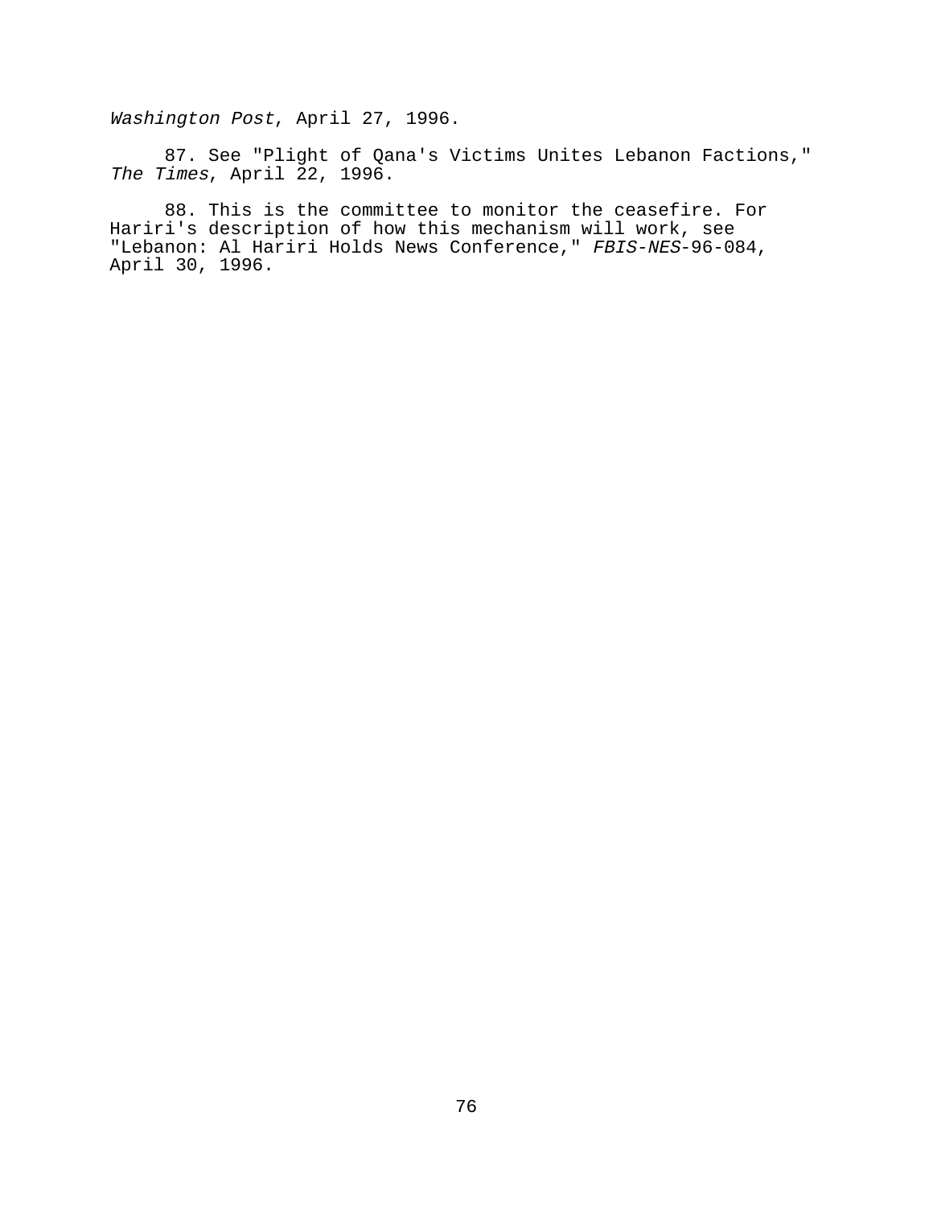*Washington Post*, April 27, 1996.

87. See "Plight of Qana's Victims Unites Lebanon Factions," *The Times*, April 22, 1996.

88. This is the committee to monitor the ceasefire. For Hariri's description of how this mechanism will work, see "Lebanon: Al Hariri Holds News Conference," *FBIS-NES*-96-084, April 30, 1996.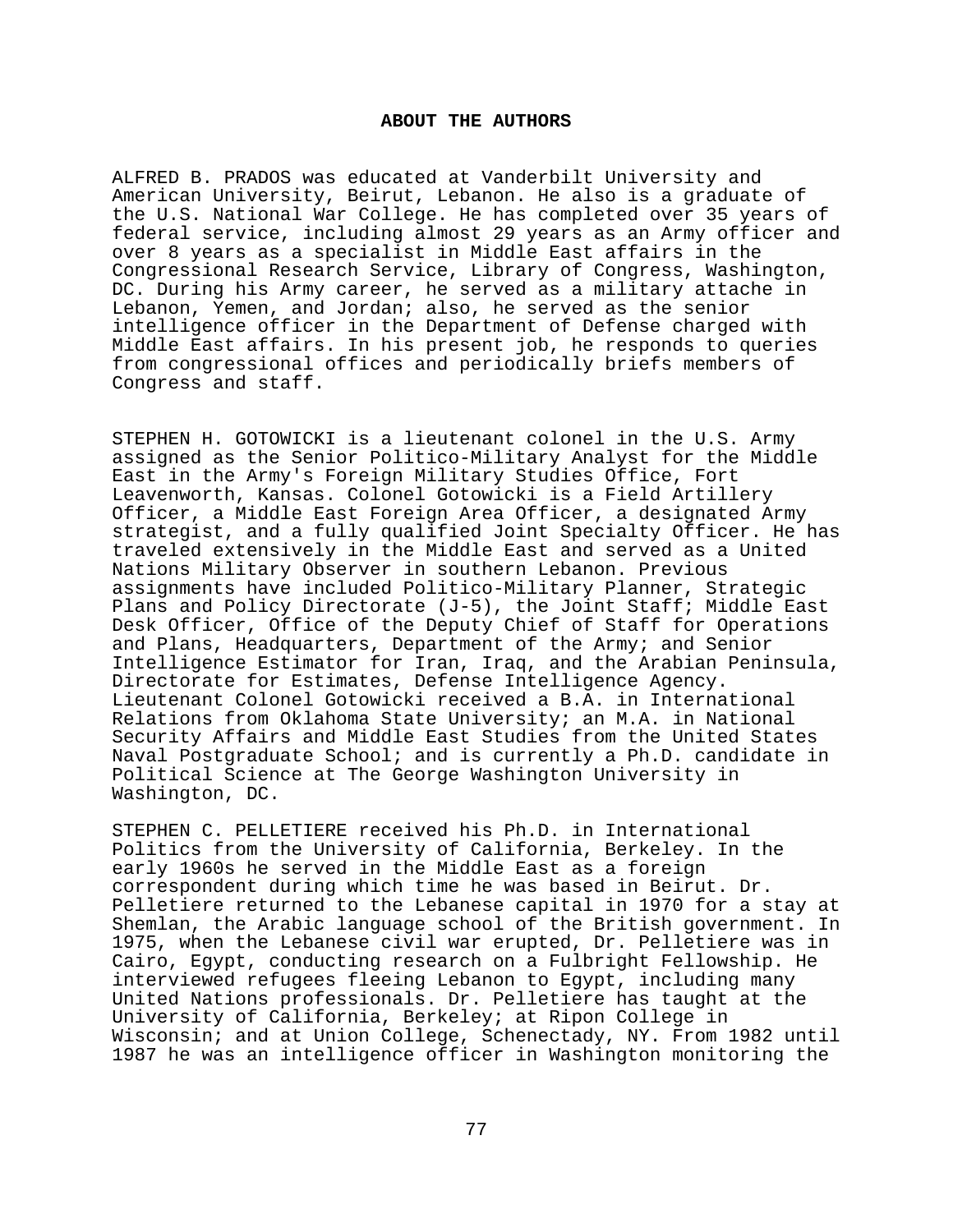## ABOUT THE AUTHORS

ALFRED B. PRADOS was educated at Vanderbilt University and American University, Beirut, Lebanon. He also is a graduate of the U.S. National War College. He has completed over 35 years of federal service, including almost 29 years as an Army officer and over 8 years as a specialist in Middle East affairs in the Congressional Research Service, Library of Congress, Washington, DC. During his Army career, he served as a military attache in Lebanon, Yemen, and Jordan; also, he served as the senior intelligence officer in the Department of Defense charged with Middle East affairs. In his present job, he responds to queries from congressional offices and periodically briefs members of Congress and staff.

STEPHEN H. GOTOWICKI is a lieutenant colonel in the U.S. Army assigned as the Senior Politico-Military Analyst for the Middle East in the Army's Foreign Military Studies Office, Fort Leavenworth, Kansas. Colonel Gotowicki is a Field Artillery Officer, a Middle East Foreign Area Officer, a designated Army strategist, and a fully qualified Joint Specialty Officer. He has traveled extensively in the Middle East and served as a United Nations Military Observer in southern Lebanon. Previous assignments have included Politico-Military Planner, Strategic Plans and Policy Directorate (J-5), the Joint Staff; Middle East Desk Officer, Office of the Deputy Chief of Staff for Operations and Plans, Headquarters, Department of the Army; and Senior Intelligence Estimator for Iran, Iraq, and the Arabian Peninsula, Directorate for Estimates, Defense Intelligence Agency. Lieutenant Colonel Gotowicki received a B.A. in International Relations from Oklahoma State University; an M.A. in National Security Affairs and Middle East Studies from the United States Naval Postgraduate School; and is currently a Ph.D. candidate in Political Science at The George Washington University in Washington, DC.

STEPHEN C. PELLETIERE received his Ph.D. in International Politics from the University of California, Berkeley. In the early 1960s he served in the Middle East as a foreign correspondent during which time he was based in Beirut. Dr. Pelletiere returned to the Lebanese capital in 1970 for a stay at Shemlan, the Arabic language school of the British government. In 1975, when the Lebanese civil war erupted, Dr. Pelletiere was in Cairo, Egypt, conducting research on a Fulbright Fellowship. He interviewed refugees fleeing Lebanon to Egypt, including many United Nations professionals. Dr. Pelletiere has taught at the University of California, Berkeley; at Ripon College in Wisconsin; and at Union College, Schenectady, NY. From 1982 until 1987 he was an intelligence officer in Washington monitoring the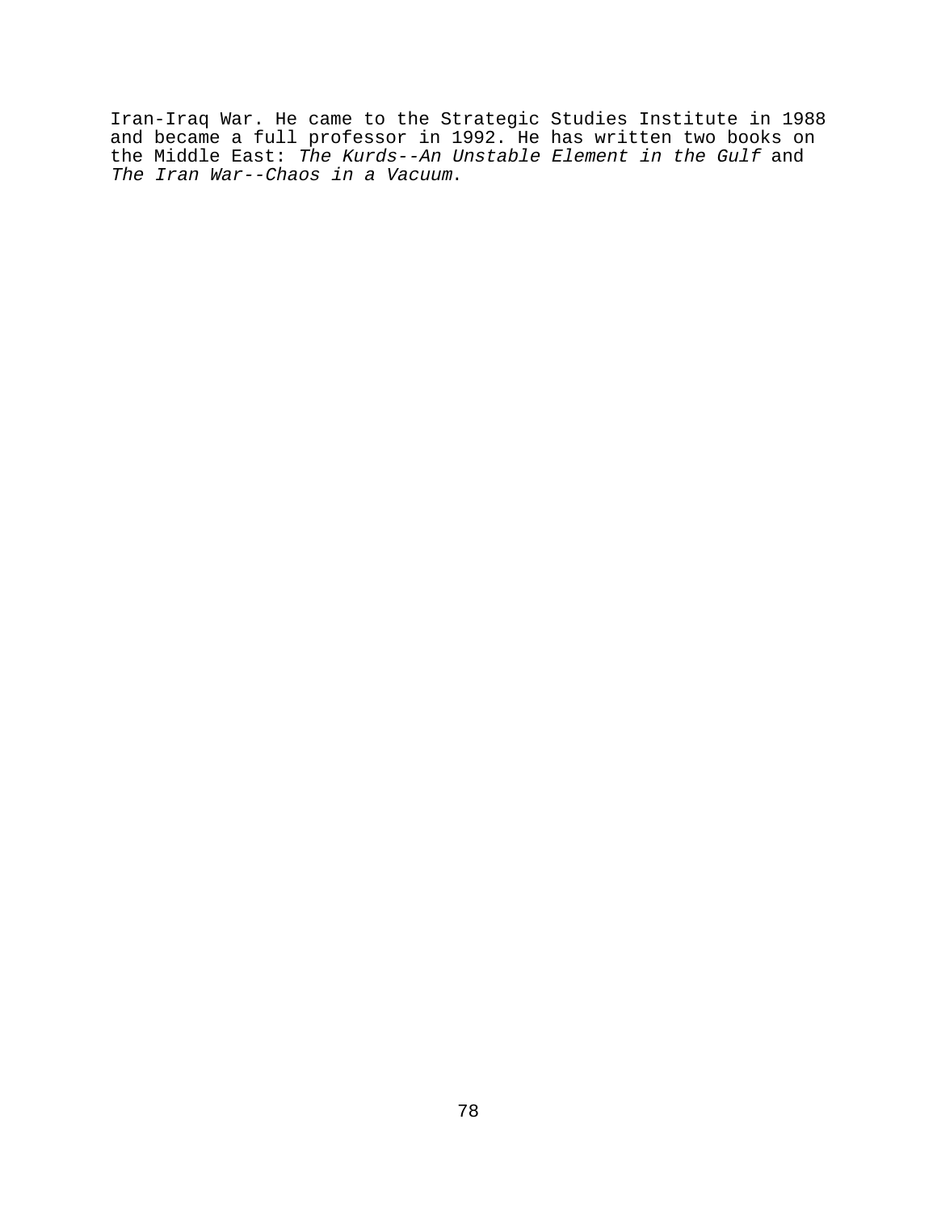Iran-Iraq War. He came to the Strategic Studies Institute in 1988 and became a full professor in 1992. He has written two books on the Middle East: *The Kurds--An Unstable Element in the Gulf* and *The Iran War--Chaos in a Vacuum*.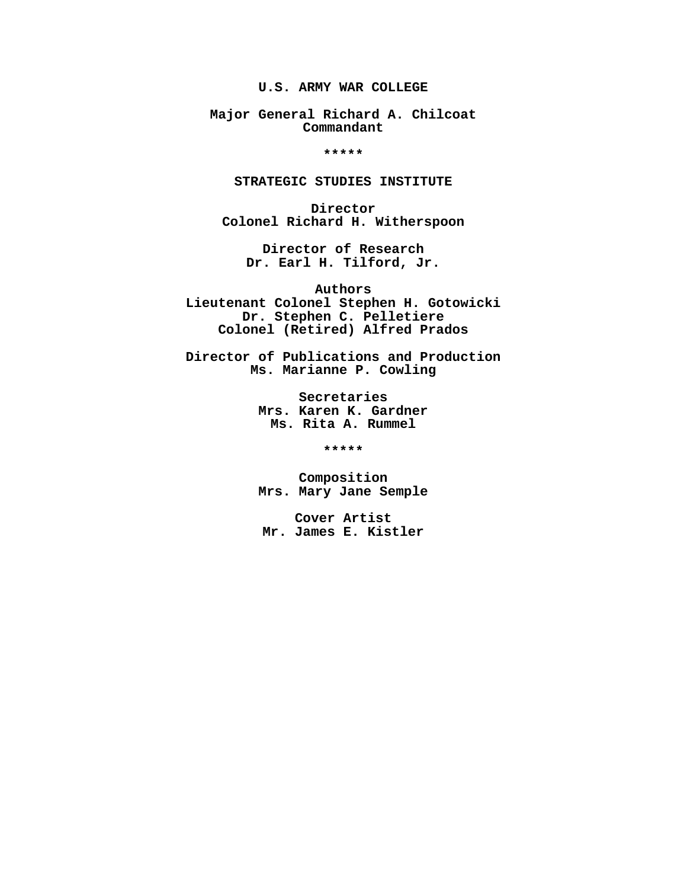**U.S. ARMY WAR COLLEGE**

**Major General Richard A. Chilcoat**
**Commandant**

**\*\*\*\*\***

**STRATEGIC STUDIES INSTITUTE**

**Director**
**Colonel Richard H. Witherspoon**

**Director of Research**
**Dr. Earl H. Tilford, Jr.**

**Authors**
**Lieutenant Colonel Stephen H. Gotowicki**
**Dr. Stephen C. Pelletiere**
**Colonel (Retired) Alfred Prados**

**Director of Publications and Production**
**Ms. Marianne P. Cowling**

**Secretaries**
**Mrs. Karen K. Gardner**
**Ms. Rita A. Rummel**

**\*\*\*\*\***

**Composition**
**Mrs. Mary Jane Semple**

**Cover Artist**
**Mr. James E. Kistler**